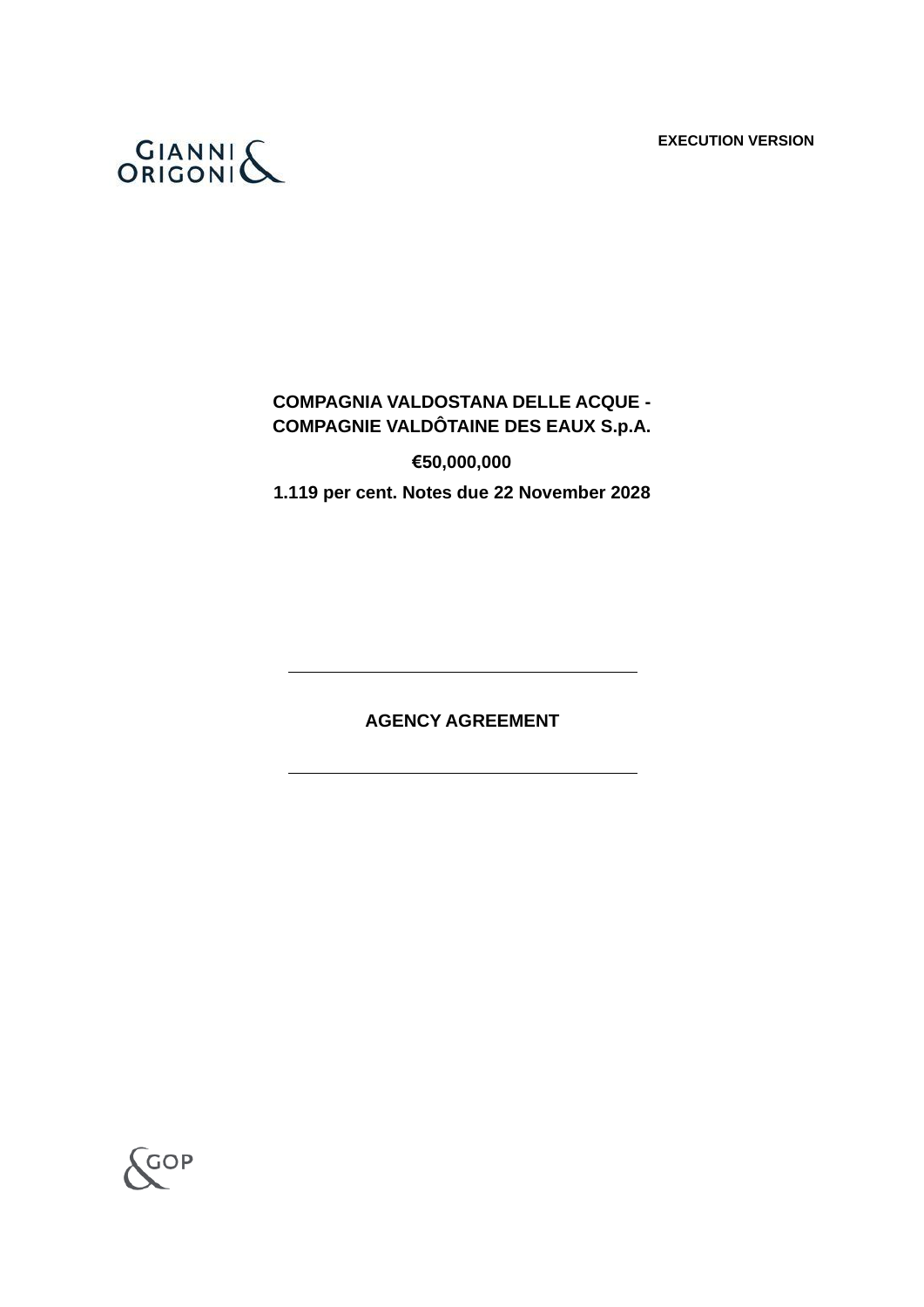**EXECUTION VERSION**

**COMPAGNIA VALDOSTANA DELLE ACQUE - COMPAGNIE VALDÔTAINE DES EAUX S.p.A.**

**€50,000,000**

**1.119 per cent. Notes due 22 November 2028**

---

# AGENCY AGREEMENT

---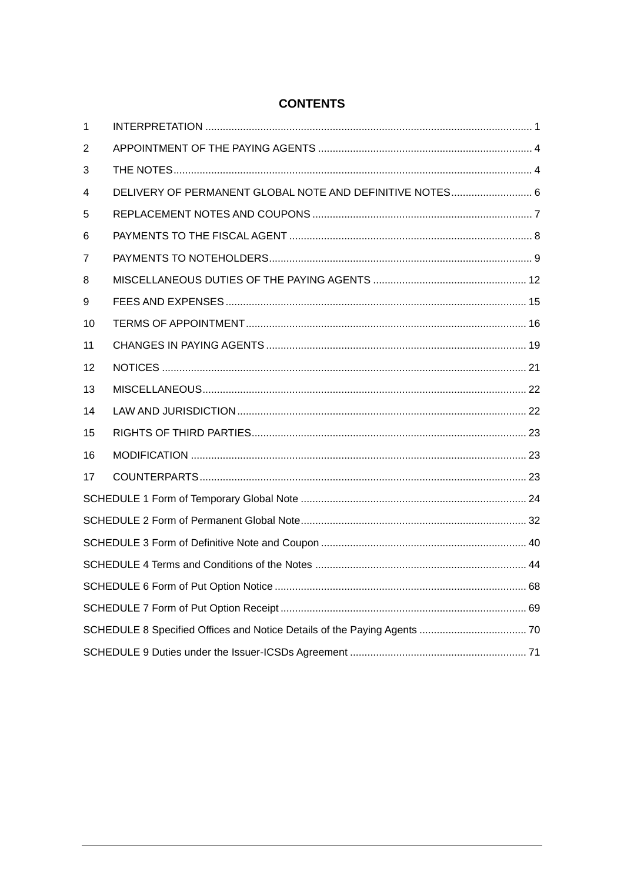# CONTENTS

| | | |
|---|---|---|
| 1 | INTERPRETATION | 1 |
| 2 | APPOINTMENT OF THE PAYING AGENTS | 4 |
| 3 | THE NOTES | 4 |
| 4 | DELIVERY OF PERMANENT GLOBAL NOTE AND DEFINITIVE NOTES | 6 |
| 5 | REPLACEMENT NOTES AND COUPONS | 7 |
| 6 | PAYMENTS TO THE FISCAL AGENT | 8 |
| 7 | PAYMENTS TO NOTEHOLDERS | 9 |
| 8 | MISCELLANEOUS DUTIES OF THE PAYING AGENTS | 12 |
| 9 | FEES AND EXPENSES | 15 |
| 10 | TERMS OF APPOINTMENT | 16 |
| 11 | CHANGES IN PAYING AGENTS | 19 |
| 12 | NOTICES | 21 |
| 13 | MISCELLANEOUS | 22 |
| 14 | LAW AND JURISDICTION | 22 |
| 15 | RIGHTS OF THIRD PARTIES | 23 |
| 16 | MODIFICATION | 23 |
| 17 | COUNTERPARTS | 23 |

SCHEDULE 1 Form of Temporary Global Note ... 24

SCHEDULE 2 Form of Permanent Global Note ... 32

SCHEDULE 3 Form of Definitive Note and Coupon ... 40

SCHEDULE 4 Terms and Conditions of the Notes ... 44

SCHEDULE 6 Form of Put Option Notice ... 68

SCHEDULE 7 Form of Put Option Receipt ... 69

SCHEDULE 8 Specified Offices and Notice Details of the Paying Agents ... 70

SCHEDULE 9 Duties under the Issuer-ICSDs Agreement ... 71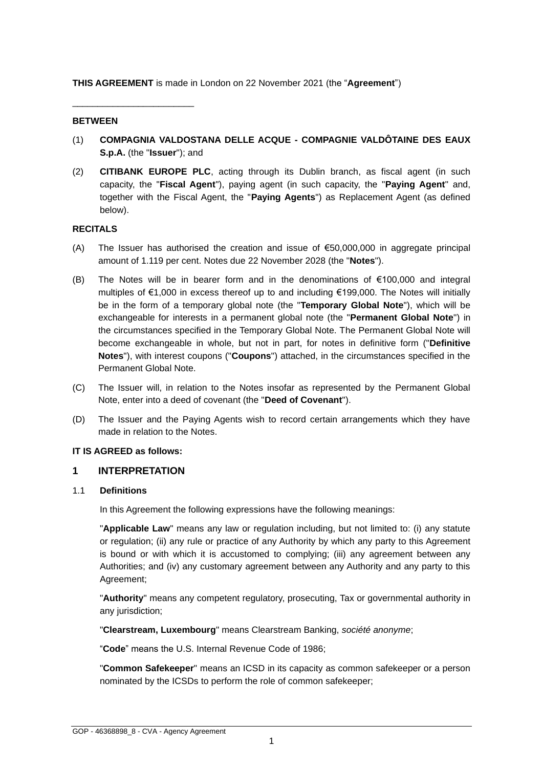**THIS AGREEMENT** is made in London on 22 November 2021 (the "**Agreement**")

________________________

**BETWEEN**

(1) **COMPAGNIA VALDOSTANA DELLE ACQUE - COMPAGNIE VALDÔTAINE DES EAUX S.p.A.** (the "**Issuer**"); and

(2) **CITIBANK EUROPE PLC**, acting through its Dublin branch, as fiscal agent (in such capacity, the "**Fiscal Agent**"), paying agent (in such capacity, the "**Paying Agent**" and, together with the Fiscal Agent, the "**Paying Agents**") as Replacement Agent (as defined below).

**RECITALS**

(A) The Issuer has authorised the creation and issue of €50,000,000 in aggregate principal amount of 1.119 per cent. Notes due 22 November 2028 (the "**Notes**").

(B) The Notes will be in bearer form and in the denominations of €100,000 and integral multiples of €1,000 in excess thereof up to and including €199,000. The Notes will initially be in the form of a temporary global note (the "**Temporary Global Note**"), which will be exchangeable for interests in a permanent global note (the "**Permanent Global Note**") in the circumstances specified in the Temporary Global Note. The Permanent Global Note will become exchangeable in whole, but not in part, for notes in definitive form ("**Definitive Notes**"), with interest coupons ("**Coupons**") attached, in the circumstances specified in the Permanent Global Note.

(C) The Issuer will, in relation to the Notes insofar as represented by the Permanent Global Note, enter into a deed of covenant (the "**Deed of Covenant**").

(D) The Issuer and the Paying Agents wish to record certain arrangements which they have made in relation to the Notes.

**IT IS AGREED as follows:**

## 1 INTERPRETATION

### 1.1 Definitions

In this Agreement the following expressions have the following meanings:

"**Applicable Law**" means any law or regulation including, but not limited to: (i) any statute or regulation; (ii) any rule or practice of any Authority by which any party to this Agreement is bound or with which it is accustomed to complying; (iii) any agreement between any Authorities; and (iv) any customary agreement between any Authority and any party to this Agreement;

"**Authority**" means any competent regulatory, prosecuting, Tax or governmental authority in any jurisdiction;

"**Clearstream, Luxembourg**" means Clearstream Banking, *société anonyme*;

"**Code**" means the U.S. Internal Revenue Code of 1986;

"**Common Safekeeper**" means an ICSD in its capacity as common safekeeper or a person nominated by the ICSDs to perform the role of common safekeeper;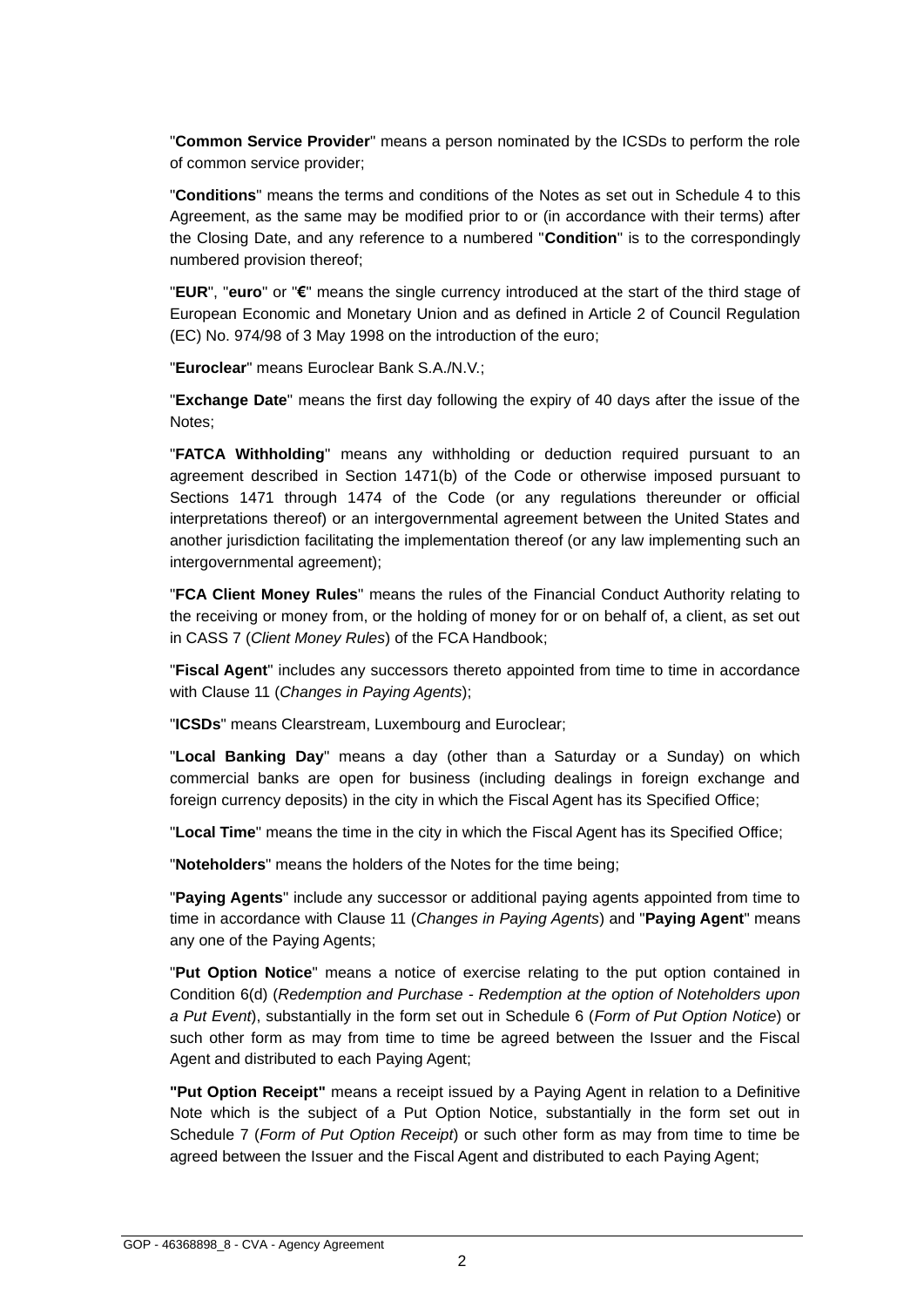"**Common Service Provider**" means a person nominated by the ICSDs to perform the role of common service provider;

"**Conditions**" means the terms and conditions of the Notes as set out in Schedule 4 to this Agreement, as the same may be modified prior to or (in accordance with their terms) after the Closing Date, and any reference to a numbered "**Condition**" is to the correspondingly numbered provision thereof;

"**EUR**", "**euro**" or "**€**" means the single currency introduced at the start of the third stage of European Economic and Monetary Union and as defined in Article 2 of Council Regulation (EC) No. 974/98 of 3 May 1998 on the introduction of the euro;

"**Euroclear**" means Euroclear Bank S.A./N.V.;

"**Exchange Date**" means the first day following the expiry of 40 days after the issue of the Notes;

"**FATCA Withholding**" means any withholding or deduction required pursuant to an agreement described in Section 1471(b) of the Code or otherwise imposed pursuant to Sections 1471 through 1474 of the Code (or any regulations thereunder or official interpretations thereof) or an intergovernmental agreement between the United States and another jurisdiction facilitating the implementation thereof (or any law implementing such an intergovernmental agreement);

"**FCA Client Money Rules**" means the rules of the Financial Conduct Authority relating to the receiving or money from, or the holding of money for or on behalf of, a client, as set out in CASS 7 (*Client Money Rules*) of the FCA Handbook;

"**Fiscal Agent**" includes any successors thereto appointed from time to time in accordance with Clause 11 (*Changes in Paying Agents*);

"**ICSDs**" means Clearstream, Luxembourg and Euroclear;

"**Local Banking Day**" means a day (other than a Saturday or a Sunday) on which commercial banks are open for business (including dealings in foreign exchange and foreign currency deposits) in the city in which the Fiscal Agent has its Specified Office;

"**Local Time**" means the time in the city in which the Fiscal Agent has its Specified Office;

"**Noteholders**" means the holders of the Notes for the time being;

"**Paying Agents**" include any successor or additional paying agents appointed from time to time in accordance with Clause 11 (*Changes in Paying Agents*) and "**Paying Agent**" means any one of the Paying Agents;

"**Put Option Notice**" means a notice of exercise relating to the put option contained in Condition 6(d) (*Redemption and Purchase - Redemption at the option of Noteholders upon a Put Event*), substantially in the form set out in Schedule 6 (*Form of Put Option Notice*) or such other form as may from time to time be agreed between the Issuer and the Fiscal Agent and distributed to each Paying Agent;

**"Put Option Receipt"** means a receipt issued by a Paying Agent in relation to a Definitive Note which is the subject of a Put Option Notice, substantially in the form set out in Schedule 7 (*Form of Put Option Receipt*) or such other form as may from time to time be agreed between the Issuer and the Fiscal Agent and distributed to each Paying Agent;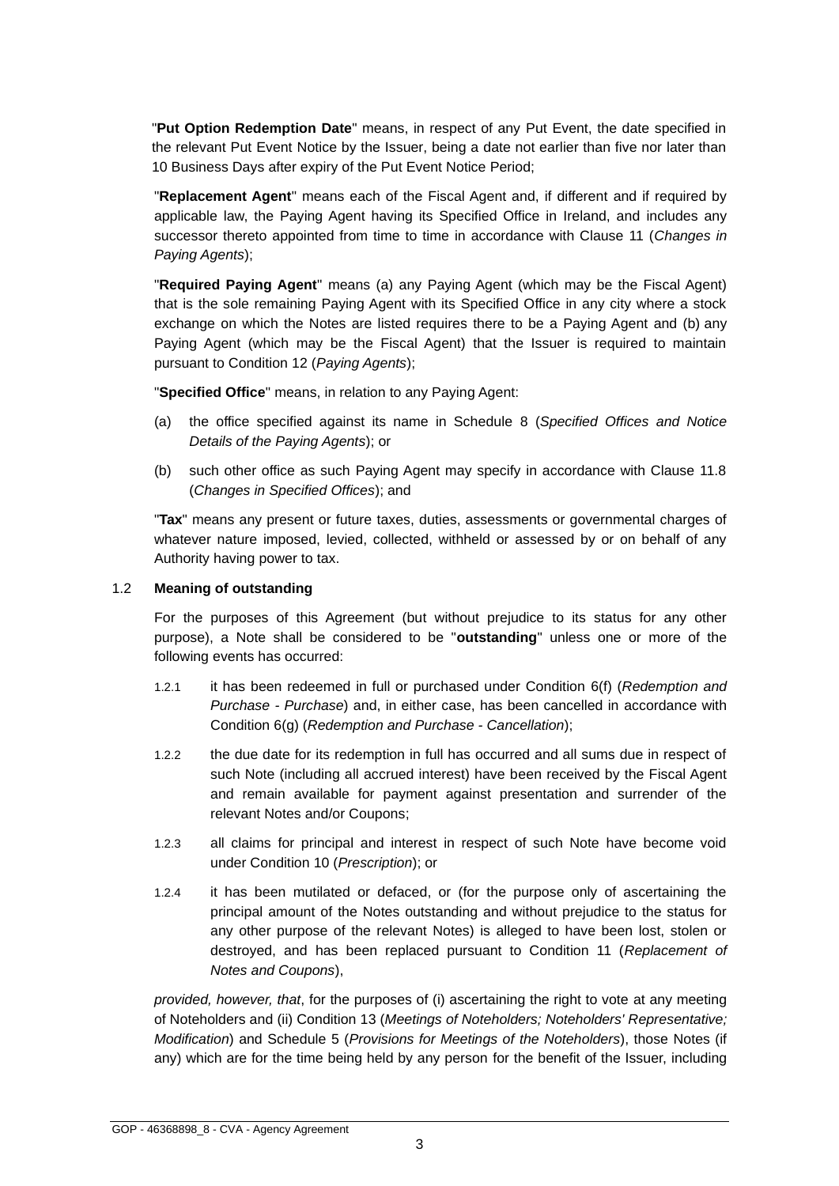"**Put Option Redemption Date**" means, in respect of any Put Event, the date specified in the relevant Put Event Notice by the Issuer, being a date not earlier than five nor later than 10 Business Days after expiry of the Put Event Notice Period;

"**Replacement Agent**" means each of the Fiscal Agent and, if different and if required by applicable law, the Paying Agent having its Specified Office in Ireland, and includes any successor thereto appointed from time to time in accordance with Clause 11 (*Changes in Paying Agents*);

"**Required Paying Agent**" means (a) any Paying Agent (which may be the Fiscal Agent) that is the sole remaining Paying Agent with its Specified Office in any city where a stock exchange on which the Notes are listed requires there to be a Paying Agent and (b) any Paying Agent (which may be the Fiscal Agent) that the Issuer is required to maintain pursuant to Condition 12 (*Paying Agents*);

"**Specified Office**" means, in relation to any Paying Agent:

(a) the office specified against its name in Schedule 8 (*Specified Offices and Notice Details of the Paying Agents*); or

(b) such other office as such Paying Agent may specify in accordance with Clause 11.8 (*Changes in Specified Offices*); and

"**Tax**" means any present or future taxes, duties, assessments or governmental charges of whatever nature imposed, levied, collected, withheld or assessed by or on behalf of any Authority having power to tax.

1.2 **Meaning of outstanding**

For the purposes of this Agreement (but without prejudice to its status for any other purpose), a Note shall be considered to be "**outstanding**" unless one or more of the following events has occurred:

1.2.1 it has been redeemed in full or purchased under Condition 6(f) (*Redemption and Purchase - Purchase*) and, in either case, has been cancelled in accordance with Condition 6(g) (*Redemption and Purchase - Cancellation*);

1.2.2 the due date for its redemption in full has occurred and all sums due in respect of such Note (including all accrued interest) have been received by the Fiscal Agent and remain available for payment against presentation and surrender of the relevant Notes and/or Coupons;

1.2.3 all claims for principal and interest in respect of such Note have become void under Condition 10 (*Prescription*); or

1.2.4 it has been mutilated or defaced, or (for the purpose only of ascertaining the principal amount of the Notes outstanding and without prejudice to the status for any other purpose of the relevant Notes) is alleged to have been lost, stolen or destroyed, and has been replaced pursuant to Condition 11 (*Replacement of Notes and Coupons*),

*provided, however, that*, for the purposes of (i) ascertaining the right to vote at any meeting of Noteholders and (ii) Condition 13 (*Meetings of Noteholders; Noteholders' Representative; Modification*) and Schedule 5 (*Provisions for Meetings of the Noteholders*), those Notes (if any) which are for the time being held by any person for the benefit of the Issuer, including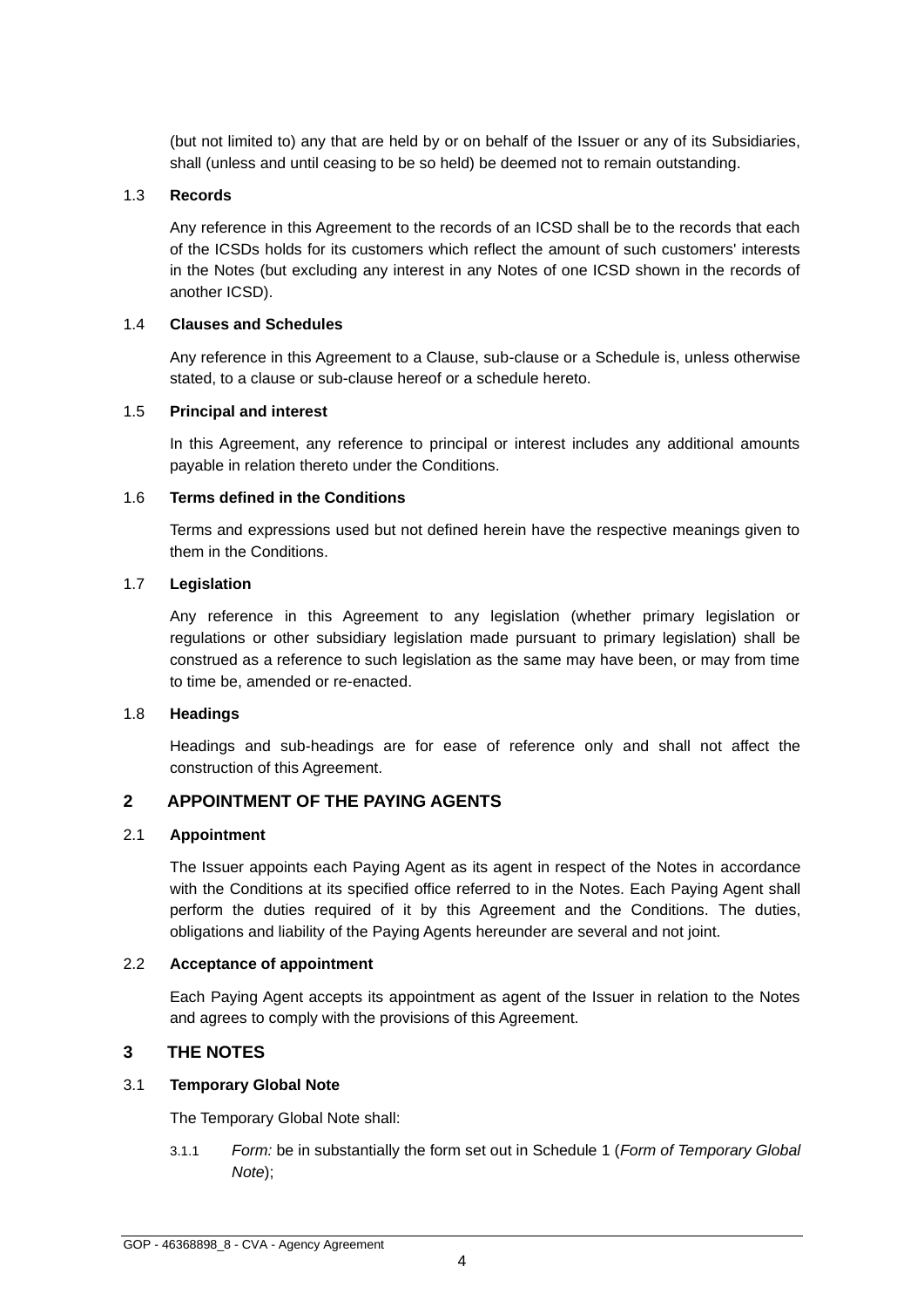(but not limited to) any that are held by or on behalf of the Issuer or any of its Subsidiaries, shall (unless and until ceasing to be so held) be deemed not to remain outstanding.

1.3 **Records**

Any reference in this Agreement to the records of an ICSD shall be to the records that each of the ICSDs holds for its customers which reflect the amount of such customers' interests in the Notes (but excluding any interest in any Notes of one ICSD shown in the records of another ICSD).

1.4 **Clauses and Schedules**

Any reference in this Agreement to a Clause, sub-clause or a Schedule is, unless otherwise stated, to a clause or sub-clause hereof or a schedule hereto.

1.5 **Principal and interest**

In this Agreement, any reference to principal or interest includes any additional amounts payable in relation thereto under the Conditions.

1.6 **Terms defined in the Conditions**

Terms and expressions used but not defined herein have the respective meanings given to them in the Conditions.

1.7 **Legislation**

Any reference in this Agreement to any legislation (whether primary legislation or regulations or other subsidiary legislation made pursuant to primary legislation) shall be construed as a reference to such legislation as the same may have been, or may from time to time be, amended or re-enacted.

1.8 **Headings**

Headings and sub-headings are for ease of reference only and shall not affect the construction of this Agreement.

## 2 APPOINTMENT OF THE PAYING AGENTS

2.1 **Appointment**

The Issuer appoints each Paying Agent as its agent in respect of the Notes in accordance with the Conditions at its specified office referred to in the Notes. Each Paying Agent shall perform the duties required of it by this Agreement and the Conditions. The duties, obligations and liability of the Paying Agents hereunder are several and not joint.

2.2 **Acceptance of appointment**

Each Paying Agent accepts its appointment as agent of the Issuer in relation to the Notes and agrees to comply with the provisions of this Agreement.

## 3 THE NOTES

3.1 **Temporary Global Note**

The Temporary Global Note shall:

3.1.1 *Form:* be in substantially the form set out in Schedule 1 (*Form of Temporary Global Note*);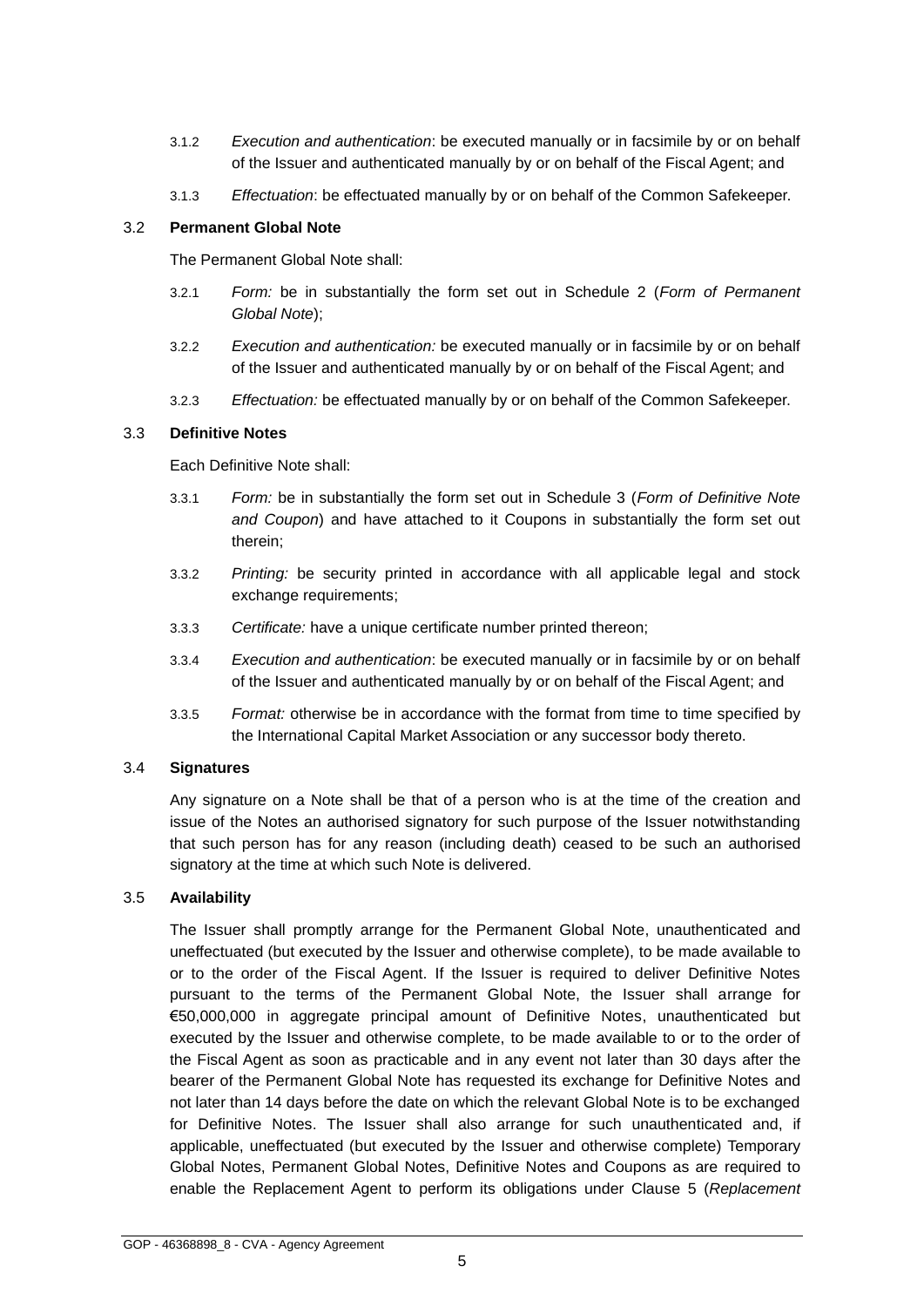3.1.2 *Execution and authentication*: be executed manually or in facsimile by or on behalf of the Issuer and authenticated manually by or on behalf of the Fiscal Agent; and

3.1.3 *Effectuation*: be effectuated manually by or on behalf of the Common Safekeeper.

### 3.2 Permanent Global Note

The Permanent Global Note shall:

3.2.1 *Form:* be in substantially the form set out in Schedule 2 (*Form of Permanent Global Note*);

3.2.2 *Execution and authentication:* be executed manually or in facsimile by or on behalf of the Issuer and authenticated manually by or on behalf of the Fiscal Agent; and

3.2.3 *Effectuation:* be effectuated manually by or on behalf of the Common Safekeeper.

### 3.3 Definitive Notes

Each Definitive Note shall:

3.3.1 *Form:* be in substantially the form set out in Schedule 3 (*Form of Definitive Note and Coupon*) and have attached to it Coupons in substantially the form set out therein;

3.3.2 *Printing:* be security printed in accordance with all applicable legal and stock exchange requirements;

3.3.3 *Certificate:* have a unique certificate number printed thereon;

3.3.4 *Execution and authentication*: be executed manually or in facsimile by or on behalf of the Issuer and authenticated manually by or on behalf of the Fiscal Agent; and

3.3.5 *Format:* otherwise be in accordance with the format from time to time specified by the International Capital Market Association or any successor body thereto.

### 3.4 Signatures

Any signature on a Note shall be that of a person who is at the time of the creation and issue of the Notes an authorised signatory for such purpose of the Issuer notwithstanding that such person has for any reason (including death) ceased to be such an authorised signatory at the time at which such Note is delivered.

### 3.5 Availability

The Issuer shall promptly arrange for the Permanent Global Note, unauthenticated and uneffectuated (but executed by the Issuer and otherwise complete), to be made available to or to the order of the Fiscal Agent. If the Issuer is required to deliver Definitive Notes pursuant to the terms of the Permanent Global Note, the Issuer shall arrange for €50,000,000 in aggregate principal amount of Definitive Notes, unauthenticated but executed by the Issuer and otherwise complete, to be made available to or to the order of the Fiscal Agent as soon as practicable and in any event not later than 30 days after the bearer of the Permanent Global Note has requested its exchange for Definitive Notes and not later than 14 days before the date on which the relevant Global Note is to be exchanged for Definitive Notes. The Issuer shall also arrange for such unauthenticated and, if applicable, uneffectuated (but executed by the Issuer and otherwise complete) Temporary Global Notes, Permanent Global Notes, Definitive Notes and Coupons as are required to enable the Replacement Agent to perform its obligations under Clause 5 (*Replacement*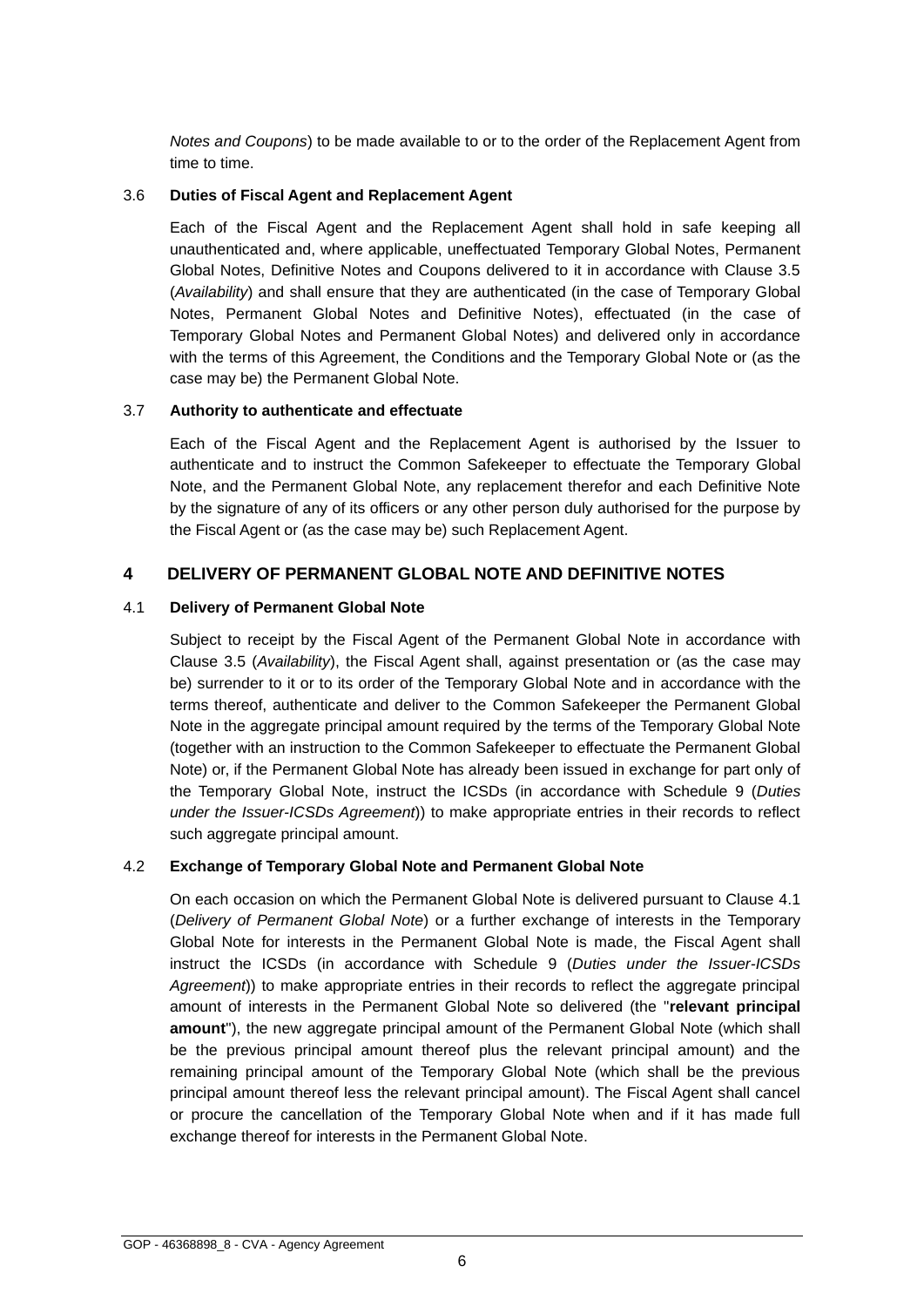*Notes and Coupons*) to be made available to or to the order of the Replacement Agent from time to time.

3.6 **Duties of Fiscal Agent and Replacement Agent**

Each of the Fiscal Agent and the Replacement Agent shall hold in safe keeping all unauthenticated and, where applicable, uneffectuated Temporary Global Notes, Permanent Global Notes, Definitive Notes and Coupons delivered to it in accordance with Clause 3.5 (*Availability*) and shall ensure that they are authenticated (in the case of Temporary Global Notes, Permanent Global Notes and Definitive Notes), effectuated (in the case of Temporary Global Notes and Permanent Global Notes) and delivered only in accordance with the terms of this Agreement, the Conditions and the Temporary Global Note or (as the case may be) the Permanent Global Note.

3.7 **Authority to authenticate and effectuate**

Each of the Fiscal Agent and the Replacement Agent is authorised by the Issuer to authenticate and to instruct the Common Safekeeper to effectuate the Temporary Global Note, and the Permanent Global Note, any replacement therefor and each Definitive Note by the signature of any of its officers or any other person duly authorised for the purpose by the Fiscal Agent or (as the case may be) such Replacement Agent.

## 4 DELIVERY OF PERMANENT GLOBAL NOTE AND DEFINITIVE NOTES

4.1 **Delivery of Permanent Global Note**

Subject to receipt by the Fiscal Agent of the Permanent Global Note in accordance with Clause 3.5 (*Availability*), the Fiscal Agent shall, against presentation or (as the case may be) surrender to it or to its order of the Temporary Global Note and in accordance with the terms thereof, authenticate and deliver to the Common Safekeeper the Permanent Global Note in the aggregate principal amount required by the terms of the Temporary Global Note (together with an instruction to the Common Safekeeper to effectuate the Permanent Global Note) or, if the Permanent Global Note has already been issued in exchange for part only of the Temporary Global Note, instruct the ICSDs (in accordance with Schedule 9 (*Duties under the Issuer-ICSDs Agreement*)) to make appropriate entries in their records to reflect such aggregate principal amount.

4.2 **Exchange of Temporary Global Note and Permanent Global Note**

On each occasion on which the Permanent Global Note is delivered pursuant to Clause 4.1 (*Delivery of Permanent Global Note*) or a further exchange of interests in the Temporary Global Note for interests in the Permanent Global Note is made, the Fiscal Agent shall instruct the ICSDs (in accordance with Schedule 9 (*Duties under the Issuer-ICSDs Agreement*)) to make appropriate entries in their records to reflect the aggregate principal amount of interests in the Permanent Global Note so delivered (the "**relevant principal amount**"), the new aggregate principal amount of the Permanent Global Note (which shall be the previous principal amount thereof plus the relevant principal amount) and the remaining principal amount of the Temporary Global Note (which shall be the previous principal amount thereof less the relevant principal amount). The Fiscal Agent shall cancel or procure the cancellation of the Temporary Global Note when and if it has made full exchange thereof for interests in the Permanent Global Note.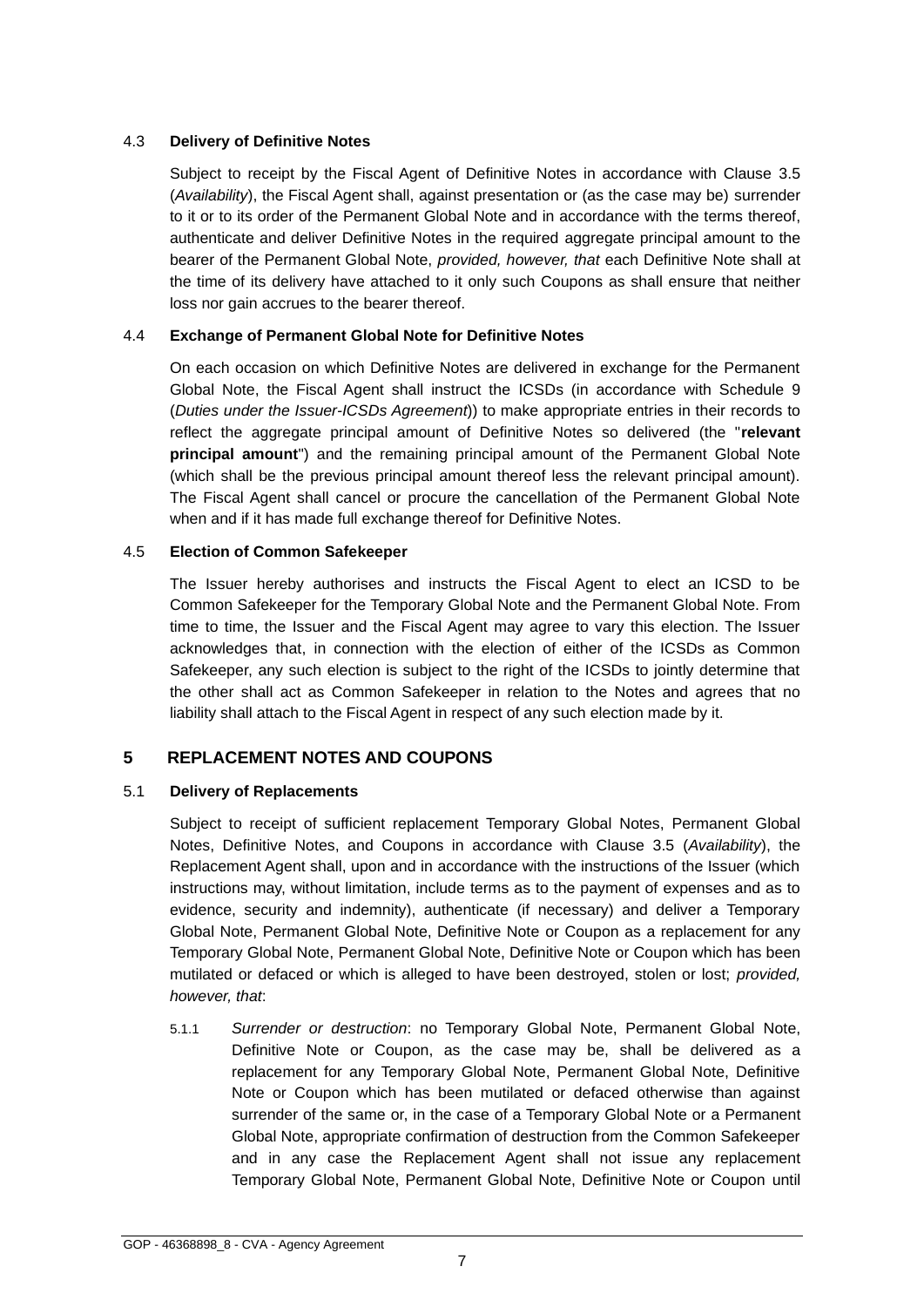### 4.3 Delivery of Definitive Notes

Subject to receipt by the Fiscal Agent of Definitive Notes in accordance with Clause 3.5 (*Availability*), the Fiscal Agent shall, against presentation or (as the case may be) surrender to it or to its order of the Permanent Global Note and in accordance with the terms thereof, authenticate and deliver Definitive Notes in the required aggregate principal amount to the bearer of the Permanent Global Note, *provided, however, that* each Definitive Note shall at the time of its delivery have attached to it only such Coupons as shall ensure that neither loss nor gain accrues to the bearer thereof.

### 4.4 Exchange of Permanent Global Note for Definitive Notes

On each occasion on which Definitive Notes are delivered in exchange for the Permanent Global Note, the Fiscal Agent shall instruct the ICSDs (in accordance with Schedule 9 (*Duties under the Issuer-ICSDs Agreement*)) to make appropriate entries in their records to reflect the aggregate principal amount of Definitive Notes so delivered (the "**relevant principal amount**") and the remaining principal amount of the Permanent Global Note (which shall be the previous principal amount thereof less the relevant principal amount). The Fiscal Agent shall cancel or procure the cancellation of the Permanent Global Note when and if it has made full exchange thereof for Definitive Notes.

### 4.5 Election of Common Safekeeper

The Issuer hereby authorises and instructs the Fiscal Agent to elect an ICSD to be Common Safekeeper for the Temporary Global Note and the Permanent Global Note. From time to time, the Issuer and the Fiscal Agent may agree to vary this election. The Issuer acknowledges that, in connection with the election of either of the ICSDs as Common Safekeeper, any such election is subject to the right of the ICSDs to jointly determine that the other shall act as Common Safekeeper in relation to the Notes and agrees that no liability shall attach to the Fiscal Agent in respect of any such election made by it.

## 5 REPLACEMENT NOTES AND COUPONS

### 5.1 Delivery of Replacements

Subject to receipt of sufficient replacement Temporary Global Notes, Permanent Global Notes, Definitive Notes, and Coupons in accordance with Clause 3.5 (*Availability*), the Replacement Agent shall, upon and in accordance with the instructions of the Issuer (which instructions may, without limitation, include terms as to the payment of expenses and as to evidence, security and indemnity), authenticate (if necessary) and deliver a Temporary Global Note, Permanent Global Note, Definitive Note or Coupon as a replacement for any Temporary Global Note, Permanent Global Note, Definitive Note or Coupon which has been mutilated or defaced or which is alleged to have been destroyed, stolen or lost; *provided, however, that*:

5.1.1 *Surrender or destruction*: no Temporary Global Note, Permanent Global Note, Definitive Note or Coupon, as the case may be, shall be delivered as a replacement for any Temporary Global Note, Permanent Global Note, Definitive Note or Coupon which has been mutilated or defaced otherwise than against surrender of the same or, in the case of a Temporary Global Note or a Permanent Global Note, appropriate confirmation of destruction from the Common Safekeeper and in any case the Replacement Agent shall not issue any replacement Temporary Global Note, Permanent Global Note, Definitive Note or Coupon until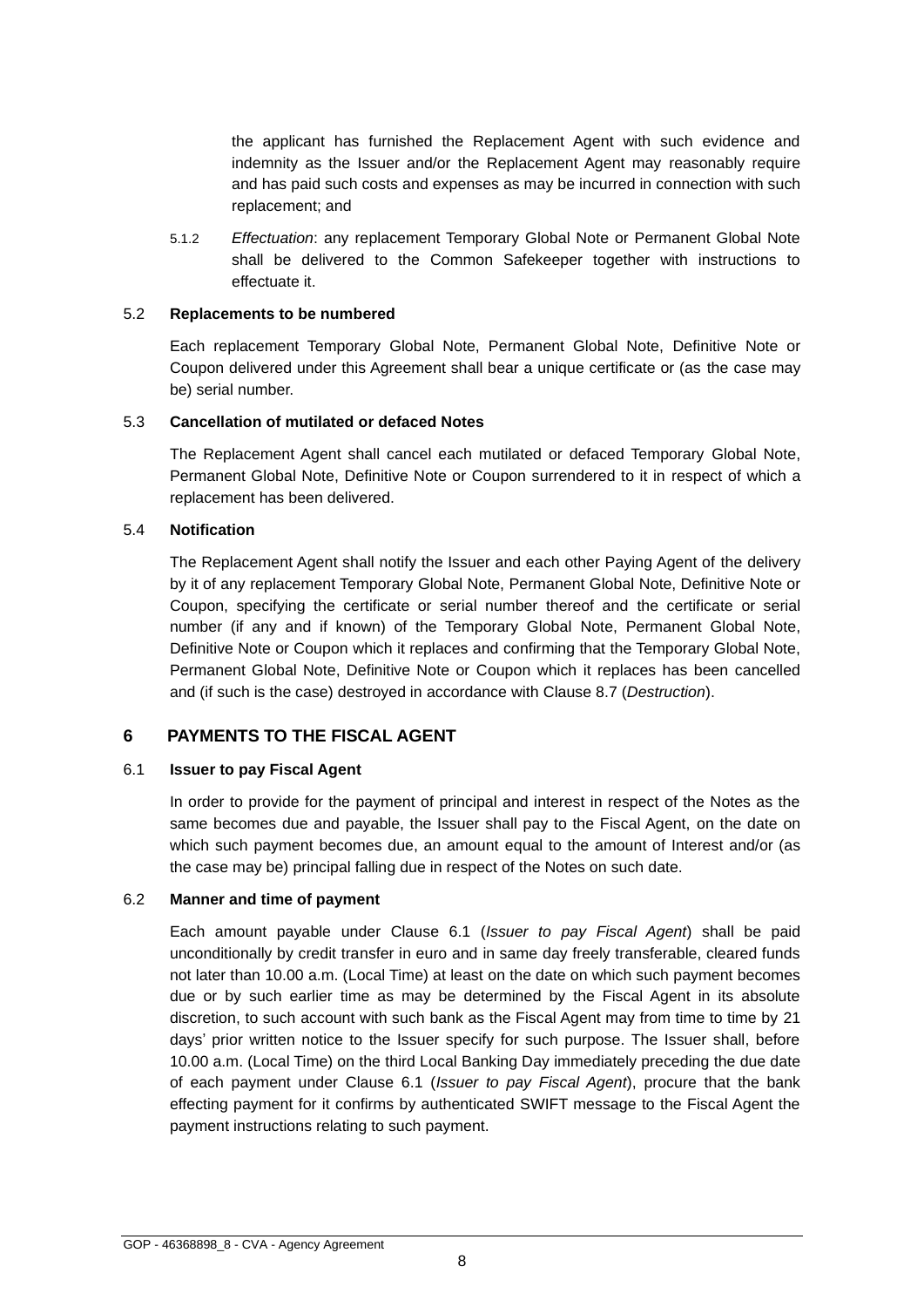the applicant has furnished the Replacement Agent with such evidence and indemnity as the Issuer and/or the Replacement Agent may reasonably require and has paid such costs and expenses as may be incurred in connection with such replacement; and

5.1.2 *Effectuation*: any replacement Temporary Global Note or Permanent Global Note shall be delivered to the Common Safekeeper together with instructions to effectuate it.

### 5.2 Replacements to be numbered

Each replacement Temporary Global Note, Permanent Global Note, Definitive Note or Coupon delivered under this Agreement shall bear a unique certificate or (as the case may be) serial number.

### 5.3 Cancellation of mutilated or defaced Notes

The Replacement Agent shall cancel each mutilated or defaced Temporary Global Note, Permanent Global Note, Definitive Note or Coupon surrendered to it in respect of which a replacement has been delivered.

### 5.4 Notification

The Replacement Agent shall notify the Issuer and each other Paying Agent of the delivery by it of any replacement Temporary Global Note, Permanent Global Note, Definitive Note or Coupon, specifying the certificate or serial number thereof and the certificate or serial number (if any and if known) of the Temporary Global Note, Permanent Global Note, Definitive Note or Coupon which it replaces and confirming that the Temporary Global Note, Permanent Global Note, Definitive Note or Coupon which it replaces has been cancelled and (if such is the case) destroyed in accordance with Clause 8.7 (*Destruction*).

## 6 PAYMENTS TO THE FISCAL AGENT

### 6.1 Issuer to pay Fiscal Agent

In order to provide for the payment of principal and interest in respect of the Notes as the same becomes due and payable, the Issuer shall pay to the Fiscal Agent, on the date on which such payment becomes due, an amount equal to the amount of Interest and/or (as the case may be) principal falling due in respect of the Notes on such date.

### 6.2 Manner and time of payment

Each amount payable under Clause 6.1 (*Issuer to pay Fiscal Agent*) shall be paid unconditionally by credit transfer in euro and in same day freely transferable, cleared funds not later than 10.00 a.m. (Local Time) at least on the date on which such payment becomes due or by such earlier time as may be determined by the Fiscal Agent in its absolute discretion, to such account with such bank as the Fiscal Agent may from time to time by 21 days' prior written notice to the Issuer specify for such purpose. The Issuer shall, before 10.00 a.m. (Local Time) on the third Local Banking Day immediately preceding the due date of each payment under Clause 6.1 (*Issuer to pay Fiscal Agent*), procure that the bank effecting payment for it confirms by authenticated SWIFT message to the Fiscal Agent the payment instructions relating to such payment.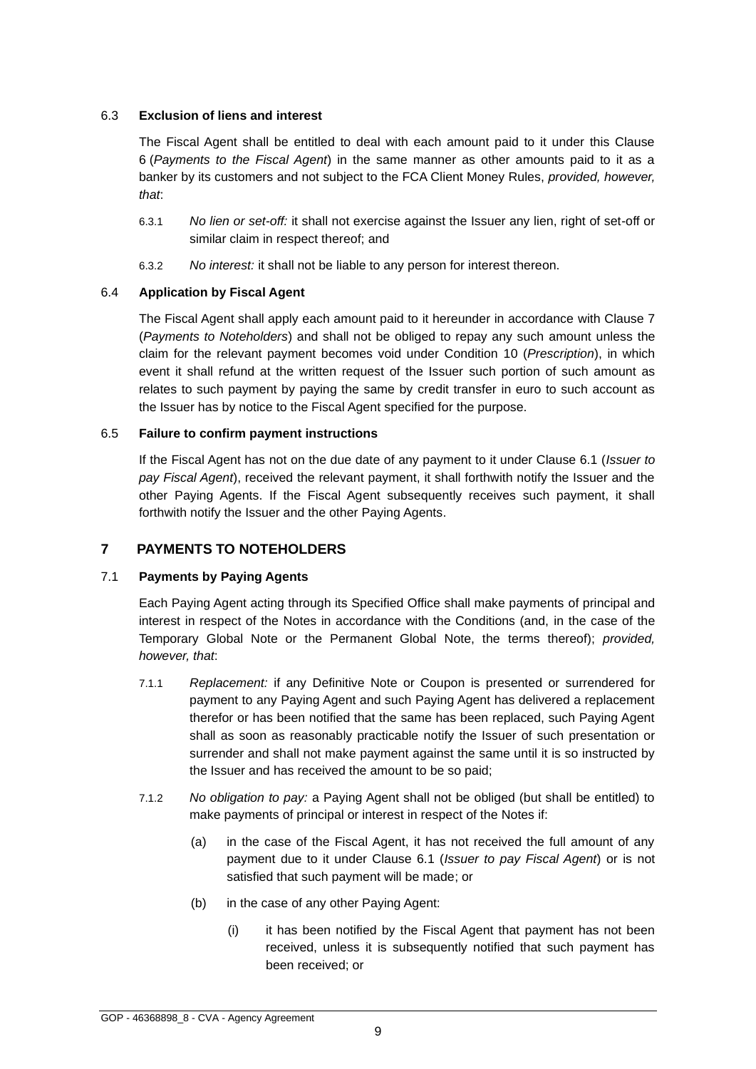6.3 **Exclusion of liens and interest**

The Fiscal Agent shall be entitled to deal with each amount paid to it under this Clause 6 (*Payments to the Fiscal Agent*) in the same manner as other amounts paid to it as a banker by its customers and not subject to the FCA Client Money Rules, *provided, however, that*:

6.3.1 *No lien or set-off:* it shall not exercise against the Issuer any lien, right of set-off or similar claim in respect thereof; and

6.3.2 *No interest:* it shall not be liable to any person for interest thereon.

6.4 **Application by Fiscal Agent**

The Fiscal Agent shall apply each amount paid to it hereunder in accordance with Clause 7 (*Payments to Noteholders*) and shall not be obliged to repay any such amount unless the claim for the relevant payment becomes void under Condition 10 (*Prescription*), in which event it shall refund at the written request of the Issuer such portion of such amount as relates to such payment by paying the same by credit transfer in euro to such account as the Issuer has by notice to the Fiscal Agent specified for the purpose.

6.5 **Failure to confirm payment instructions**

If the Fiscal Agent has not on the due date of any payment to it under Clause 6.1 (*Issuer to pay Fiscal Agent*), received the relevant payment, it shall forthwith notify the Issuer and the other Paying Agents. If the Fiscal Agent subsequently receives such payment, it shall forthwith notify the Issuer and the other Paying Agents.

## 7 PAYMENTS TO NOTEHOLDERS

7.1 **Payments by Paying Agents**

Each Paying Agent acting through its Specified Office shall make payments of principal and interest in respect of the Notes in accordance with the Conditions (and, in the case of the Temporary Global Note or the Permanent Global Note, the terms thereof); *provided, however, that*:

7.1.1 *Replacement:* if any Definitive Note or Coupon is presented or surrendered for payment to any Paying Agent and such Paying Agent has delivered a replacement therefor or has been notified that the same has been replaced, such Paying Agent shall as soon as reasonably practicable notify the Issuer of such presentation or surrender and shall not make payment against the same until it is so instructed by the Issuer and has received the amount to be so paid;

7.1.2 *No obligation to pay:* a Paying Agent shall not be obliged (but shall be entitled) to make payments of principal or interest in respect of the Notes if:

(a) in the case of the Fiscal Agent, it has not received the full amount of any payment due to it under Clause 6.1 (*Issuer to pay Fiscal Agent*) or is not satisfied that such payment will be made; or

(b) in the case of any other Paying Agent:

(i) it has been notified by the Fiscal Agent that payment has not been received, unless it is subsequently notified that such payment has been received; or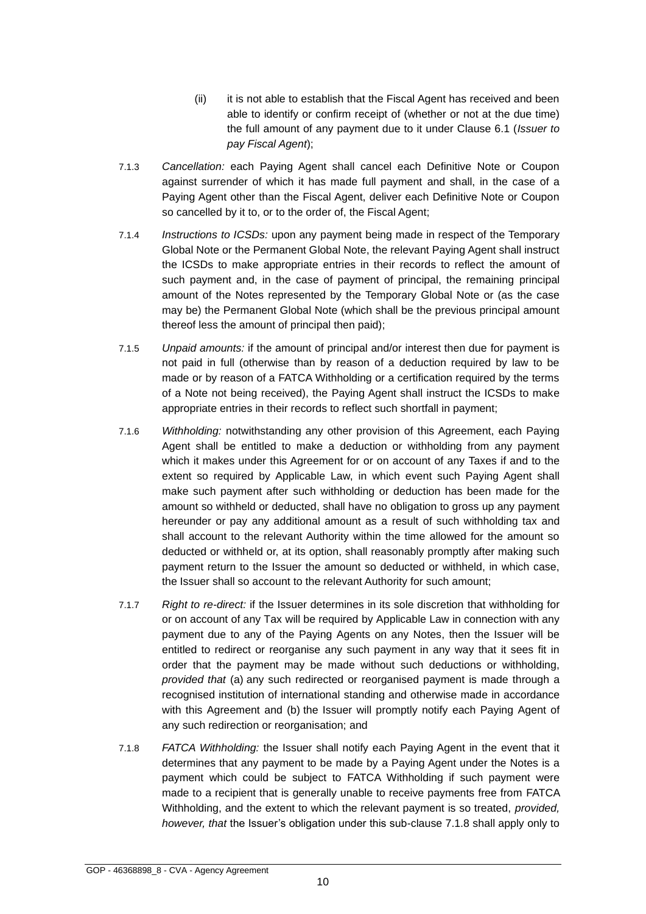(ii) it is not able to establish that the Fiscal Agent has received and been able to identify or confirm receipt of (whether or not at the due time) the full amount of any payment due to it under Clause 6.1 (*Issuer to pay Fiscal Agent*);

7.1.3 *Cancellation:* each Paying Agent shall cancel each Definitive Note or Coupon against surrender of which it has made full payment and shall, in the case of a Paying Agent other than the Fiscal Agent, deliver each Definitive Note or Coupon so cancelled by it to, or to the order of, the Fiscal Agent;

7.1.4 *Instructions to ICSDs:* upon any payment being made in respect of the Temporary Global Note or the Permanent Global Note, the relevant Paying Agent shall instruct the ICSDs to make appropriate entries in their records to reflect the amount of such payment and, in the case of payment of principal, the remaining principal amount of the Notes represented by the Temporary Global Note or (as the case may be) the Permanent Global Note (which shall be the previous principal amount thereof less the amount of principal then paid);

7.1.5 *Unpaid amounts:* if the amount of principal and/or interest then due for payment is not paid in full (otherwise than by reason of a deduction required by law to be made or by reason of a FATCA Withholding or a certification required by the terms of a Note not being received), the Paying Agent shall instruct the ICSDs to make appropriate entries in their records to reflect such shortfall in payment;

7.1.6 *Withholding:* notwithstanding any other provision of this Agreement, each Paying Agent shall be entitled to make a deduction or withholding from any payment which it makes under this Agreement for or on account of any Taxes if and to the extent so required by Applicable Law, in which event such Paying Agent shall make such payment after such withholding or deduction has been made for the amount so withheld or deducted, shall have no obligation to gross up any payment hereunder or pay any additional amount as a result of such withholding tax and shall account to the relevant Authority within the time allowed for the amount so deducted or withheld or, at its option, shall reasonably promptly after making such payment return to the Issuer the amount so deducted or withheld, in which case, the Issuer shall so account to the relevant Authority for such amount;

7.1.7 *Right to re-direct:* if the Issuer determines in its sole discretion that withholding for or on account of any Tax will be required by Applicable Law in connection with any payment due to any of the Paying Agents on any Notes, then the Issuer will be entitled to redirect or reorganise any such payment in any way that it sees fit in order that the payment may be made without such deductions or withholding, *provided that* (a) any such redirected or reorganised payment is made through a recognised institution of international standing and otherwise made in accordance with this Agreement and (b) the Issuer will promptly notify each Paying Agent of any such redirection or reorganisation; and

7.1.8 *FATCA Withholding:* the Issuer shall notify each Paying Agent in the event that it determines that any payment to be made by a Paying Agent under the Notes is a payment which could be subject to FATCA Withholding if such payment were made to a recipient that is generally unable to receive payments free from FATCA Withholding, and the extent to which the relevant payment is so treated, *provided, however, that* the Issuer's obligation under this sub-clause 7.1.8 shall apply only to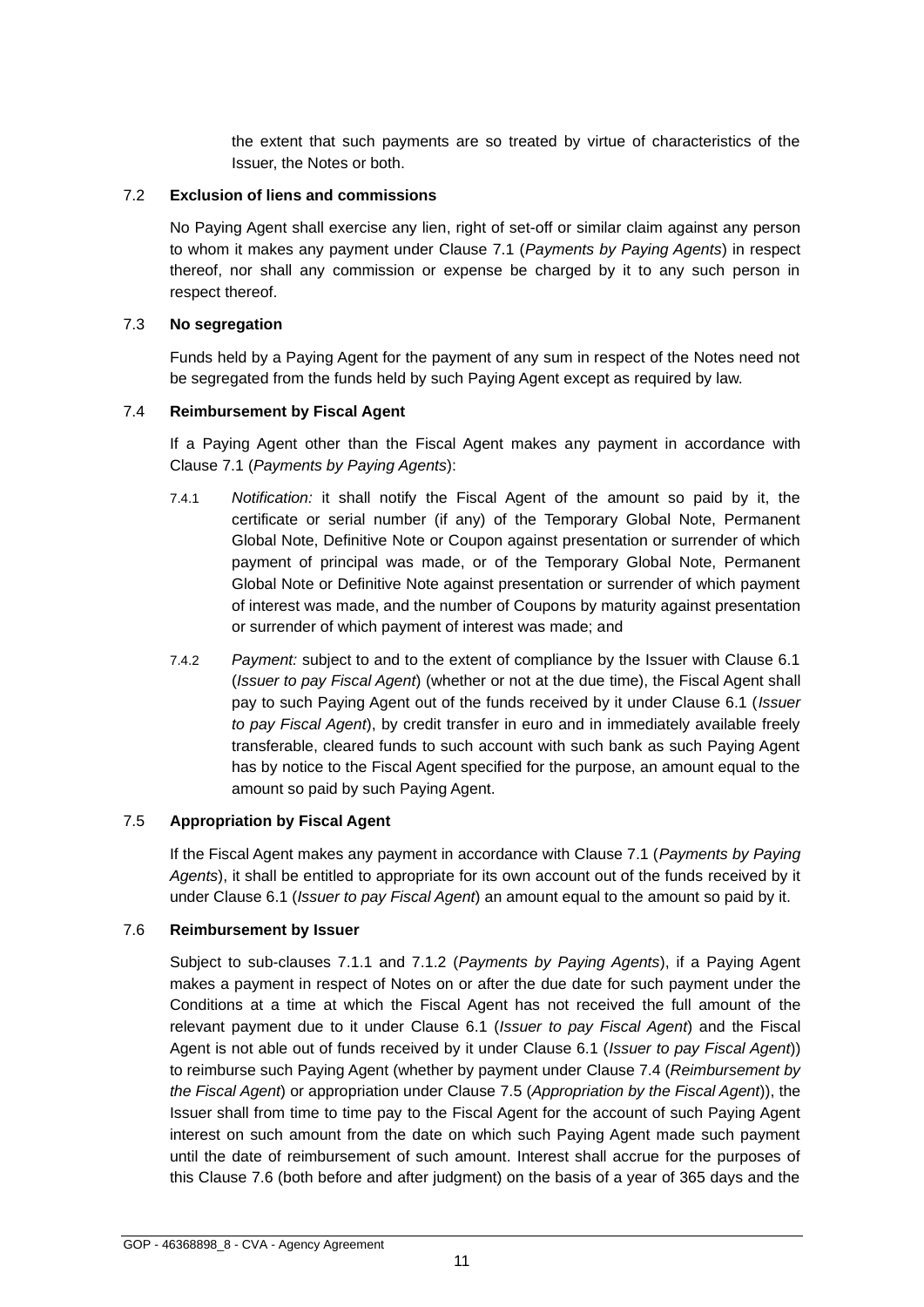the extent that such payments are so treated by virtue of characteristics of the Issuer, the Notes or both.

7.2 **Exclusion of liens and commissions**

No Paying Agent shall exercise any lien, right of set-off or similar claim against any person to whom it makes any payment under Clause 7.1 (*Payments by Paying Agents*) in respect thereof, nor shall any commission or expense be charged by it to any such person in respect thereof.

7.3 **No segregation**

Funds held by a Paying Agent for the payment of any sum in respect of the Notes need not be segregated from the funds held by such Paying Agent except as required by law.

7.4 **Reimbursement by Fiscal Agent**

If a Paying Agent other than the Fiscal Agent makes any payment in accordance with Clause 7.1 (*Payments by Paying Agents*):

7.4.1 *Notification:* it shall notify the Fiscal Agent of the amount so paid by it, the certificate or serial number (if any) of the Temporary Global Note, Permanent Global Note, Definitive Note or Coupon against presentation or surrender of which payment of principal was made, or of the Temporary Global Note, Permanent Global Note or Definitive Note against presentation or surrender of which payment of interest was made, and the number of Coupons by maturity against presentation or surrender of which payment of interest was made; and

7.4.2 *Payment:* subject to and to the extent of compliance by the Issuer with Clause 6.1 (*Issuer to pay Fiscal Agent*) (whether or not at the due time), the Fiscal Agent shall pay to such Paying Agent out of the funds received by it under Clause 6.1 (*Issuer to pay Fiscal Agent*), by credit transfer in euro and in immediately available freely transferable, cleared funds to such account with such bank as such Paying Agent has by notice to the Fiscal Agent specified for the purpose, an amount equal to the amount so paid by such Paying Agent.

7.5 **Appropriation by Fiscal Agent**

If the Fiscal Agent makes any payment in accordance with Clause 7.1 (*Payments by Paying Agents*), it shall be entitled to appropriate for its own account out of the funds received by it under Clause 6.1 (*Issuer to pay Fiscal Agent*) an amount equal to the amount so paid by it.

7.6 **Reimbursement by Issuer**

Subject to sub-clauses 7.1.1 and 7.1.2 (*Payments by Paying Agents*), if a Paying Agent makes a payment in respect of Notes on or after the due date for such payment under the Conditions at a time at which the Fiscal Agent has not received the full amount of the relevant payment due to it under Clause 6.1 (*Issuer to pay Fiscal Agent*) and the Fiscal Agent is not able out of funds received by it under Clause 6.1 (*Issuer to pay Fiscal Agent*)) to reimburse such Paying Agent (whether by payment under Clause 7.4 (*Reimbursement by the Fiscal Agent*) or appropriation under Clause 7.5 (*Appropriation by the Fiscal Agent*)), the Issuer shall from time to time pay to the Fiscal Agent for the account of such Paying Agent interest on such amount from the date on which such Paying Agent made such payment until the date of reimbursement of such amount. Interest shall accrue for the purposes of this Clause 7.6 (both before and after judgment) on the basis of a year of 365 days and the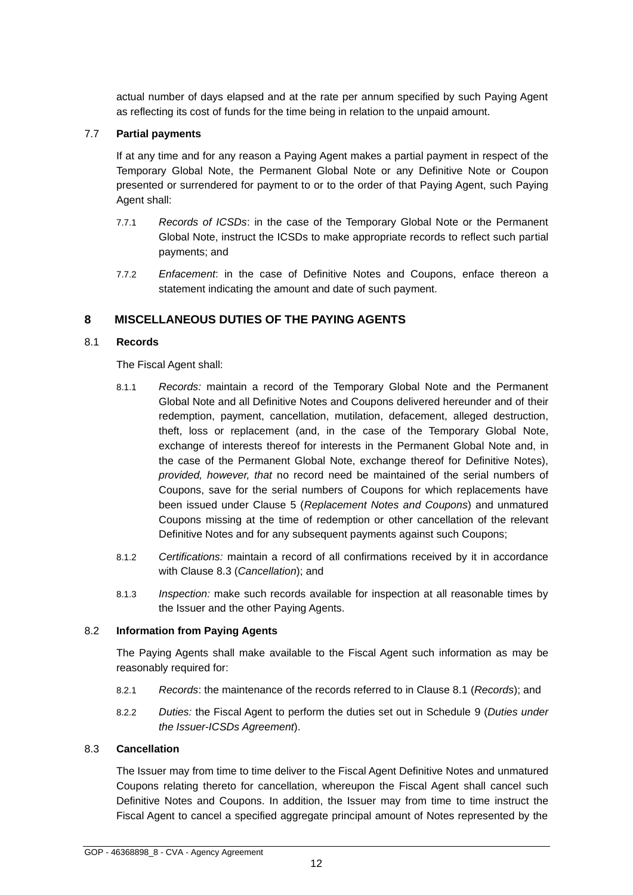actual number of days elapsed and at the rate per annum specified by such Paying Agent as reflecting its cost of funds for the time being in relation to the unpaid amount.

### 7.7 **Partial payments**

If at any time and for any reason a Paying Agent makes a partial payment in respect of the Temporary Global Note, the Permanent Global Note or any Definitive Note or Coupon presented or surrendered for payment to or to the order of that Paying Agent, such Paying Agent shall:

7.7.1 *Records of ICSDs*: in the case of the Temporary Global Note or the Permanent Global Note, instruct the ICSDs to make appropriate records to reflect such partial payments; and

7.7.2 *Enfacement*: in the case of Definitive Notes and Coupons, enface thereon a statement indicating the amount and date of such payment.

## 8 MISCELLANEOUS DUTIES OF THE PAYING AGENTS

### 8.1 **Records**

The Fiscal Agent shall:

8.1.1 *Records:* maintain a record of the Temporary Global Note and the Permanent Global Note and all Definitive Notes and Coupons delivered hereunder and of their redemption, payment, cancellation, mutilation, defacement, alleged destruction, theft, loss or replacement (and, in the case of the Temporary Global Note, exchange of interests thereof for interests in the Permanent Global Note and, in the case of the Permanent Global Note, exchange thereof for Definitive Notes), *provided, however, that* no record need be maintained of the serial numbers of Coupons, save for the serial numbers of Coupons for which replacements have been issued under Clause 5 (*Replacement Notes and Coupons*) and unmatured Coupons missing at the time of redemption or other cancellation of the relevant Definitive Notes and for any subsequent payments against such Coupons;

8.1.2 *Certifications:* maintain a record of all confirmations received by it in accordance with Clause 8.3 (*Cancellation*); and

8.1.3 *Inspection:* make such records available for inspection at all reasonable times by the Issuer and the other Paying Agents.

### 8.2 **Information from Paying Agents**

The Paying Agents shall make available to the Fiscal Agent such information as may be reasonably required for:

8.2.1 *Records*: the maintenance of the records referred to in Clause 8.1 (*Records*); and

8.2.2 *Duties:* the Fiscal Agent to perform the duties set out in Schedule 9 (*Duties under the Issuer-ICSDs Agreement*).

### 8.3 **Cancellation**

The Issuer may from time to time deliver to the Fiscal Agent Definitive Notes and unmatured Coupons relating thereto for cancellation, whereupon the Fiscal Agent shall cancel such Definitive Notes and Coupons. In addition, the Issuer may from time to time instruct the Fiscal Agent to cancel a specified aggregate principal amount of Notes represented by the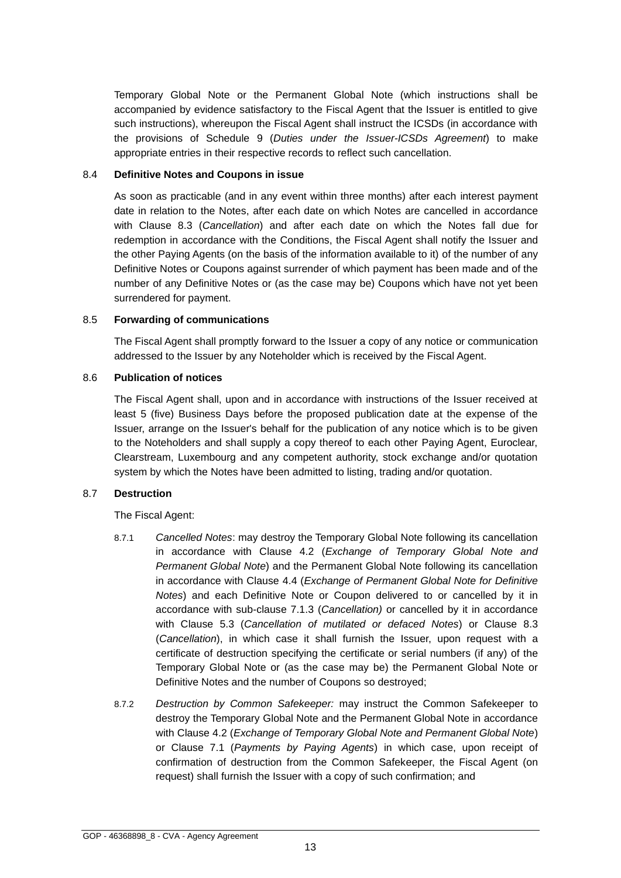Temporary Global Note or the Permanent Global Note (which instructions shall be accompanied by evidence satisfactory to the Fiscal Agent that the Issuer is entitled to give such instructions), whereupon the Fiscal Agent shall instruct the ICSDs (in accordance with the provisions of Schedule 9 (*Duties under the Issuer-ICSDs Agreement*) to make appropriate entries in their respective records to reflect such cancellation.

8.4 **Definitive Notes and Coupons in issue**

As soon as practicable (and in any event within three months) after each interest payment date in relation to the Notes, after each date on which Notes are cancelled in accordance with Clause 8.3 (*Cancellation*) and after each date on which the Notes fall due for redemption in accordance with the Conditions, the Fiscal Agent shall notify the Issuer and the other Paying Agents (on the basis of the information available to it) of the number of any Definitive Notes or Coupons against surrender of which payment has been made and of the number of any Definitive Notes or (as the case may be) Coupons which have not yet been surrendered for payment.

8.5 **Forwarding of communications**

The Fiscal Agent shall promptly forward to the Issuer a copy of any notice or communication addressed to the Issuer by any Noteholder which is received by the Fiscal Agent.

8.6 **Publication of notices**

The Fiscal Agent shall, upon and in accordance with instructions of the Issuer received at least 5 (five) Business Days before the proposed publication date at the expense of the Issuer, arrange on the Issuer's behalf for the publication of any notice which is to be given to the Noteholders and shall supply a copy thereof to each other Paying Agent, Euroclear, Clearstream, Luxembourg and any competent authority, stock exchange and/or quotation system by which the Notes have been admitted to listing, trading and/or quotation.

8.7 **Destruction**

The Fiscal Agent:

8.7.1 *Cancelled Notes*: may destroy the Temporary Global Note following its cancellation in accordance with Clause 4.2 (*Exchange of Temporary Global Note and Permanent Global Note*) and the Permanent Global Note following its cancellation in accordance with Clause 4.4 (*Exchange of Permanent Global Note for Definitive Notes*) and each Definitive Note or Coupon delivered to or cancelled by it in accordance with sub-clause 7.1.3 (*Cancellation)* or cancelled by it in accordance with Clause 5.3 (*Cancellation of mutilated or defaced Notes*) or Clause 8.3 (*Cancellation*), in which case it shall furnish the Issuer, upon request with a certificate of destruction specifying the certificate or serial numbers (if any) of the Temporary Global Note or (as the case may be) the Permanent Global Note or Definitive Notes and the number of Coupons so destroyed;

8.7.2 *Destruction by Common Safekeeper:* may instruct the Common Safekeeper to destroy the Temporary Global Note and the Permanent Global Note in accordance with Clause 4.2 (*Exchange of Temporary Global Note and Permanent Global Note*) or Clause 7.1 (*Payments by Paying Agents*) in which case, upon receipt of confirmation of destruction from the Common Safekeeper, the Fiscal Agent (on request) shall furnish the Issuer with a copy of such confirmation; and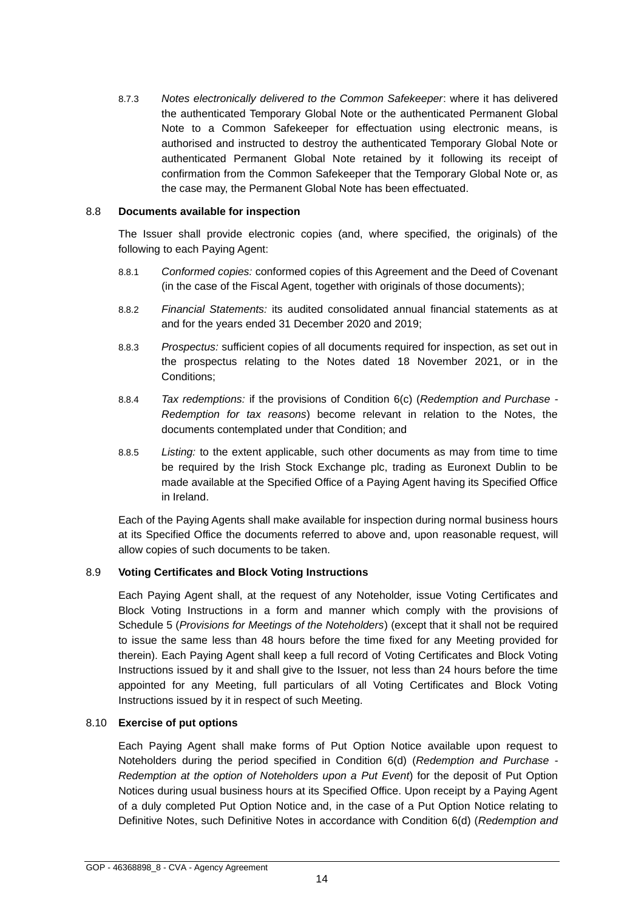8.7.3 *Notes electronically delivered to the Common Safekeeper*: where it has delivered the authenticated Temporary Global Note or the authenticated Permanent Global Note to a Common Safekeeper for effectuation using electronic means, is authorised and instructed to destroy the authenticated Temporary Global Note or authenticated Permanent Global Note retained by it following its receipt of confirmation from the Common Safekeeper that the Temporary Global Note or, as the case may, the Permanent Global Note has been effectuated.

8.8 **Documents available for inspection**

The Issuer shall provide electronic copies (and, where specified, the originals) of the following to each Paying Agent:

8.8.1 *Conformed copies:* conformed copies of this Agreement and the Deed of Covenant (in the case of the Fiscal Agent, together with originals of those documents);

8.8.2 *Financial Statements:* its audited consolidated annual financial statements as at and for the years ended 31 December 2020 and 2019;

8.8.3 *Prospectus:* sufficient copies of all documents required for inspection, as set out in the prospectus relating to the Notes dated 18 November 2021, or in the Conditions;

8.8.4 *Tax redemptions:* if the provisions of Condition 6(c) (*Redemption and Purchase - Redemption for tax reasons*) become relevant in relation to the Notes, the documents contemplated under that Condition; and

8.8.5 *Listing:* to the extent applicable, such other documents as may from time to time be required by the Irish Stock Exchange plc, trading as Euronext Dublin to be made available at the Specified Office of a Paying Agent having its Specified Office in Ireland.

Each of the Paying Agents shall make available for inspection during normal business hours at its Specified Office the documents referred to above and, upon reasonable request, will allow copies of such documents to be taken.

8.9 **Voting Certificates and Block Voting Instructions**

Each Paying Agent shall, at the request of any Noteholder, issue Voting Certificates and Block Voting Instructions in a form and manner which comply with the provisions of Schedule 5 (*Provisions for Meetings of the Noteholders*) (except that it shall not be required to issue the same less than 48 hours before the time fixed for any Meeting provided for therein). Each Paying Agent shall keep a full record of Voting Certificates and Block Voting Instructions issued by it and shall give to the Issuer, not less than 24 hours before the time appointed for any Meeting, full particulars of all Voting Certificates and Block Voting Instructions issued by it in respect of such Meeting.

8.10 **Exercise of put options**

Each Paying Agent shall make forms of Put Option Notice available upon request to Noteholders during the period specified in Condition 6(d) (*Redemption and Purchase - Redemption at the option of Noteholders upon a Put Event*) for the deposit of Put Option Notices during usual business hours at its Specified Office. Upon receipt by a Paying Agent of a duly completed Put Option Notice and, in the case of a Put Option Notice relating to Definitive Notes, such Definitive Notes in accordance with Condition 6(d) (*Redemption and*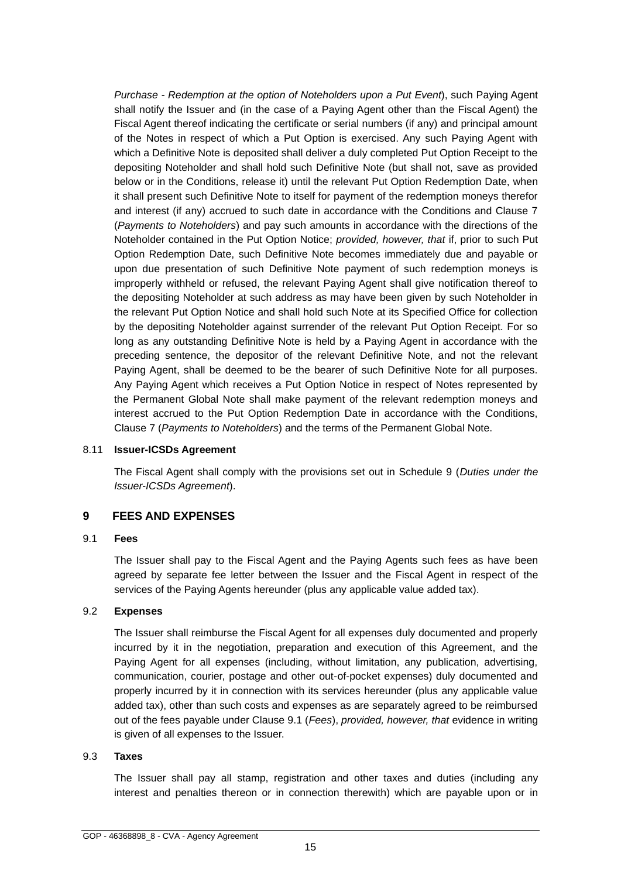*Purchase - Redemption at the option of Noteholders upon a Put Event*), such Paying Agent shall notify the Issuer and (in the case of a Paying Agent other than the Fiscal Agent) the Fiscal Agent thereof indicating the certificate or serial numbers (if any) and principal amount of the Notes in respect of which a Put Option is exercised. Any such Paying Agent with which a Definitive Note is deposited shall deliver a duly completed Put Option Receipt to the depositing Noteholder and shall hold such Definitive Note (but shall not, save as provided below or in the Conditions, release it) until the relevant Put Option Redemption Date, when it shall present such Definitive Note to itself for payment of the redemption moneys therefor and interest (if any) accrued to such date in accordance with the Conditions and Clause 7 (*Payments to Noteholders*) and pay such amounts in accordance with the directions of the Noteholder contained in the Put Option Notice; *provided, however, that* if, prior to such Put Option Redemption Date, such Definitive Note becomes immediately due and payable or upon due presentation of such Definitive Note payment of such redemption moneys is improperly withheld or refused, the relevant Paying Agent shall give notification thereof to the depositing Noteholder at such address as may have been given by such Noteholder in the relevant Put Option Notice and shall hold such Note at its Specified Office for collection by the depositing Noteholder against surrender of the relevant Put Option Receipt. For so long as any outstanding Definitive Note is held by a Paying Agent in accordance with the preceding sentence, the depositor of the relevant Definitive Note, and not the relevant Paying Agent, shall be deemed to be the bearer of such Definitive Note for all purposes. Any Paying Agent which receives a Put Option Notice in respect of Notes represented by the Permanent Global Note shall make payment of the relevant redemption moneys and interest accrued to the Put Option Redemption Date in accordance with the Conditions, Clause 7 (*Payments to Noteholders*) and the terms of the Permanent Global Note.

8.11 **Issuer-ICSDs Agreement**

The Fiscal Agent shall comply with the provisions set out in Schedule 9 (*Duties under the Issuer-ICSDs Agreement*).

## 9 FEES AND EXPENSES

9.1 **Fees**

The Issuer shall pay to the Fiscal Agent and the Paying Agents such fees as have been agreed by separate fee letter between the Issuer and the Fiscal Agent in respect of the services of the Paying Agents hereunder (plus any applicable value added tax).

9.2 **Expenses**

The Issuer shall reimburse the Fiscal Agent for all expenses duly documented and properly incurred by it in the negotiation, preparation and execution of this Agreement, and the Paying Agent for all expenses (including, without limitation, any publication, advertising, communication, courier, postage and other out-of-pocket expenses) duly documented and properly incurred by it in connection with its services hereunder (plus any applicable value added tax), other than such costs and expenses as are separately agreed to be reimbursed out of the fees payable under Clause 9.1 (*Fees*), *provided, however, that* evidence in writing is given of all expenses to the Issuer.

9.3 **Taxes**

The Issuer shall pay all stamp, registration and other taxes and duties (including any interest and penalties thereon or in connection therewith) which are payable upon or in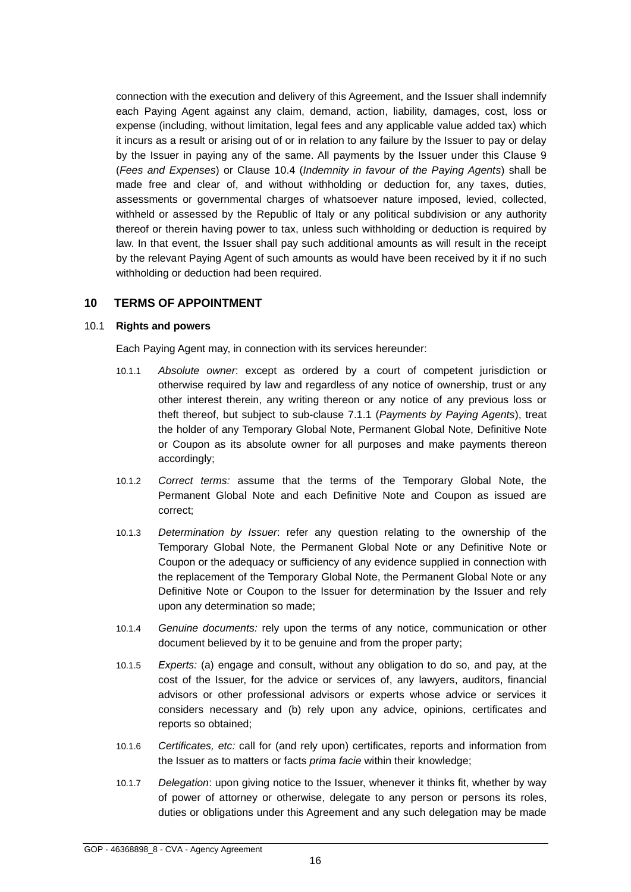connection with the execution and delivery of this Agreement, and the Issuer shall indemnify each Paying Agent against any claim, demand, action, liability, damages, cost, loss or expense (including, without limitation, legal fees and any applicable value added tax) which it incurs as a result or arising out of or in relation to any failure by the Issuer to pay or delay by the Issuer in paying any of the same. All payments by the Issuer under this Clause 9 (*Fees and Expenses*) or Clause 10.4 (*Indemnity in favour of the Paying Agents*) shall be made free and clear of, and without withholding or deduction for, any taxes, duties, assessments or governmental charges of whatsoever nature imposed, levied, collected, withheld or assessed by the Republic of Italy or any political subdivision or any authority thereof or therein having power to tax, unless such withholding or deduction is required by law. In that event, the Issuer shall pay such additional amounts as will result in the receipt by the relevant Paying Agent of such amounts as would have been received by it if no such withholding or deduction had been required.

## 10 TERMS OF APPOINTMENT

### 10.1 Rights and powers

Each Paying Agent may, in connection with its services hereunder:

10.1.1 *Absolute owner*: except as ordered by a court of competent jurisdiction or otherwise required by law and regardless of any notice of ownership, trust or any other interest therein, any writing thereon or any notice of any previous loss or theft thereof, but subject to sub-clause 7.1.1 (*Payments by Paying Agents*), treat the holder of any Temporary Global Note, Permanent Global Note, Definitive Note or Coupon as its absolute owner for all purposes and make payments thereon accordingly;

10.1.2 *Correct terms:* assume that the terms of the Temporary Global Note, the Permanent Global Note and each Definitive Note and Coupon as issued are correct;

10.1.3 *Determination by Issuer*: refer any question relating to the ownership of the Temporary Global Note, the Permanent Global Note or any Definitive Note or Coupon or the adequacy or sufficiency of any evidence supplied in connection with the replacement of the Temporary Global Note, the Permanent Global Note or any Definitive Note or Coupon to the Issuer for determination by the Issuer and rely upon any determination so made;

10.1.4 *Genuine documents:* rely upon the terms of any notice, communication or other document believed by it to be genuine and from the proper party;

10.1.5 *Experts:* (a) engage and consult, without any obligation to do so, and pay, at the cost of the Issuer, for the advice or services of, any lawyers, auditors, financial advisors or other professional advisors or experts whose advice or services it considers necessary and (b) rely upon any advice, opinions, certificates and reports so obtained;

10.1.6 *Certificates, etc:* call for (and rely upon) certificates, reports and information from the Issuer as to matters or facts *prima facie* within their knowledge;

10.1.7 *Delegation*: upon giving notice to the Issuer, whenever it thinks fit, whether by way of power of attorney or otherwise, delegate to any person or persons its roles, duties or obligations under this Agreement and any such delegation may be made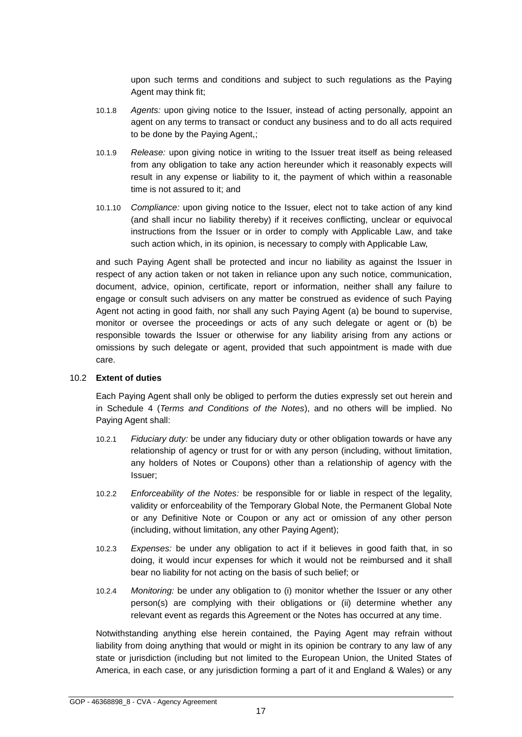upon such terms and conditions and subject to such regulations as the Paying Agent may think fit;

10.1.8 *Agents:* upon giving notice to the Issuer, instead of acting personally, appoint an agent on any terms to transact or conduct any business and to do all acts required to be done by the Paying Agent,;

10.1.9 *Release:* upon giving notice in writing to the Issuer treat itself as being released from any obligation to take any action hereunder which it reasonably expects will result in any expense or liability to it, the payment of which within a reasonable time is not assured to it; and

10.1.10 *Compliance:* upon giving notice to the Issuer, elect not to take action of any kind (and shall incur no liability thereby) if it receives conflicting, unclear or equivocal instructions from the Issuer or in order to comply with Applicable Law, and take such action which, in its opinion, is necessary to comply with Applicable Law,

and such Paying Agent shall be protected and incur no liability as against the Issuer in respect of any action taken or not taken in reliance upon any such notice, communication, document, advice, opinion, certificate, report or information, neither shall any failure to engage or consult such advisers on any matter be construed as evidence of such Paying Agent not acting in good faith, nor shall any such Paying Agent (a) be bound to supervise, monitor or oversee the proceedings or acts of any such delegate or agent or (b) be responsible towards the Issuer or otherwise for any liability arising from any actions or omissions by such delegate or agent, provided that such appointment is made with due care.

### 10.2 Extent of duties

Each Paying Agent shall only be obliged to perform the duties expressly set out herein and in Schedule 4 (*Terms and Conditions of the Notes*), and no others will be implied. No Paying Agent shall:

10.2.1 *Fiduciary duty:* be under any fiduciary duty or other obligation towards or have any relationship of agency or trust for or with any person (including, without limitation, any holders of Notes or Coupons) other than a relationship of agency with the Issuer;

10.2.2 *Enforceability of the Notes:* be responsible for or liable in respect of the legality, validity or enforceability of the Temporary Global Note, the Permanent Global Note or any Definitive Note or Coupon or any act or omission of any other person (including, without limitation, any other Paying Agent);

10.2.3 *Expenses:* be under any obligation to act if it believes in good faith that, in so doing, it would incur expenses for which it would not be reimbursed and it shall bear no liability for not acting on the basis of such belief; or

10.2.4 *Monitoring:* be under any obligation to (i) monitor whether the Issuer or any other person(s) are complying with their obligations or (ii) determine whether any relevant event as regards this Agreement or the Notes has occurred at any time.

Notwithstanding anything else herein contained, the Paying Agent may refrain without liability from doing anything that would or might in its opinion be contrary to any law of any state or jurisdiction (including but not limited to the European Union, the United States of America, in each case, or any jurisdiction forming a part of it and England & Wales) or any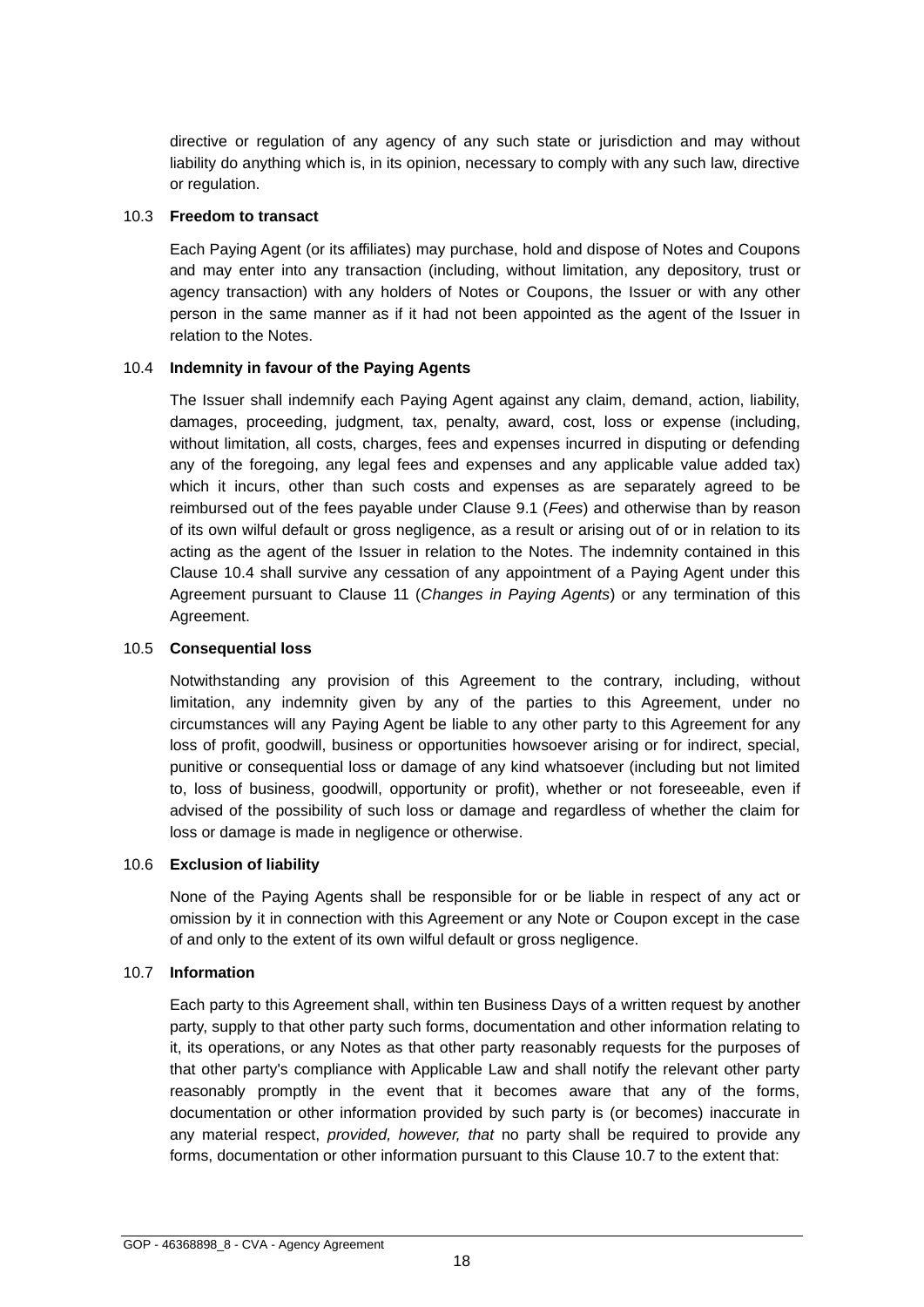directive or regulation of any agency of any such state or jurisdiction and may without liability do anything which is, in its opinion, necessary to comply with any such law, directive or regulation.

10.3 **Freedom to transact**

Each Paying Agent (or its affiliates) may purchase, hold and dispose of Notes and Coupons and may enter into any transaction (including, without limitation, any depository, trust or agency transaction) with any holders of Notes or Coupons, the Issuer or with any other person in the same manner as if it had not been appointed as the agent of the Issuer in relation to the Notes.

10.4 **Indemnity in favour of the Paying Agents**

The Issuer shall indemnify each Paying Agent against any claim, demand, action, liability, damages, proceeding, judgment, tax, penalty, award, cost, loss or expense (including, without limitation, all costs, charges, fees and expenses incurred in disputing or defending any of the foregoing, any legal fees and expenses and any applicable value added tax) which it incurs, other than such costs and expenses as are separately agreed to be reimbursed out of the fees payable under Clause 9.1 (*Fees*) and otherwise than by reason of its own wilful default or gross negligence, as a result or arising out of or in relation to its acting as the agent of the Issuer in relation to the Notes. The indemnity contained in this Clause 10.4 shall survive any cessation of any appointment of a Paying Agent under this Agreement pursuant to Clause 11 (*Changes in Paying Agents*) or any termination of this Agreement.

10.5 **Consequential loss**

Notwithstanding any provision of this Agreement to the contrary, including, without limitation, any indemnity given by any of the parties to this Agreement, under no circumstances will any Paying Agent be liable to any other party to this Agreement for any loss of profit, goodwill, business or opportunities howsoever arising or for indirect, special, punitive or consequential loss or damage of any kind whatsoever (including but not limited to, loss of business, goodwill, opportunity or profit), whether or not foreseeable, even if advised of the possibility of such loss or damage and regardless of whether the claim for loss or damage is made in negligence or otherwise.

10.6 **Exclusion of liability**

None of the Paying Agents shall be responsible for or be liable in respect of any act or omission by it in connection with this Agreement or any Note or Coupon except in the case of and only to the extent of its own wilful default or gross negligence.

10.7 **Information**

Each party to this Agreement shall, within ten Business Days of a written request by another party, supply to that other party such forms, documentation and other information relating to it, its operations, or any Notes as that other party reasonably requests for the purposes of that other party's compliance with Applicable Law and shall notify the relevant other party reasonably promptly in the event that it becomes aware that any of the forms, documentation or other information provided by such party is (or becomes) inaccurate in any material respect, *provided, however, that* no party shall be required to provide any forms, documentation or other information pursuant to this Clause 10.7 to the extent that: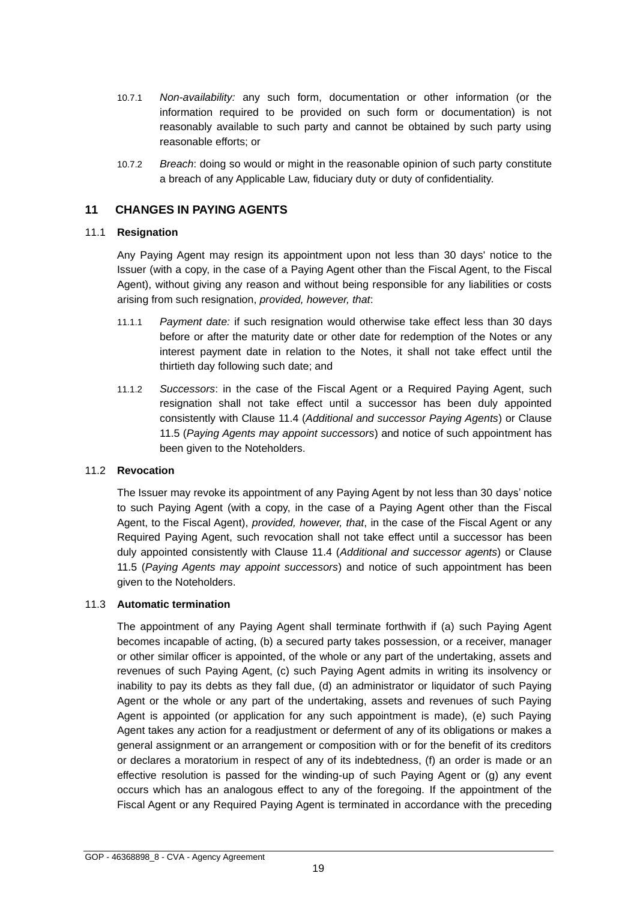10.7.1 *Non-availability:* any such form, documentation or other information (or the information required to be provided on such form or documentation) is not reasonably available to such party and cannot be obtained by such party using reasonable efforts; or

10.7.2 *Breach*: doing so would or might in the reasonable opinion of such party constitute a breach of any Applicable Law, fiduciary duty or duty of confidentiality.

## 11 CHANGES IN PAYING AGENTS

### 11.1 Resignation

Any Paying Agent may resign its appointment upon not less than 30 days' notice to the Issuer (with a copy, in the case of a Paying Agent other than the Fiscal Agent, to the Fiscal Agent), without giving any reason and without being responsible for any liabilities or costs arising from such resignation, *provided, however, that*:

11.1.1 *Payment date:* if such resignation would otherwise take effect less than 30 days before or after the maturity date or other date for redemption of the Notes or any interest payment date in relation to the Notes, it shall not take effect until the thirtieth day following such date; and

11.1.2 *Successors*: in the case of the Fiscal Agent or a Required Paying Agent, such resignation shall not take effect until a successor has been duly appointed consistently with Clause 11.4 (*Additional and successor Paying Agents*) or Clause 11.5 (*Paying Agents may appoint successors*) and notice of such appointment has been given to the Noteholders.

### 11.2 Revocation

The Issuer may revoke its appointment of any Paying Agent by not less than 30 days' notice to such Paying Agent (with a copy, in the case of a Paying Agent other than the Fiscal Agent, to the Fiscal Agent), *provided, however, that*, in the case of the Fiscal Agent or any Required Paying Agent, such revocation shall not take effect until a successor has been duly appointed consistently with Clause 11.4 (*Additional and successor agents*) or Clause 11.5 (*Paying Agents may appoint successors*) and notice of such appointment has been given to the Noteholders.

### 11.3 Automatic termination

The appointment of any Paying Agent shall terminate forthwith if (a) such Paying Agent becomes incapable of acting, (b) a secured party takes possession, or a receiver, manager or other similar officer is appointed, of the whole or any part of the undertaking, assets and revenues of such Paying Agent, (c) such Paying Agent admits in writing its insolvency or inability to pay its debts as they fall due, (d) an administrator or liquidator of such Paying Agent or the whole or any part of the undertaking, assets and revenues of such Paying Agent is appointed (or application for any such appointment is made), (e) such Paying Agent takes any action for a readjustment or deferment of any of its obligations or makes a general assignment or an arrangement or composition with or for the benefit of its creditors or declares a moratorium in respect of any of its indebtedness, (f) an order is made or an effective resolution is passed for the winding-up of such Paying Agent or (g) any event occurs which has an analogous effect to any of the foregoing. If the appointment of the Fiscal Agent or any Required Paying Agent is terminated in accordance with the preceding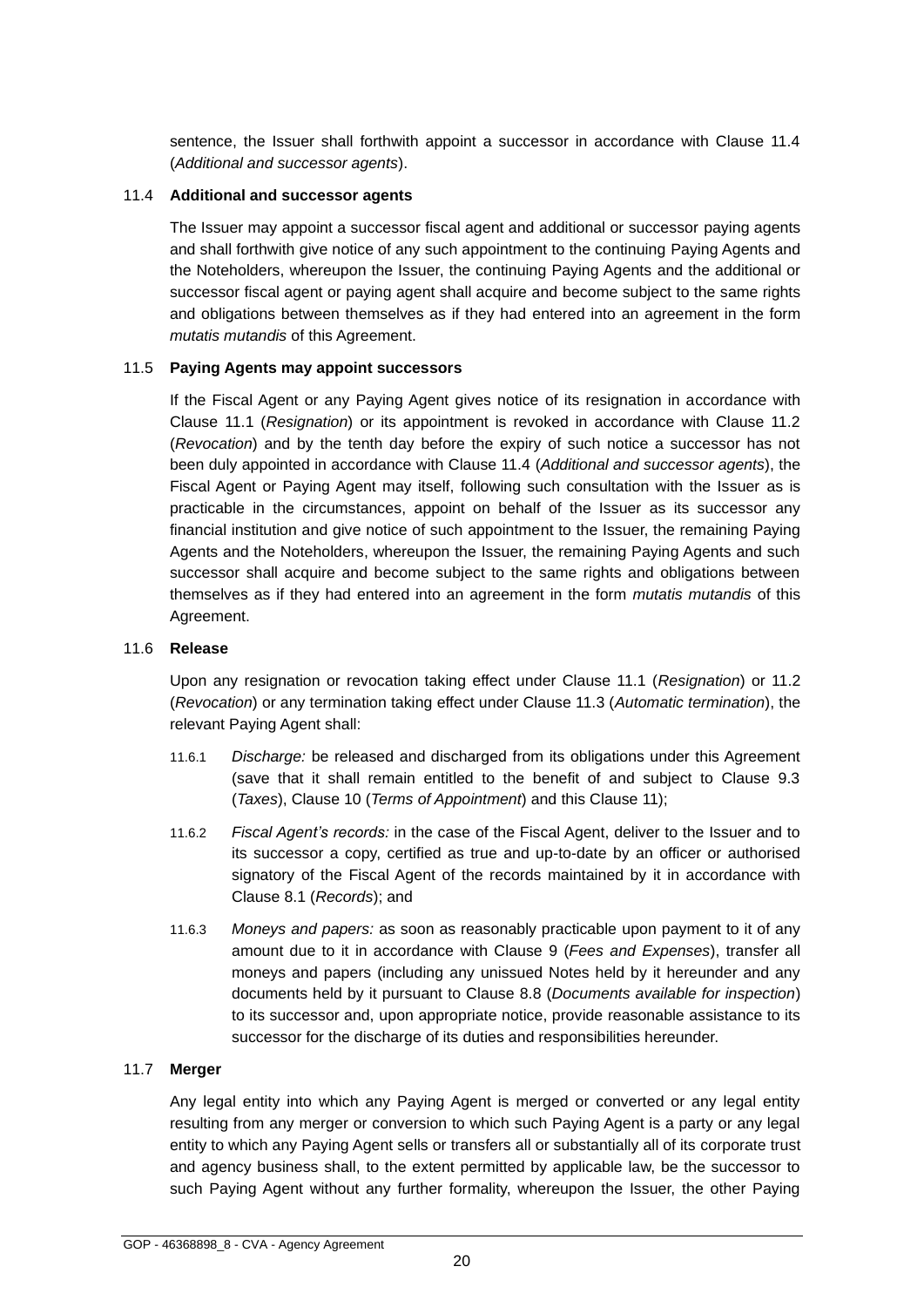sentence, the Issuer shall forthwith appoint a successor in accordance with Clause 11.4 (*Additional and successor agents*).

11.4 **Additional and successor agents**

The Issuer may appoint a successor fiscal agent and additional or successor paying agents and shall forthwith give notice of any such appointment to the continuing Paying Agents and the Noteholders, whereupon the Issuer, the continuing Paying Agents and the additional or successor fiscal agent or paying agent shall acquire and become subject to the same rights and obligations between themselves as if they had entered into an agreement in the form *mutatis mutandis* of this Agreement.

11.5 **Paying Agents may appoint successors**

If the Fiscal Agent or any Paying Agent gives notice of its resignation in accordance with Clause 11.1 (*Resignation*) or its appointment is revoked in accordance with Clause 11.2 (*Revocation*) and by the tenth day before the expiry of such notice a successor has not been duly appointed in accordance with Clause 11.4 (*Additional and successor agents*), the Fiscal Agent or Paying Agent may itself, following such consultation with the Issuer as is practicable in the circumstances, appoint on behalf of the Issuer as its successor any financial institution and give notice of such appointment to the Issuer, the remaining Paying Agents and the Noteholders, whereupon the Issuer, the remaining Paying Agents and such successor shall acquire and become subject to the same rights and obligations between themselves as if they had entered into an agreement in the form *mutatis mutandis* of this Agreement.

11.6 **Release**

Upon any resignation or revocation taking effect under Clause 11.1 (*Resignation*) or 11.2 (*Revocation*) or any termination taking effect under Clause 11.3 (*Automatic termination*), the relevant Paying Agent shall:

11.6.1 *Discharge:* be released and discharged from its obligations under this Agreement (save that it shall remain entitled to the benefit of and subject to Clause 9.3 (*Taxes*), Clause 10 (*Terms of Appointment*) and this Clause 11);

11.6.2 *Fiscal Agent's records:* in the case of the Fiscal Agent, deliver to the Issuer and to its successor a copy, certified as true and up-to-date by an officer or authorised signatory of the Fiscal Agent of the records maintained by it in accordance with Clause 8.1 (*Records*); and

11.6.3 *Moneys and papers:* as soon as reasonably practicable upon payment to it of any amount due to it in accordance with Clause 9 (*Fees and Expenses*), transfer all moneys and papers (including any unissued Notes held by it hereunder and any documents held by it pursuant to Clause 8.8 (*Documents available for inspection*) to its successor and, upon appropriate notice, provide reasonable assistance to its successor for the discharge of its duties and responsibilities hereunder.

11.7 **Merger**

Any legal entity into which any Paying Agent is merged or converted or any legal entity resulting from any merger or conversion to which such Paying Agent is a party or any legal entity to which any Paying Agent sells or transfers all or substantially all of its corporate trust and agency business shall, to the extent permitted by applicable law, be the successor to such Paying Agent without any further formality, whereupon the Issuer, the other Paying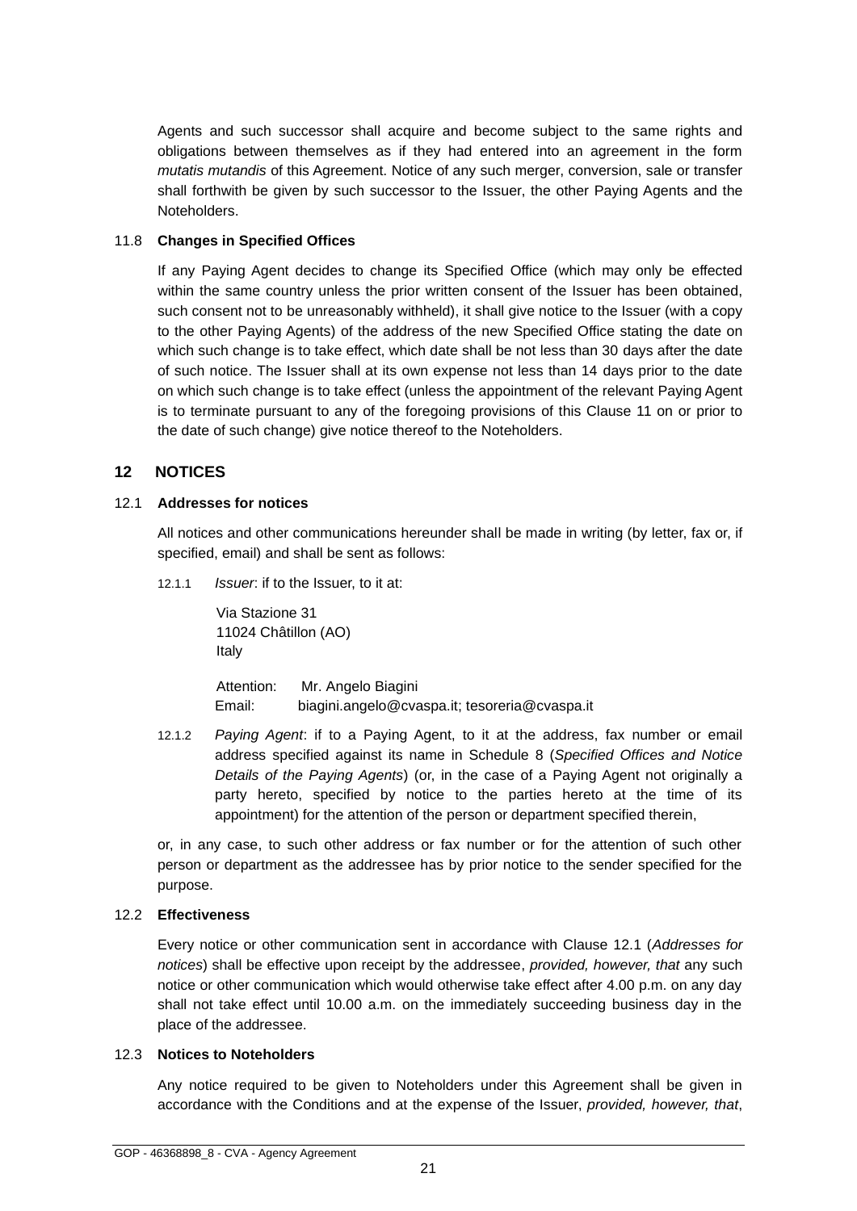Agents and such successor shall acquire and become subject to the same rights and obligations between themselves as if they had entered into an agreement in the form *mutatis mutandis* of this Agreement. Notice of any such merger, conversion, sale or transfer shall forthwith be given by such successor to the Issuer, the other Paying Agents and the Noteholders.

11.8 **Changes in Specified Offices**

If any Paying Agent decides to change its Specified Office (which may only be effected within the same country unless the prior written consent of the Issuer has been obtained, such consent not to be unreasonably withheld), it shall give notice to the Issuer (with a copy to the other Paying Agents) of the address of the new Specified Office stating the date on which such change is to take effect, which date shall be not less than 30 days after the date of such notice. The Issuer shall at its own expense not less than 14 days prior to the date on which such change is to take effect (unless the appointment of the relevant Paying Agent is to terminate pursuant to any of the foregoing provisions of this Clause 11 on or prior to the date of such change) give notice thereof to the Noteholders.

## 12 NOTICES

12.1 **Addresses for notices**

All notices and other communications hereunder shall be made in writing (by letter, fax or, if specified, email) and shall be sent as follows:

12.1.1 *Issuer*: if to the Issuer, to it at:

Via Stazione 31
11024 Châtillon (AO)
Italy

Attention: Mr. Angelo Biagini
Email: biagini.angelo@cvaspa.it; tesoreria@cvaspa.it

12.1.2 *Paying Agent*: if to a Paying Agent, to it at the address, fax number or email address specified against its name in Schedule 8 (*Specified Offices and Notice Details of the Paying Agents*) (or, in the case of a Paying Agent not originally a party hereto, specified by notice to the parties hereto at the time of its appointment) for the attention of the person or department specified therein,

or, in any case, to such other address or fax number or for the attention of such other person or department as the addressee has by prior notice to the sender specified for the purpose.

12.2 **Effectiveness**

Every notice or other communication sent in accordance with Clause 12.1 (*Addresses for notices*) shall be effective upon receipt by the addressee, *provided, however, that* any such notice or other communication which would otherwise take effect after 4.00 p.m. on any day shall not take effect until 10.00 a.m. on the immediately succeeding business day in the place of the addressee.

12.3 **Notices to Noteholders**

Any notice required to be given to Noteholders under this Agreement shall be given in accordance with the Conditions and at the expense of the Issuer, *provided, however, that*,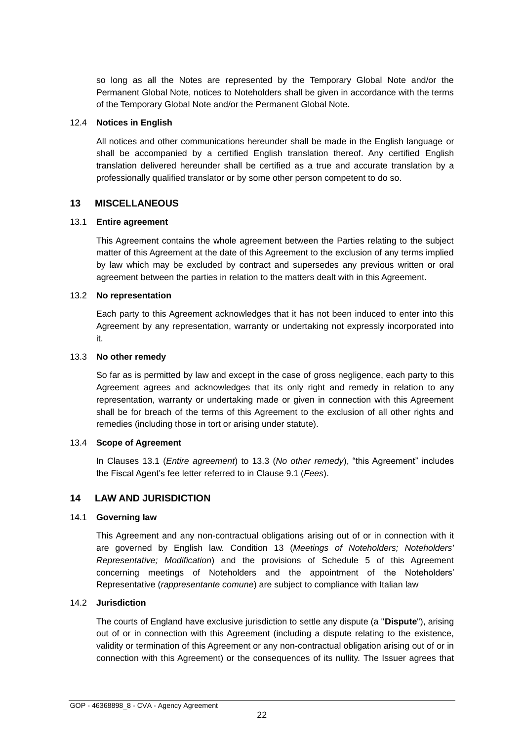so long as all the Notes are represented by the Temporary Global Note and/or the Permanent Global Note, notices to Noteholders shall be given in accordance with the terms of the Temporary Global Note and/or the Permanent Global Note.

### 12.4 Notices in English

All notices and other communications hereunder shall be made in the English language or shall be accompanied by a certified English translation thereof. Any certified English translation delivered hereunder shall be certified as a true and accurate translation by a professionally qualified translator or by some other person competent to do so.

## 13 MISCELLANEOUS

### 13.1 Entire agreement

This Agreement contains the whole agreement between the Parties relating to the subject matter of this Agreement at the date of this Agreement to the exclusion of any terms implied by law which may be excluded by contract and supersedes any previous written or oral agreement between the parties in relation to the matters dealt with in this Agreement.

### 13.2 No representation

Each party to this Agreement acknowledges that it has not been induced to enter into this Agreement by any representation, warranty or undertaking not expressly incorporated into it.

### 13.3 No other remedy

So far as is permitted by law and except in the case of gross negligence, each party to this Agreement agrees and acknowledges that its only right and remedy in relation to any representation, warranty or undertaking made or given in connection with this Agreement shall be for breach of the terms of this Agreement to the exclusion of all other rights and remedies (including those in tort or arising under statute).

### 13.4 Scope of Agreement

In Clauses 13.1 (*Entire agreement*) to 13.3 (*No other remedy*), "this Agreement" includes the Fiscal Agent's fee letter referred to in Clause 9.1 (*Fees*).

## 14 LAW AND JURISDICTION

### 14.1 Governing law

This Agreement and any non-contractual obligations arising out of or in connection with it are governed by English law. Condition 13 (*Meetings of Noteholders; Noteholders' Representative; Modification*) and the provisions of Schedule 5 of this Agreement concerning meetings of Noteholders and the appointment of the Noteholders' Representative (*rappresentante comune*) are subject to compliance with Italian law

### 14.2 Jurisdiction

The courts of England have exclusive jurisdiction to settle any dispute (a "**Dispute**"), arising out of or in connection with this Agreement (including a dispute relating to the existence, validity or termination of this Agreement or any non-contractual obligation arising out of or in connection with this Agreement) or the consequences of its nullity. The Issuer agrees that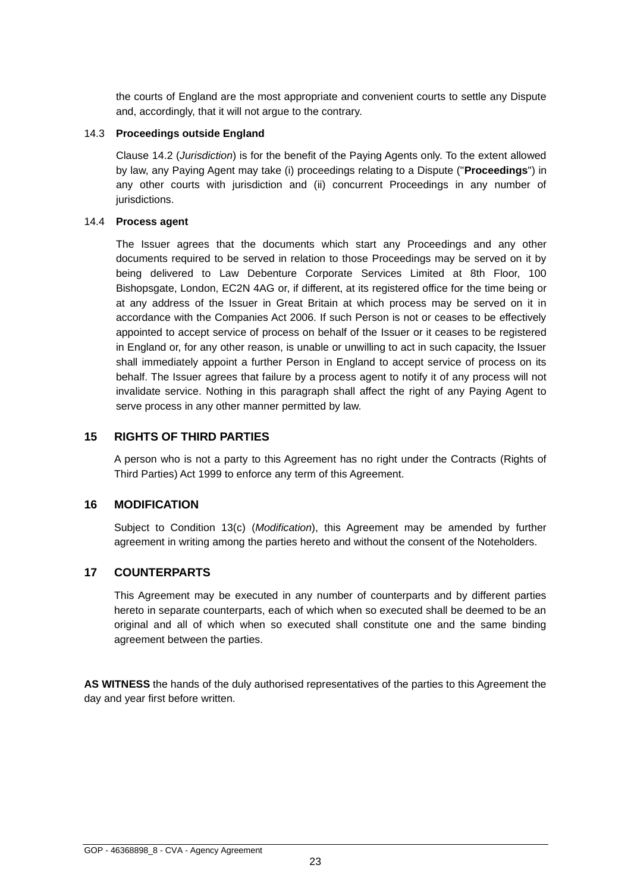the courts of England are the most appropriate and convenient courts to settle any Dispute and, accordingly, that it will not argue to the contrary.

14.3 **Proceedings outside England**

Clause 14.2 (*Jurisdiction*) is for the benefit of the Paying Agents only. To the extent allowed by law, any Paying Agent may take (i) proceedings relating to a Dispute ("**Proceedings**") in any other courts with jurisdiction and (ii) concurrent Proceedings in any number of jurisdictions.

14.4 **Process agent**

The Issuer agrees that the documents which start any Proceedings and any other documents required to be served in relation to those Proceedings may be served on it by being delivered to Law Debenture Corporate Services Limited at 8th Floor, 100 Bishopsgate, London, EC2N 4AG or, if different, at its registered office for the time being or at any address of the Issuer in Great Britain at which process may be served on it in accordance with the Companies Act 2006. If such Person is not or ceases to be effectively appointed to accept service of process on behalf of the Issuer or it ceases to be registered in England or, for any other reason, is unable or unwilling to act in such capacity, the Issuer shall immediately appoint a further Person in England to accept service of process on its behalf. The Issuer agrees that failure by a process agent to notify it of any process will not invalidate service. Nothing in this paragraph shall affect the right of any Paying Agent to serve process in any other manner permitted by law.

## 15 RIGHTS OF THIRD PARTIES

A person who is not a party to this Agreement has no right under the Contracts (Rights of Third Parties) Act 1999 to enforce any term of this Agreement.

## 16 MODIFICATION

Subject to Condition 13(c) (*Modification*), this Agreement may be amended by further agreement in writing among the parties hereto and without the consent of the Noteholders.

## 17 COUNTERPARTS

This Agreement may be executed in any number of counterparts and by different parties hereto in separate counterparts, each of which when so executed shall be deemed to be an original and all of which when so executed shall constitute one and the same binding agreement between the parties.

**AS WITNESS** the hands of the duly authorised representatives of the parties to this Agreement the day and year first before written.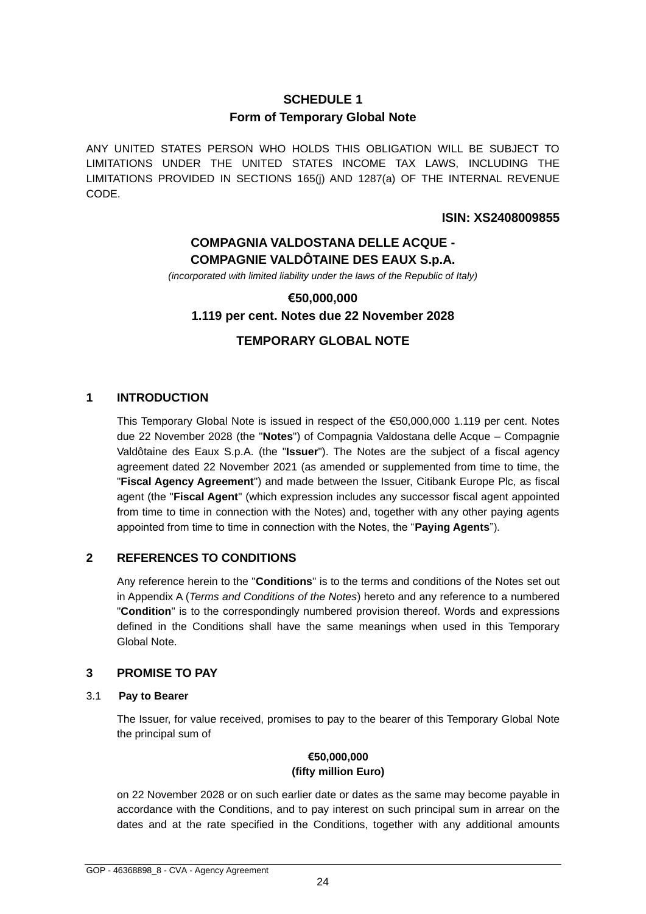# SCHEDULE 1
## Form of Temporary Global Note

ANY UNITED STATES PERSON WHO HOLDS THIS OBLIGATION WILL BE SUBJECT TO LIMITATIONS UNDER THE UNITED STATES INCOME TAX LAWS, INCLUDING THE LIMITATIONS PROVIDED IN SECTIONS 165(j) AND 1287(a) OF THE INTERNAL REVENUE CODE.

**ISIN: XS2408009855**

**COMPAGNIA VALDOSTANA DELLE ACQUE - COMPAGNIE VALDÔTAINE DES EAUX S.p.A.**

*(incorporated with limited liability under the laws of the Republic of Italy)*

**€50,000,000**

**1.119 per cent. Notes due 22 November 2028**

**TEMPORARY GLOBAL NOTE**

## 1 INTRODUCTION

This Temporary Global Note is issued in respect of the €50,000,000 1.119 per cent. Notes due 22 November 2028 (the "**Notes**") of Compagnia Valdostana delle Acque – Compagnie Valdôtaine des Eaux S.p.A. (the "**Issuer**"). The Notes are the subject of a fiscal agency agreement dated 22 November 2021 (as amended or supplemented from time to time, the "**Fiscal Agency Agreement**") and made between the Issuer, Citibank Europe Plc, as fiscal agent (the "**Fiscal Agent**" (which expression includes any successor fiscal agent appointed from time to time in connection with the Notes) and, together with any other paying agents appointed from time to time in connection with the Notes, the "**Paying Agents**").

## 2 REFERENCES TO CONDITIONS

Any reference herein to the "**Conditions**" is to the terms and conditions of the Notes set out in Appendix A (*Terms and Conditions of the Notes*) hereto and any reference to a numbered "**Condition**" is to the correspondingly numbered provision thereof. Words and expressions defined in the Conditions shall have the same meanings when used in this Temporary Global Note.

## 3 PROMISE TO PAY

### 3.1 Pay to Bearer

The Issuer, for value received, promises to pay to the bearer of this Temporary Global Note the principal sum of

**€50,000,000**
**(fifty million Euro)**

on 22 November 2028 or on such earlier date or dates as the same may become payable in accordance with the Conditions, and to pay interest on such principal sum in arrear on the dates and at the rate specified in the Conditions, together with any additional amounts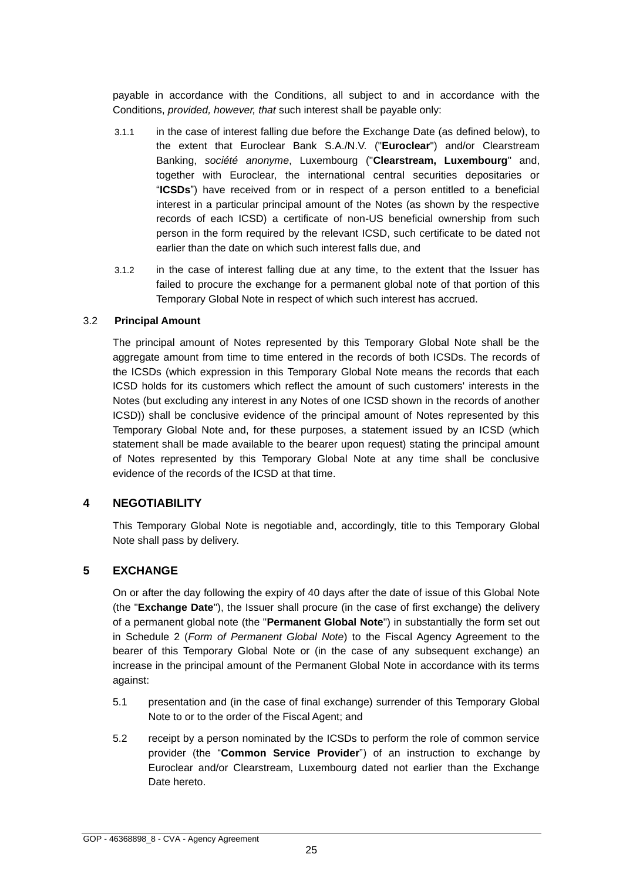payable in accordance with the Conditions, all subject to and in accordance with the Conditions, *provided, however, that* such interest shall be payable only:

3.1.1 in the case of interest falling due before the Exchange Date (as defined below), to the extent that Euroclear Bank S.A./N.V. ("**Euroclear**") and/or Clearstream Banking, *société anonyme*, Luxembourg ("**Clearstream, Luxembourg**" and, together with Euroclear, the international central securities depositaries or "**ICSDs**") have received from or in respect of a person entitled to a beneficial interest in a particular principal amount of the Notes (as shown by the respective records of each ICSD) a certificate of non-US beneficial ownership from such person in the form required by the relevant ICSD, such certificate to be dated not earlier than the date on which such interest falls due, and

3.1.2 in the case of interest falling due at any time, to the extent that the Issuer has failed to procure the exchange for a permanent global note of that portion of this Temporary Global Note in respect of which such interest has accrued.

3.2 **Principal Amount**

The principal amount of Notes represented by this Temporary Global Note shall be the aggregate amount from time to time entered in the records of both ICSDs. The records of the ICSDs (which expression in this Temporary Global Note means the records that each ICSD holds for its customers which reflect the amount of such customers' interests in the Notes (but excluding any interest in any Notes of one ICSD shown in the records of another ICSD)) shall be conclusive evidence of the principal amount of Notes represented by this Temporary Global Note and, for these purposes, a statement issued by an ICSD (which statement shall be made available to the bearer upon request) stating the principal amount of Notes represented by this Temporary Global Note at any time shall be conclusive evidence of the records of the ICSD at that time.

## 4 NEGOTIABILITY

This Temporary Global Note is negotiable and, accordingly, title to this Temporary Global Note shall pass by delivery.

## 5 EXCHANGE

On or after the day following the expiry of 40 days after the date of issue of this Global Note (the "**Exchange Date**"), the Issuer shall procure (in the case of first exchange) the delivery of a permanent global note (the "**Permanent Global Note**") in substantially the form set out in Schedule 2 (*Form of Permanent Global Note*) to the Fiscal Agency Agreement to the bearer of this Temporary Global Note or (in the case of any subsequent exchange) an increase in the principal amount of the Permanent Global Note in accordance with its terms against:

5.1 presentation and (in the case of final exchange) surrender of this Temporary Global Note to or to the order of the Fiscal Agent; and

5.2 receipt by a person nominated by the ICSDs to perform the role of common service provider (the "**Common Service Provider**") of an instruction to exchange by Euroclear and/or Clearstream, Luxembourg dated not earlier than the Exchange Date hereto.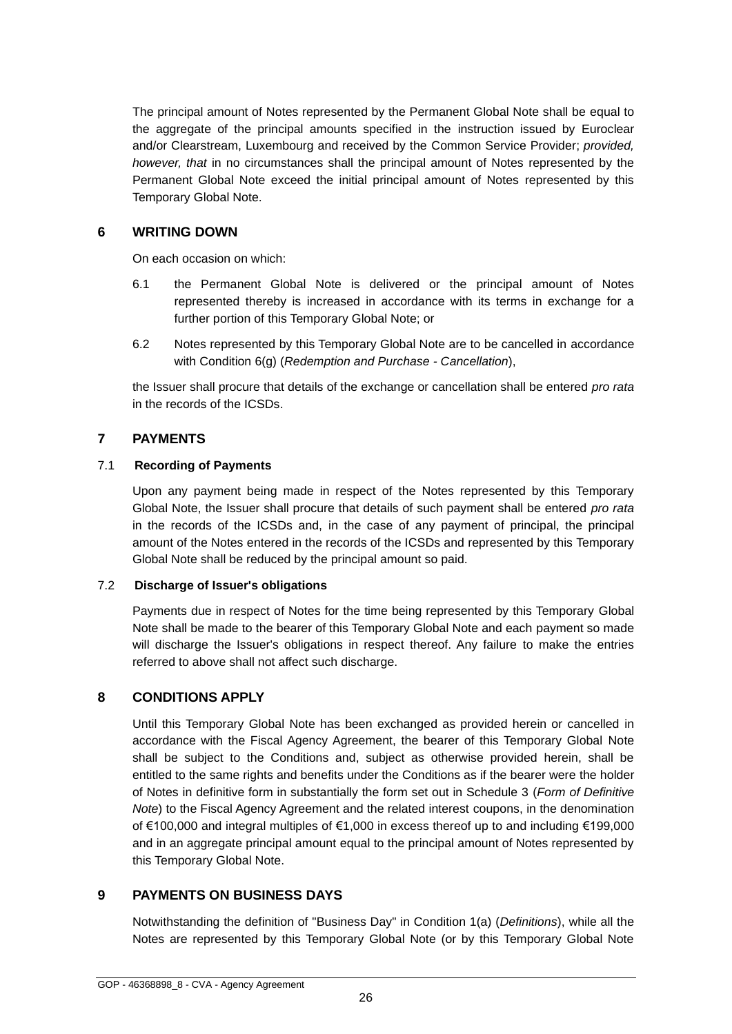The principal amount of Notes represented by the Permanent Global Note shall be equal to the aggregate of the principal amounts specified in the instruction issued by Euroclear and/or Clearstream, Luxembourg and received by the Common Service Provider; *provided, however, that* in no circumstances shall the principal amount of Notes represented by the Permanent Global Note exceed the initial principal amount of Notes represented by this Temporary Global Note.

## 6 WRITING DOWN

On each occasion on which:

6.1 the Permanent Global Note is delivered or the principal amount of Notes represented thereby is increased in accordance with its terms in exchange for a further portion of this Temporary Global Note; or

6.2 Notes represented by this Temporary Global Note are to be cancelled in accordance with Condition 6(g) (*Redemption and Purchase - Cancellation*),

the Issuer shall procure that details of the exchange or cancellation shall be entered *pro rata* in the records of the ICSDs.

## 7 PAYMENTS

### 7.1 Recording of Payments

Upon any payment being made in respect of the Notes represented by this Temporary Global Note, the Issuer shall procure that details of such payment shall be entered *pro rata* in the records of the ICSDs and, in the case of any payment of principal, the principal amount of the Notes entered in the records of the ICSDs and represented by this Temporary Global Note shall be reduced by the principal amount so paid.

### 7.2 Discharge of Issuer's obligations

Payments due in respect of Notes for the time being represented by this Temporary Global Note shall be made to the bearer of this Temporary Global Note and each payment so made will discharge the Issuer's obligations in respect thereof. Any failure to make the entries referred to above shall not affect such discharge.

## 8 CONDITIONS APPLY

Until this Temporary Global Note has been exchanged as provided herein or cancelled in accordance with the Fiscal Agency Agreement, the bearer of this Temporary Global Note shall be subject to the Conditions and, subject as otherwise provided herein, shall be entitled to the same rights and benefits under the Conditions as if the bearer were the holder of Notes in definitive form in substantially the form set out in Schedule 3 (*Form of Definitive Note*) to the Fiscal Agency Agreement and the related interest coupons, in the denomination of €100,000 and integral multiples of €1,000 in excess thereof up to and including €199,000 and in an aggregate principal amount equal to the principal amount of Notes represented by this Temporary Global Note.

## 9 PAYMENTS ON BUSINESS DAYS

Notwithstanding the definition of "Business Day" in Condition 1(a) (*Definitions*), while all the Notes are represented by this Temporary Global Note (or by this Temporary Global Note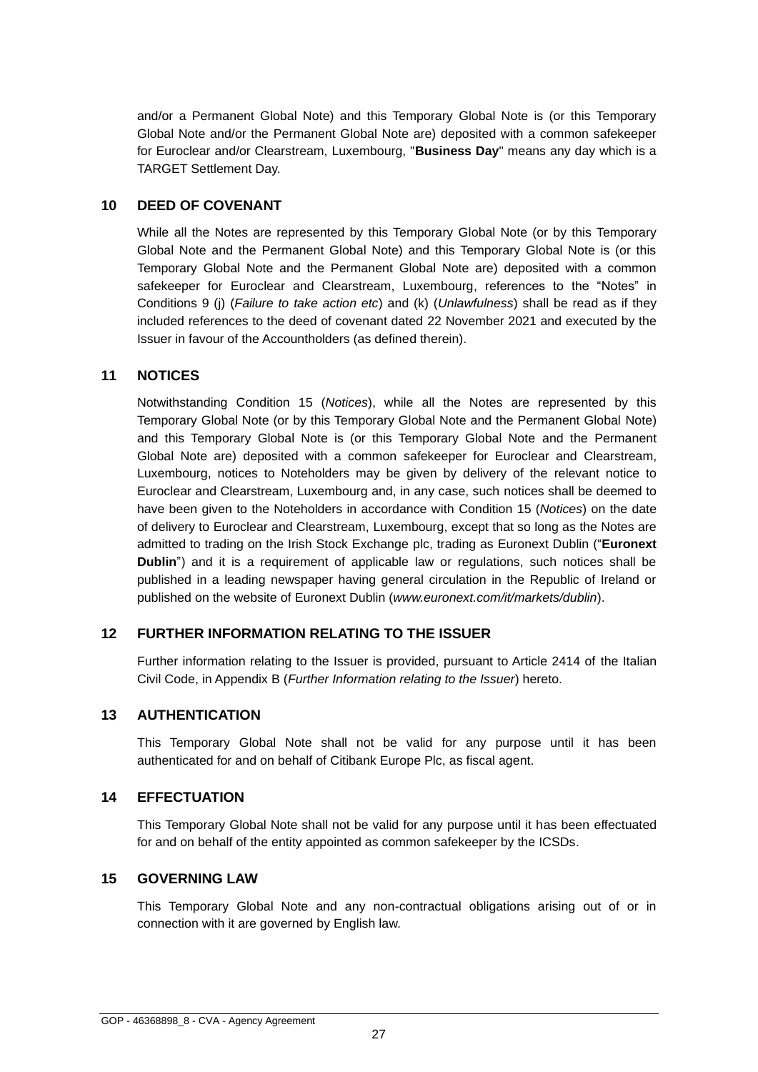and/or a Permanent Global Note) and this Temporary Global Note is (or this Temporary Global Note and/or the Permanent Global Note are) deposited with a common safekeeper for Euroclear and/or Clearstream, Luxembourg, "**Business Day**" means any day which is a TARGET Settlement Day.

## 10 DEED OF COVENANT

While all the Notes are represented by this Temporary Global Note (or by this Temporary Global Note and the Permanent Global Note) and this Temporary Global Note is (or this Temporary Global Note and the Permanent Global Note are) deposited with a common safekeeper for Euroclear and Clearstream, Luxembourg, references to the "Notes" in Conditions 9 (j) (*Failure to take action etc*) and (k) (*Unlawfulness*) shall be read as if they included references to the deed of covenant dated 22 November 2021 and executed by the Issuer in favour of the Accountholders (as defined therein).

## 11 NOTICES

Notwithstanding Condition 15 (*Notices*), while all the Notes are represented by this Temporary Global Note (or by this Temporary Global Note and the Permanent Global Note) and this Temporary Global Note is (or this Temporary Global Note and the Permanent Global Note are) deposited with a common safekeeper for Euroclear and Clearstream, Luxembourg, notices to Noteholders may be given by delivery of the relevant notice to Euroclear and Clearstream, Luxembourg and, in any case, such notices shall be deemed to have been given to the Noteholders in accordance with Condition 15 (*Notices*) on the date of delivery to Euroclear and Clearstream, Luxembourg, except that so long as the Notes are admitted to trading on the Irish Stock Exchange plc, trading as Euronext Dublin ("**Euronext Dublin**") and it is a requirement of applicable law or regulations, such notices shall be published in a leading newspaper having general circulation in the Republic of Ireland or published on the website of Euronext Dublin (*www.euronext.com/it/markets/dublin*).

## 12 FURTHER INFORMATION RELATING TO THE ISSUER

Further information relating to the Issuer is provided, pursuant to Article 2414 of the Italian Civil Code, in Appendix B (*Further Information relating to the Issuer*) hereto.

## 13 AUTHENTICATION

This Temporary Global Note shall not be valid for any purpose until it has been authenticated for and on behalf of Citibank Europe Plc, as fiscal agent.

## 14 EFFECTUATION

This Temporary Global Note shall not be valid for any purpose until it has been effectuated for and on behalf of the entity appointed as common safekeeper by the ICSDs.

## 15 GOVERNING LAW

This Temporary Global Note and any non-contractual obligations arising out of or in connection with it are governed by English law.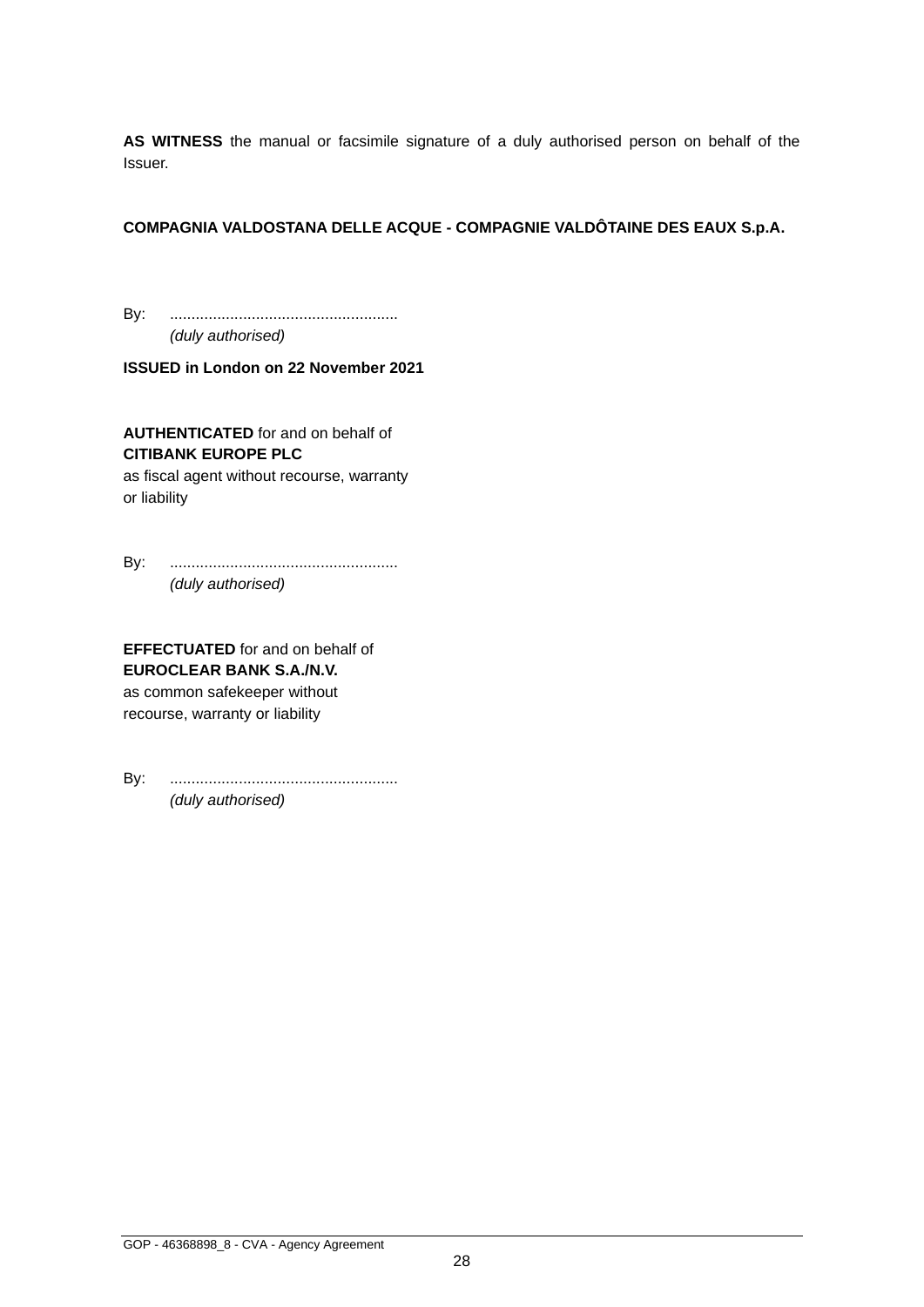**AS WITNESS** the manual or facsimile signature of a duly authorised person on behalf of the Issuer.

**COMPAGNIA VALDOSTANA DELLE ACQUE - COMPAGNIE VALDÔTAINE DES EAUX S.p.A.**

By: .....................................................
*(duly authorised)*

**ISSUED in London on 22 November 2021**

**AUTHENTICATED** for and on behalf of
**CITIBANK EUROPE PLC**
as fiscal agent without recourse, warranty or liability

By: .....................................................
*(duly authorised)*

**EFFECTUATED** for and on behalf of
**EUROCLEAR BANK S.A./N.V.**
as common safekeeper without recourse, warranty or liability

By: .....................................................
*(duly authorised)*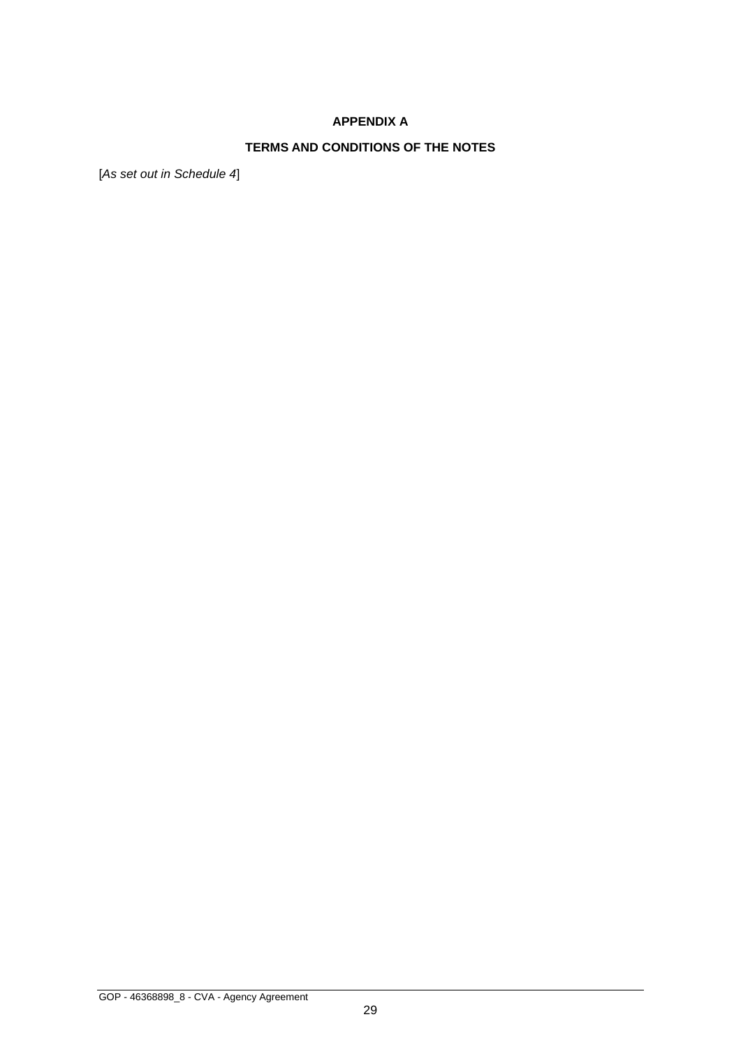# APPENDIX A

## TERMS AND CONDITIONS OF THE NOTES

[*As set out in Schedule 4*]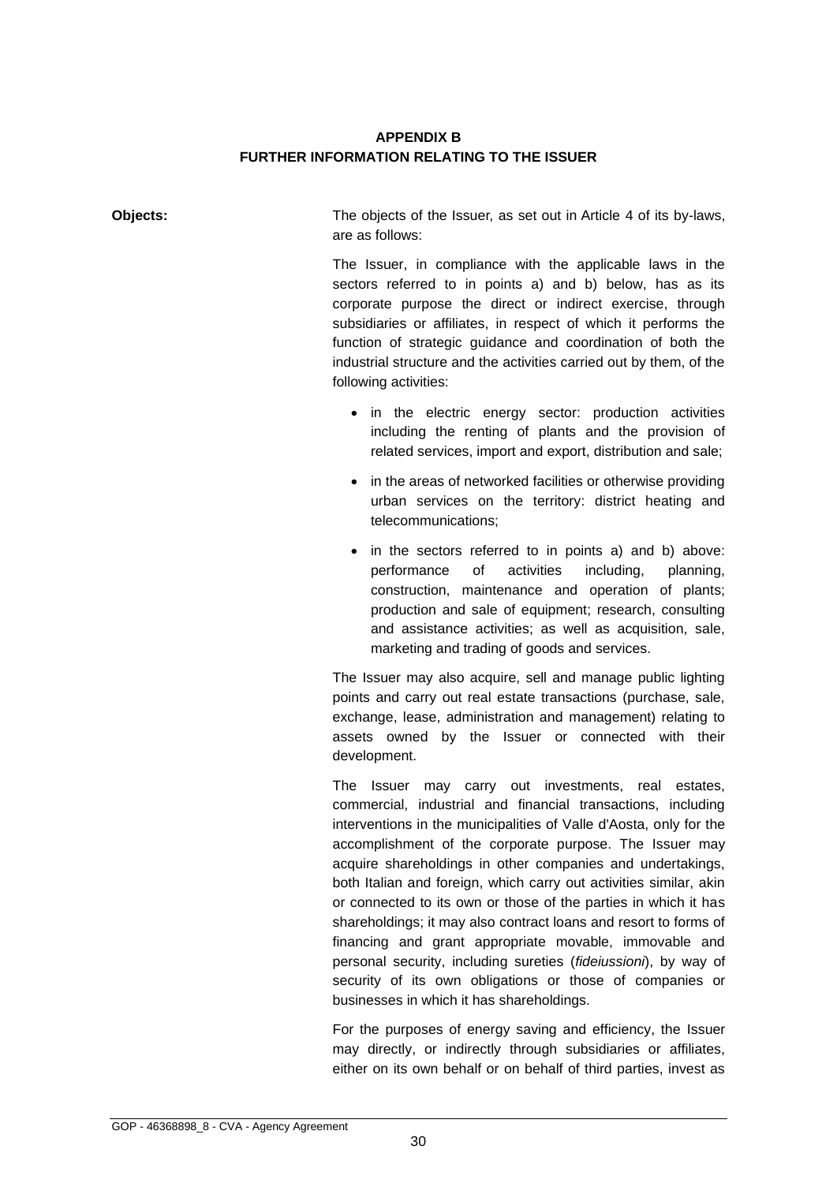## APPENDIX B
## FURTHER INFORMATION RELATING TO THE ISSUER

**Objects:**

The objects of the Issuer, as set out in Article 4 of its by-laws, are as follows:

The Issuer, in compliance with the applicable laws in the sectors referred to in points a) and b) below, has as its corporate purpose the direct or indirect exercise, through subsidiaries or affiliates, in respect of which it performs the function of strategic guidance and coordination of both the industrial structure and the activities carried out by them, of the following activities:

- in the electric energy sector: production activities including the renting of plants and the provision of related services, import and export, distribution and sale;
- in the areas of networked facilities or otherwise providing urban services on the territory: district heating and telecommunications;
- in the sectors referred to in points a) and b) above: performance of activities including, planning, construction, maintenance and operation of plants; production and sale of equipment; research, consulting and assistance activities; as well as acquisition, sale, marketing and trading of goods and services.

The Issuer may also acquire, sell and manage public lighting points and carry out real estate transactions (purchase, sale, exchange, lease, administration and management) relating to assets owned by the Issuer or connected with their development.

The Issuer may carry out investments, real estates, commercial, industrial and financial transactions, including interventions in the municipalities of Valle d'Aosta, only for the accomplishment of the corporate purpose. The Issuer may acquire shareholdings in other companies and undertakings, both Italian and foreign, which carry out activities similar, akin or connected to its own or those of the parties in which it has shareholdings; it may also contract loans and resort to forms of financing and grant appropriate movable, immovable and personal security, including sureties (*fideiussioni*), by way of security of its own obligations or those of companies or businesses in which it has shareholdings.

For the purposes of energy saving and efficiency, the Issuer may directly, or indirectly through subsidiaries or affiliates, either on its own behalf or on behalf of third parties, invest as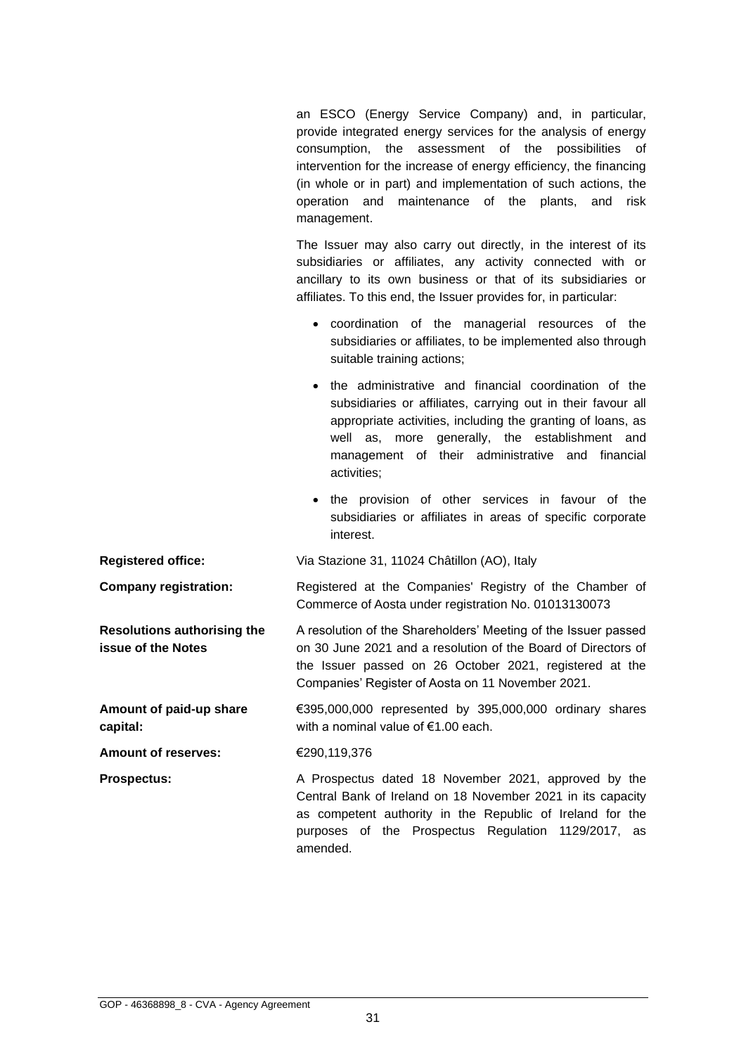an ESCO (Energy Service Company) and, in particular, provide integrated energy services for the analysis of energy consumption, the assessment of the possibilities of intervention for the increase of energy efficiency, the financing (in whole or in part) and implementation of such actions, the operation and maintenance of the plants, and risk management.

The Issuer may also carry out directly, in the interest of its subsidiaries or affiliates, any activity connected with or ancillary to its own business or that of its subsidiaries or affiliates. To this end, the Issuer provides for, in particular:

- coordination of the managerial resources of the subsidiaries or affiliates, to be implemented also through suitable training actions;
- the administrative and financial coordination of the subsidiaries or affiliates, carrying out in their favour all appropriate activities, including the granting of loans, as well as, more generally, the establishment and management of their administrative and financial activities;
- the provision of other services in favour of the subsidiaries or affiliates in areas of specific corporate interest.

**Registered office:** Via Stazione 31, 11024 Châtillon (AO), Italy

**Company registration:** Registered at the Companies' Registry of the Chamber of Commerce of Aosta under registration No. 01013130073

**Resolutions authorising the issue of the Notes** A resolution of the Shareholders' Meeting of the Issuer passed on 30 June 2021 and a resolution of the Board of Directors of the Issuer passed on 26 October 2021, registered at the Companies' Register of Aosta on 11 November 2021.

**Amount of paid-up share capital:** €395,000,000 represented by 395,000,000 ordinary shares with a nominal value of €1.00 each.

**Amount of reserves:** €290,119,376

**Prospectus:** A Prospectus dated 18 November 2021, approved by the Central Bank of Ireland on 18 November 2021 in its capacity as competent authority in the Republic of Ireland for the purposes of the Prospectus Regulation 1129/2017, as amended.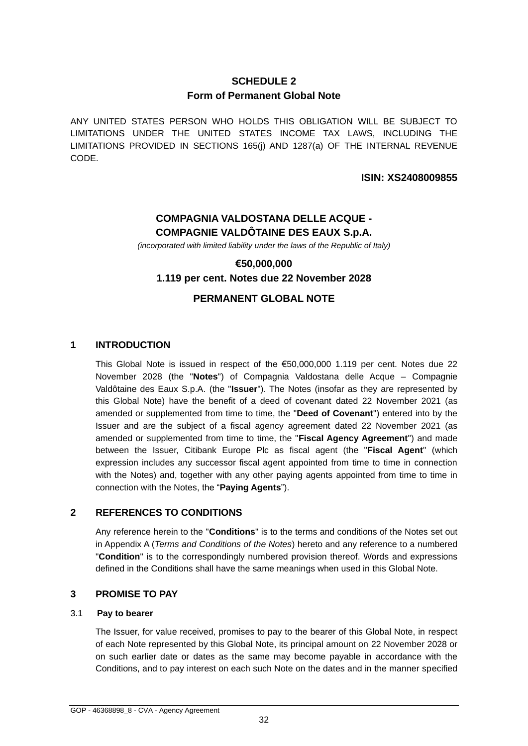## SCHEDULE 2
## Form of Permanent Global Note

ANY UNITED STATES PERSON WHO HOLDS THIS OBLIGATION WILL BE SUBJECT TO LIMITATIONS UNDER THE UNITED STATES INCOME TAX LAWS, INCLUDING THE LIMITATIONS PROVIDED IN SECTIONS 165(j) AND 1287(a) OF THE INTERNAL REVENUE CODE.

**ISIN: XS2408009855**

**COMPAGNIA VALDOSTANA DELLE ACQUE - COMPAGNIE VALDÔTAINE DES EAUX S.p.A.**

*(incorporated with limited liability under the laws of the Republic of Italy)*

**€50,000,000**

**1.119 per cent. Notes due 22 November 2028**

**PERMANENT GLOBAL NOTE**

## 1 INTRODUCTION

This Global Note is issued in respect of the €50,000,000 1.119 per cent. Notes due 22 November 2028 (the "**Notes**") of Compagnia Valdostana delle Acque – Compagnie Valdôtaine des Eaux S.p.A. (the "**Issuer**"). The Notes (insofar as they are represented by this Global Note) have the benefit of a deed of covenant dated 22 November 2021 (as amended or supplemented from time to time, the "**Deed of Covenant**") entered into by the Issuer and are the subject of a fiscal agency agreement dated 22 November 2021 (as amended or supplemented from time to time, the "**Fiscal Agency Agreement**") and made between the Issuer, Citibank Europe Plc as fiscal agent (the "**Fiscal Agent**" (which expression includes any successor fiscal agent appointed from time to time in connection with the Notes) and, together with any other paying agents appointed from time to time in connection with the Notes, the "**Paying Agents**").

## 2 REFERENCES TO CONDITIONS

Any reference herein to the "**Conditions**" is to the terms and conditions of the Notes set out in Appendix A (*Terms and Conditions of the Notes*) hereto and any reference to a numbered "**Condition**" is to the correspondingly numbered provision thereof. Words and expressions defined in the Conditions shall have the same meanings when used in this Global Note.

## 3 PROMISE TO PAY

### 3.1 Pay to bearer

The Issuer, for value received, promises to pay to the bearer of this Global Note, in respect of each Note represented by this Global Note, its principal amount on 22 November 2028 or on such earlier date or dates as the same may become payable in accordance with the Conditions, and to pay interest on each such Note on the dates and in the manner specified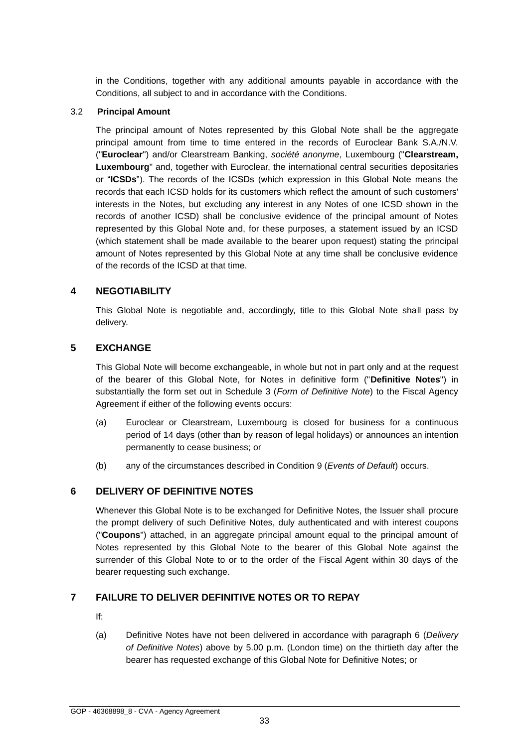in the Conditions, together with any additional amounts payable in accordance with the Conditions, all subject to and in accordance with the Conditions.

3.2 **Principal Amount**

The principal amount of Notes represented by this Global Note shall be the aggregate principal amount from time to time entered in the records of Euroclear Bank S.A./N.V. ("**Euroclear**") and/or Clearstream Banking, *société anonyme*, Luxembourg ("**Clearstream, Luxembourg**" and, together with Euroclear, the international central securities depositaries or "**ICSDs**"). The records of the ICSDs (which expression in this Global Note means the records that each ICSD holds for its customers which reflect the amount of such customers' interests in the Notes, but excluding any interest in any Notes of one ICSD shown in the records of another ICSD) shall be conclusive evidence of the principal amount of Notes represented by this Global Note and, for these purposes, a statement issued by an ICSD (which statement shall be made available to the bearer upon request) stating the principal amount of Notes represented by this Global Note at any time shall be conclusive evidence of the records of the ICSD at that time.

## 4 NEGOTIABILITY

This Global Note is negotiable and, accordingly, title to this Global Note shall pass by delivery.

## 5 EXCHANGE

This Global Note will become exchangeable, in whole but not in part only and at the request of the bearer of this Global Note, for Notes in definitive form ("**Definitive Notes**") in substantially the form set out in Schedule 3 (*Form of Definitive Note*) to the Fiscal Agency Agreement if either of the following events occurs:

(a) Euroclear or Clearstream, Luxembourg is closed for business for a continuous period of 14 days (other than by reason of legal holidays) or announces an intention permanently to cease business; or

(b) any of the circumstances described in Condition 9 (*Events of Default*) occurs.

## 6 DELIVERY OF DEFINITIVE NOTES

Whenever this Global Note is to be exchanged for Definitive Notes, the Issuer shall procure the prompt delivery of such Definitive Notes, duly authenticated and with interest coupons ("**Coupons**") attached, in an aggregate principal amount equal to the principal amount of Notes represented by this Global Note to the bearer of this Global Note against the surrender of this Global Note to or to the order of the Fiscal Agent within 30 days of the bearer requesting such exchange.

## 7 FAILURE TO DELIVER DEFINITIVE NOTES OR TO REPAY

If:

(a) Definitive Notes have not been delivered in accordance with paragraph 6 (*Delivery of Definitive Notes*) above by 5.00 p.m. (London time) on the thirtieth day after the bearer has requested exchange of this Global Note for Definitive Notes; or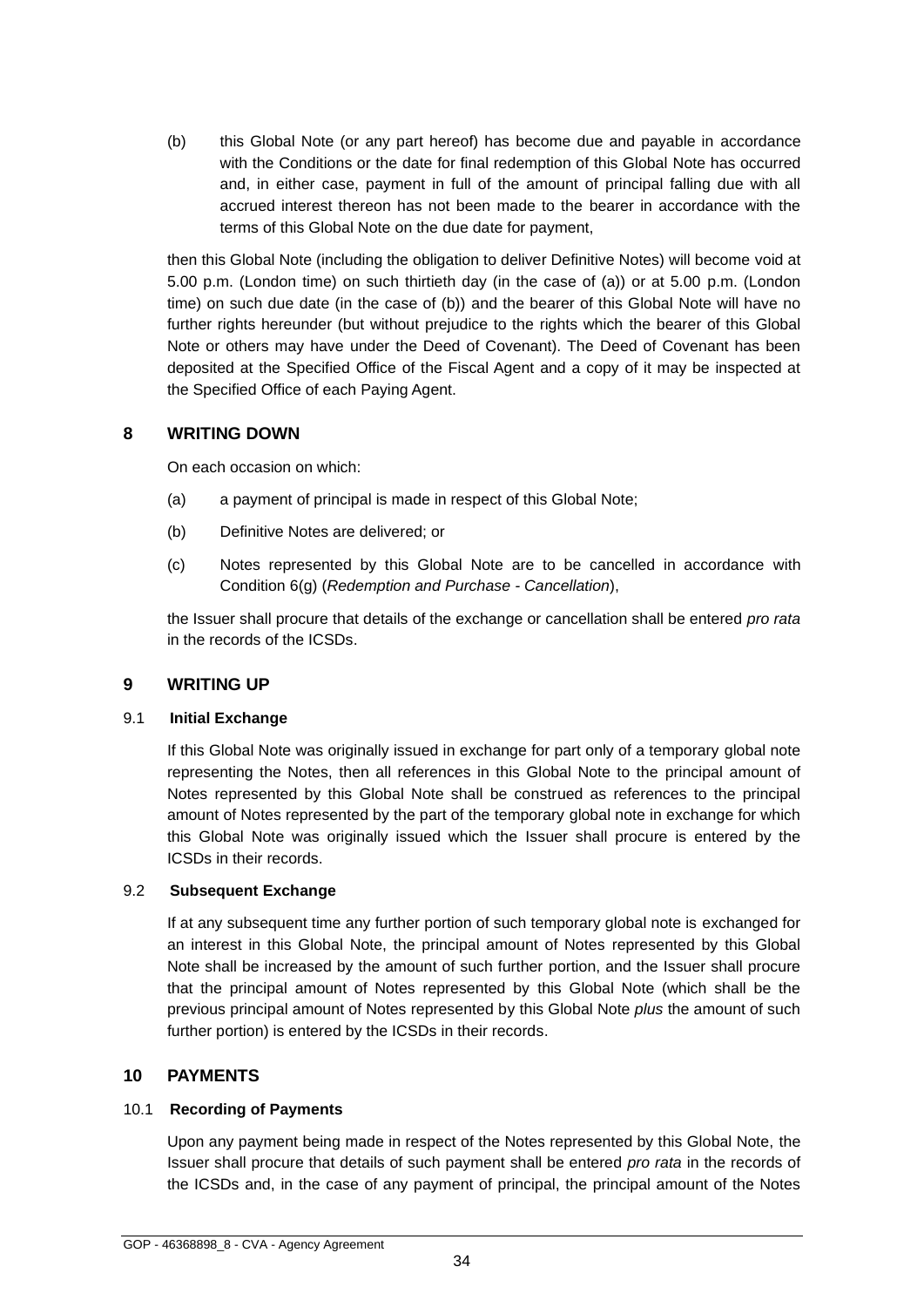(b) this Global Note (or any part hereof) has become due and payable in accordance with the Conditions or the date for final redemption of this Global Note has occurred and, in either case, payment in full of the amount of principal falling due with all accrued interest thereon has not been made to the bearer in accordance with the terms of this Global Note on the due date for payment,

then this Global Note (including the obligation to deliver Definitive Notes) will become void at 5.00 p.m. (London time) on such thirtieth day (in the case of (a)) or at 5.00 p.m. (London time) on such due date (in the case of (b)) and the bearer of this Global Note will have no further rights hereunder (but without prejudice to the rights which the bearer of this Global Note or others may have under the Deed of Covenant). The Deed of Covenant has been deposited at the Specified Office of the Fiscal Agent and a copy of it may be inspected at the Specified Office of each Paying Agent.

## 8 WRITING DOWN

On each occasion on which:

(a) a payment of principal is made in respect of this Global Note;

(b) Definitive Notes are delivered; or

(c) Notes represented by this Global Note are to be cancelled in accordance with Condition 6(g) (*Redemption and Purchase - Cancellation*),

the Issuer shall procure that details of the exchange or cancellation shall be entered *pro rata* in the records of the ICSDs.

## 9 WRITING UP

### 9.1 Initial Exchange

If this Global Note was originally issued in exchange for part only of a temporary global note representing the Notes, then all references in this Global Note to the principal amount of Notes represented by this Global Note shall be construed as references to the principal amount of Notes represented by the part of the temporary global note in exchange for which this Global Note was originally issued which the Issuer shall procure is entered by the ICSDs in their records.

### 9.2 Subsequent Exchange

If at any subsequent time any further portion of such temporary global note is exchanged for an interest in this Global Note, the principal amount of Notes represented by this Global Note shall be increased by the amount of such further portion, and the Issuer shall procure that the principal amount of Notes represented by this Global Note (which shall be the previous principal amount of Notes represented by this Global Note *plus* the amount of such further portion) is entered by the ICSDs in their records.

## 10 PAYMENTS

### 10.1 Recording of Payments

Upon any payment being made in respect of the Notes represented by this Global Note, the Issuer shall procure that details of such payment shall be entered *pro rata* in the records of the ICSDs and, in the case of any payment of principal, the principal amount of the Notes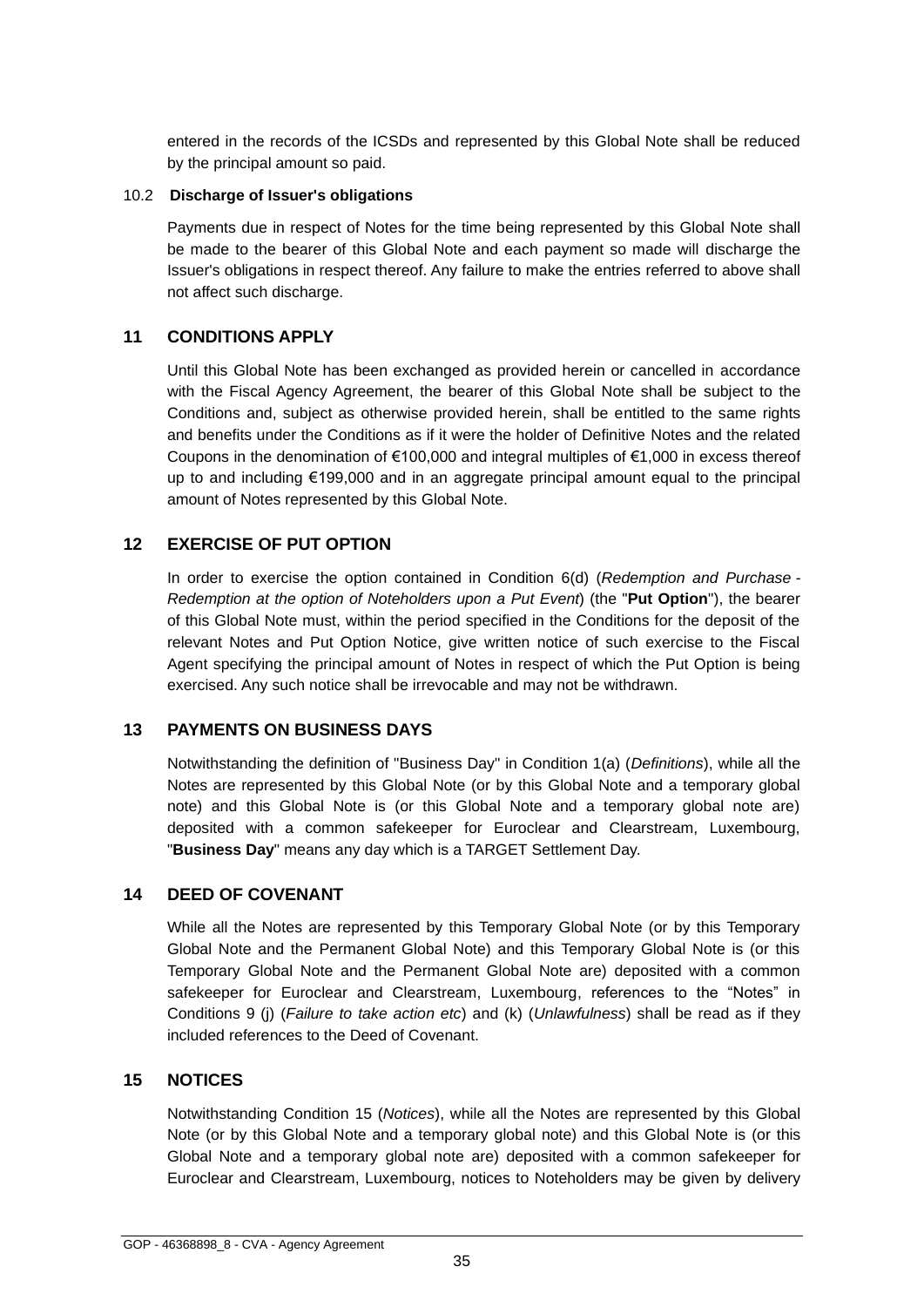entered in the records of the ICSDs and represented by this Global Note shall be reduced by the principal amount so paid.

10.2 **Discharge of Issuer's obligations**

Payments due in respect of Notes for the time being represented by this Global Note shall be made to the bearer of this Global Note and each payment so made will discharge the Issuer's obligations in respect thereof. Any failure to make the entries referred to above shall not affect such discharge.

## 11 CONDITIONS APPLY

Until this Global Note has been exchanged as provided herein or cancelled in accordance with the Fiscal Agency Agreement, the bearer of this Global Note shall be subject to the Conditions and, subject as otherwise provided herein, shall be entitled to the same rights and benefits under the Conditions as if it were the holder of Definitive Notes and the related Coupons in the denomination of €100,000 and integral multiples of €1,000 in excess thereof up to and including €199,000 and in an aggregate principal amount equal to the principal amount of Notes represented by this Global Note.

## 12 EXERCISE OF PUT OPTION

In order to exercise the option contained in Condition 6(d) (*Redemption and Purchase - Redemption at the option of Noteholders upon a Put Event*) (the "**Put Option**"), the bearer of this Global Note must, within the period specified in the Conditions for the deposit of the relevant Notes and Put Option Notice, give written notice of such exercise to the Fiscal Agent specifying the principal amount of Notes in respect of which the Put Option is being exercised. Any such notice shall be irrevocable and may not be withdrawn.

## 13 PAYMENTS ON BUSINESS DAYS

Notwithstanding the definition of "Business Day" in Condition 1(a) (*Definitions*), while all the Notes are represented by this Global Note (or by this Global Note and a temporary global note) and this Global Note is (or this Global Note and a temporary global note are) deposited with a common safekeeper for Euroclear and Clearstream, Luxembourg, "**Business Day**" means any day which is a TARGET Settlement Day.

## 14 DEED OF COVENANT

While all the Notes are represented by this Temporary Global Note (or by this Temporary Global Note and the Permanent Global Note) and this Temporary Global Note is (or this Temporary Global Note and the Permanent Global Note are) deposited with a common safekeeper for Euroclear and Clearstream, Luxembourg, references to the "Notes" in Conditions 9 (j) (*Failure to take action etc*) and (k) (*Unlawfulness*) shall be read as if they included references to the Deed of Covenant.

## 15 NOTICES

Notwithstanding Condition 15 (*Notices*), while all the Notes are represented by this Global Note (or by this Global Note and a temporary global note) and this Global Note is (or this Global Note and a temporary global note are) deposited with a common safekeeper for Euroclear and Clearstream, Luxembourg, notices to Noteholders may be given by delivery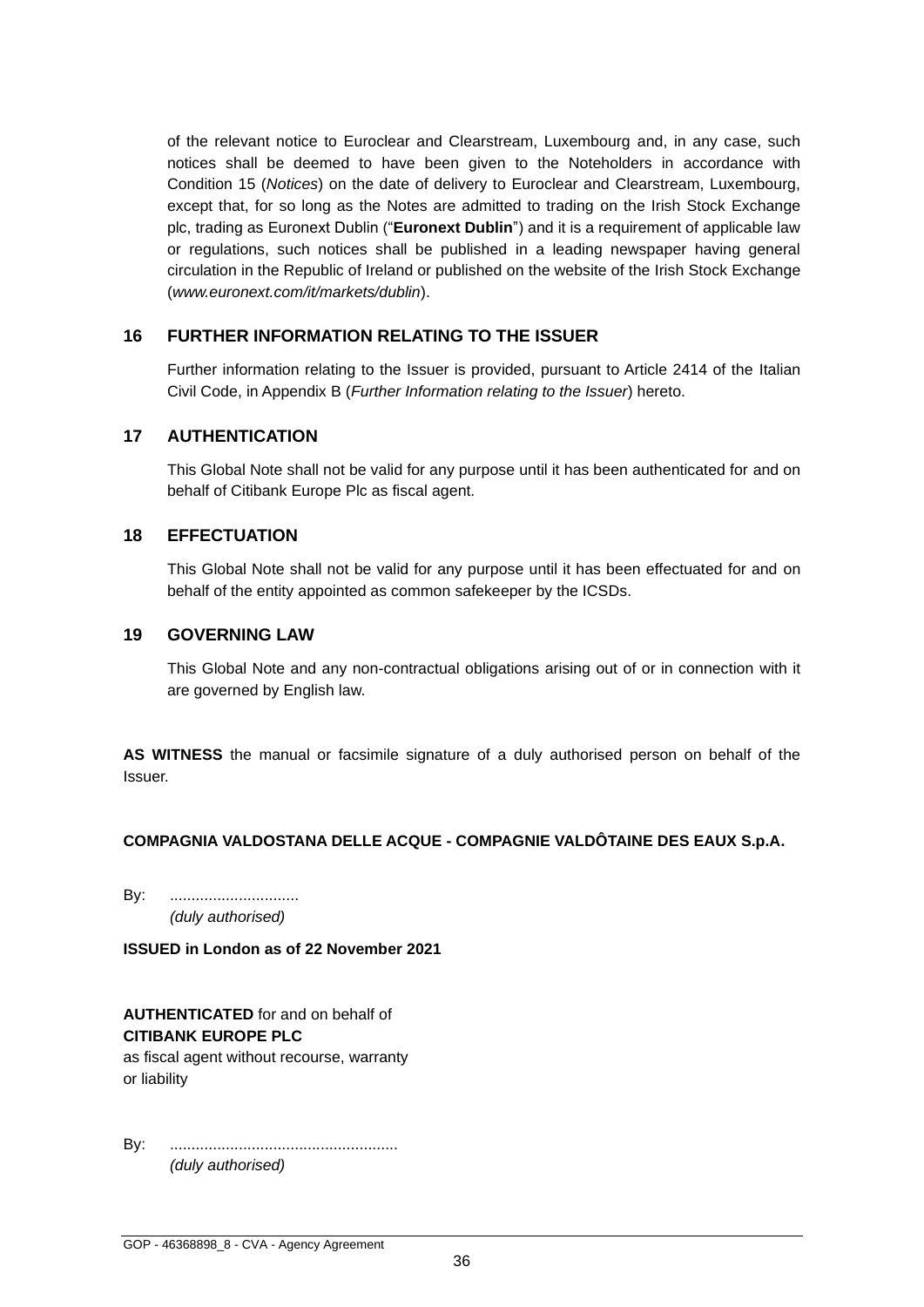of the relevant notice to Euroclear and Clearstream, Luxembourg and, in any case, such notices shall be deemed to have been given to the Noteholders in accordance with Condition 15 (*Notices*) on the date of delivery to Euroclear and Clearstream, Luxembourg, except that, for so long as the Notes are admitted to trading on the Irish Stock Exchange plc, trading as Euronext Dublin ("**Euronext Dublin**") and it is a requirement of applicable law or regulations, such notices shall be published in a leading newspaper having general circulation in the Republic of Ireland or published on the website of the Irish Stock Exchange (*www.euronext.com/it/markets/dublin*).

## 16 FURTHER INFORMATION RELATING TO THE ISSUER

Further information relating to the Issuer is provided, pursuant to Article 2414 of the Italian Civil Code, in Appendix B (*Further Information relating to the Issuer*) hereto.

## 17 AUTHENTICATION

This Global Note shall not be valid for any purpose until it has been authenticated for and on behalf of Citibank Europe Plc as fiscal agent.

## 18 EFFECTUATION

This Global Note shall not be valid for any purpose until it has been effectuated for and on behalf of the entity appointed as common safekeeper by the ICSDs.

## 19 GOVERNING LAW

This Global Note and any non-contractual obligations arising out of or in connection with it are governed by English law.

**AS WITNESS** the manual or facsimile signature of a duly authorised person on behalf of the Issuer.

**COMPAGNIA VALDOSTANA DELLE ACQUE - COMPAGNIE VALDÔTAINE DES EAUX S.p.A.**

By: ..............................
*(duly authorised)*

**ISSUED in London as of 22 November 2021**

**AUTHENTICATED** for and on behalf of
**CITIBANK EUROPE PLC**
as fiscal agent without recourse, warranty or liability

By: .....................................................
*(duly authorised)*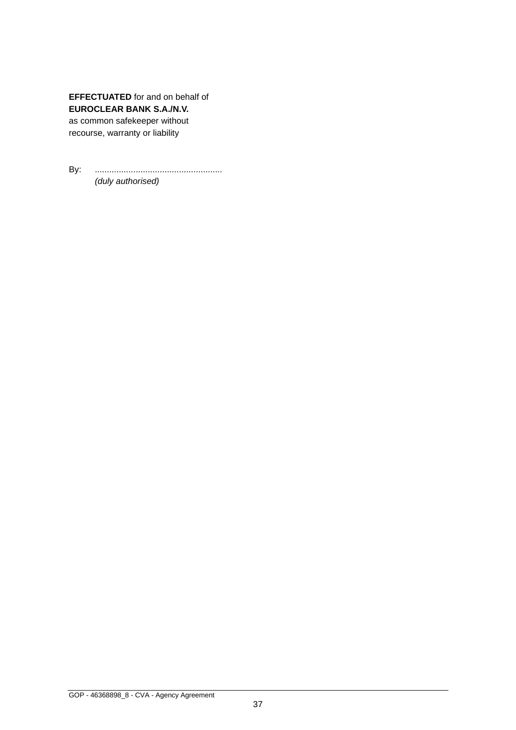**EFFECTUATED** for and on behalf of
**EUROCLEAR BANK S.A./N.V.**
as common safekeeper without
recourse, warranty or liability

By: ....................................................
*(duly authorised)*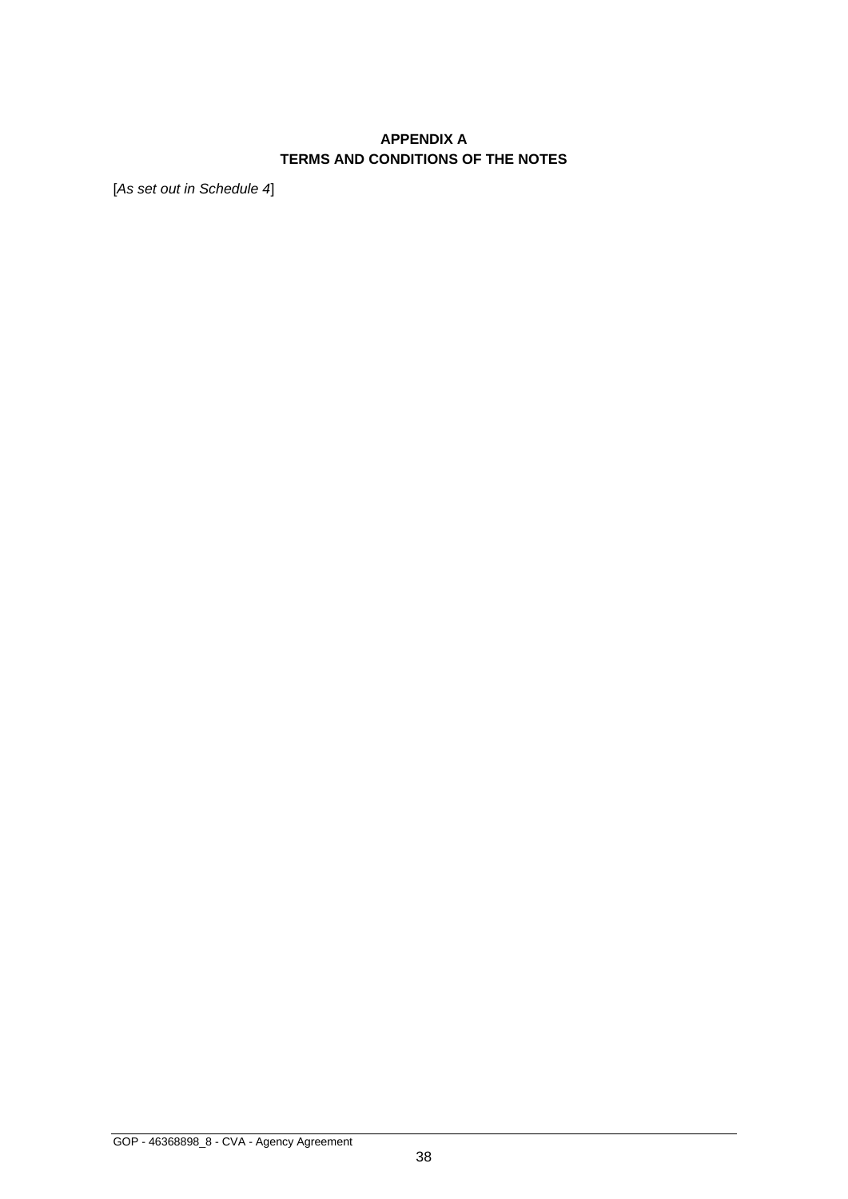# APPENDIX A
# TERMS AND CONDITIONS OF THE NOTES

[*As set out in Schedule 4*]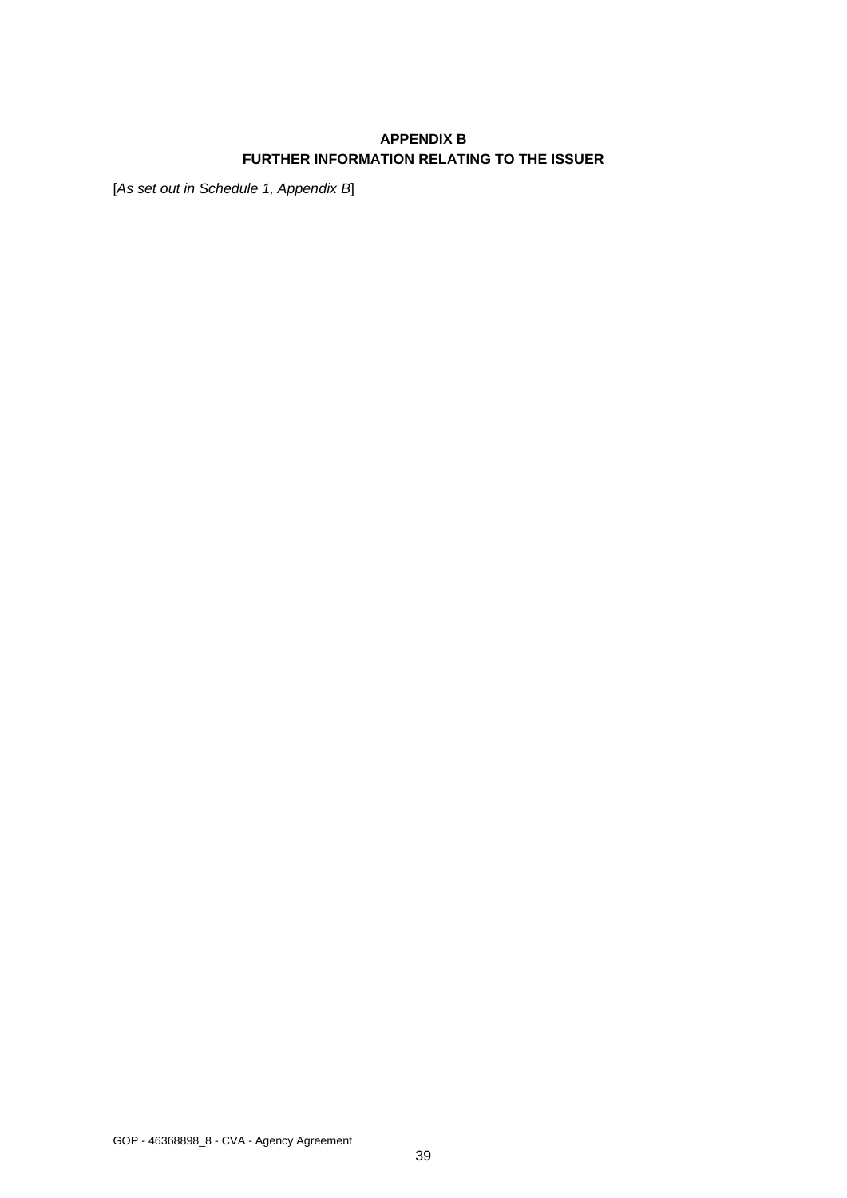# APPENDIX B
# FURTHER INFORMATION RELATING TO THE ISSUER

[*As set out in Schedule 1, Appendix B*]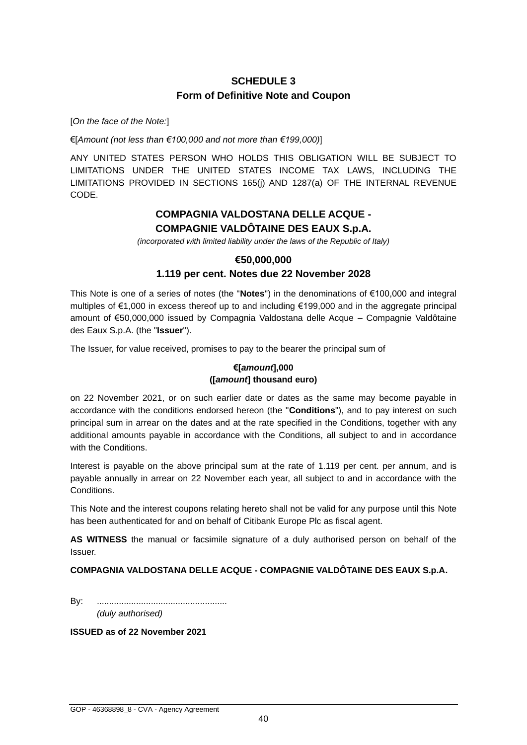# SCHEDULE 3
## Form of Definitive Note and Coupon

[*On the face of the Note:*]

€[*Amount (not less than €100,000 and not more than €199,000)*]

ANY UNITED STATES PERSON WHO HOLDS THIS OBLIGATION WILL BE SUBJECT TO LIMITATIONS UNDER THE UNITED STATES INCOME TAX LAWS, INCLUDING THE LIMITATIONS PROVIDED IN SECTIONS 165(j) AND 1287(a) OF THE INTERNAL REVENUE CODE.

**COMPAGNIA VALDOSTANA DELLE ACQUE - COMPAGNIE VALDÔTAINE DES EAUX S.p.A.**

*(incorporated with limited liability under the laws of the Republic of Italy)*

**€50,000,000**

**1.119 per cent. Notes due 22 November 2028**

This Note is one of a series of notes (the "**Notes**") in the denominations of €100,000 and integral multiples of €1,000 in excess thereof up to and including €199,000 and in the aggregate principal amount of €50,000,000 issued by Compagnia Valdostana delle Acque – Compagnie Valdôtaine des Eaux S.p.A. (the "**Issuer**").

The Issuer, for value received, promises to pay to the bearer the principal sum of

**€[*amount*],000**
**([*amount*] thousand euro)**

on 22 November 2021, or on such earlier date or dates as the same may become payable in accordance with the conditions endorsed hereon (the "**Conditions**"), and to pay interest on such principal sum in arrear on the dates and at the rate specified in the Conditions, together with any additional amounts payable in accordance with the Conditions, all subject to and in accordance with the Conditions.

Interest is payable on the above principal sum at the rate of 1.119 per cent. per annum, and is payable annually in arrear on 22 November each year, all subject to and in accordance with the Conditions.

This Note and the interest coupons relating hereto shall not be valid for any purpose until this Note has been authenticated for and on behalf of Citibank Europe Plc as fiscal agent.

**AS WITNESS** the manual or facsimile signature of a duly authorised person on behalf of the Issuer.

**COMPAGNIA VALDOSTANA DELLE ACQUE - COMPAGNIE VALDÔTAINE DES EAUX S.p.A.**

By: .....................................................
*(duly authorised)*

**ISSUED as of 22 November 2021**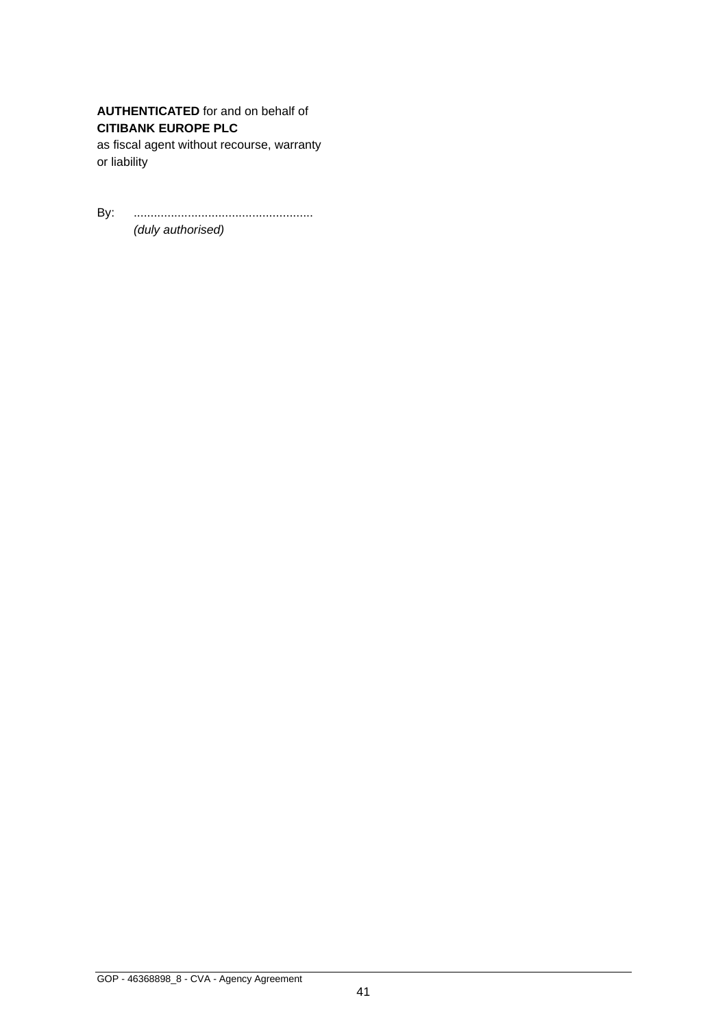**AUTHENTICATED** for and on behalf of
**CITIBANK EUROPE PLC**
as fiscal agent without recourse, warranty
or liability

By: ....................................................
*(duly authorised)*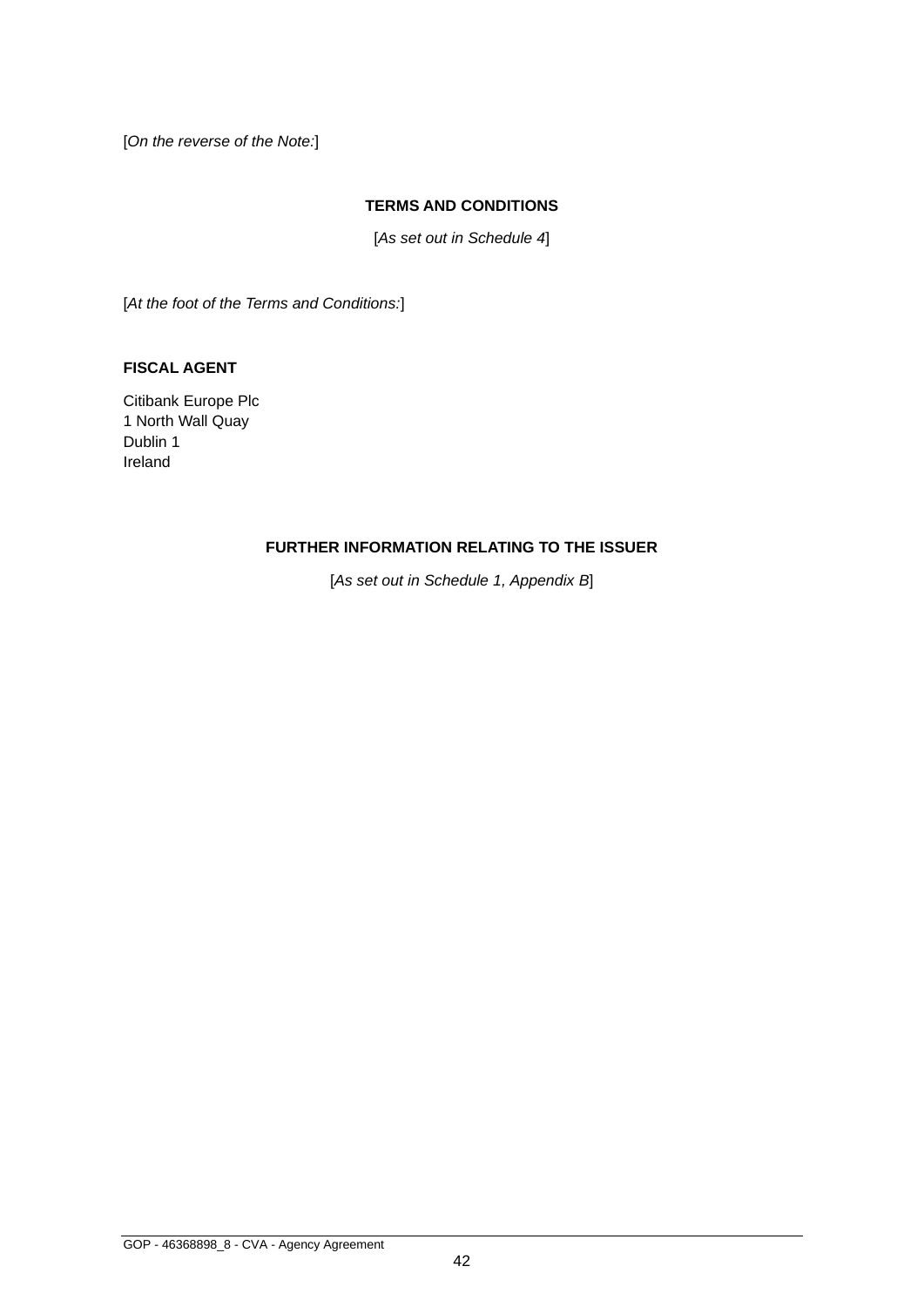[*On the reverse of the Note:*]

**TERMS AND CONDITIONS**

[*As set out in Schedule 4*]

[*At the foot of the Terms and Conditions:*]

**FISCAL AGENT**

Citibank Europe Plc
1 North Wall Quay
Dublin 1
Ireland

**FURTHER INFORMATION RELATING TO THE ISSUER**

[*As set out in Schedule 1, Appendix B*]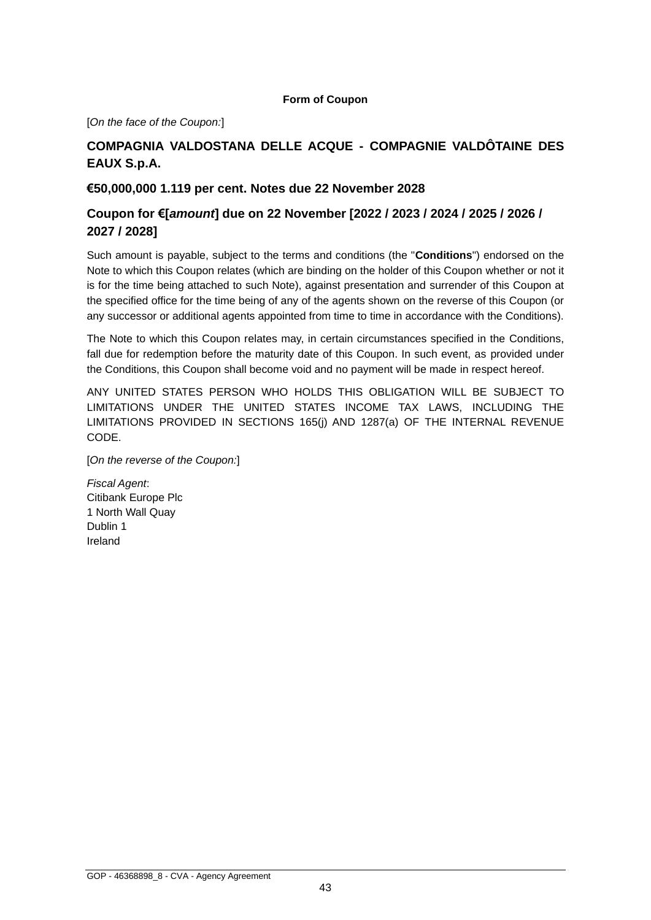**Form of Coupon**

[*On the face of the Coupon:*]

## COMPAGNIA VALDOSTANA DELLE ACQUE - COMPAGNIE VALDÔTAINE DES EAUX S.p.A.

## €50,000,000 1.119 per cent. Notes due 22 November 2028

## Coupon for €[*amount*] due on 22 November [2022 / 2023 / 2024 / 2025 / 2026 / 2027 / 2028]

Such amount is payable, subject to the terms and conditions (the "**Conditions**") endorsed on the Note to which this Coupon relates (which are binding on the holder of this Coupon whether or not it is for the time being attached to such Note), against presentation and surrender of this Coupon at the specified office for the time being of any of the agents shown on the reverse of this Coupon (or any successor or additional agents appointed from time to time in accordance with the Conditions).

The Note to which this Coupon relates may, in certain circumstances specified in the Conditions, fall due for redemption before the maturity date of this Coupon. In such event, as provided under the Conditions, this Coupon shall become void and no payment will be made in respect hereof.

ANY UNITED STATES PERSON WHO HOLDS THIS OBLIGATION WILL BE SUBJECT TO LIMITATIONS UNDER THE UNITED STATES INCOME TAX LAWS, INCLUDING THE LIMITATIONS PROVIDED IN SECTIONS 165(j) AND 1287(a) OF THE INTERNAL REVENUE CODE.

[*On the reverse of the Coupon:*]

*Fiscal Agent*:
Citibank Europe Plc
1 North Wall Quay
Dublin 1
Ireland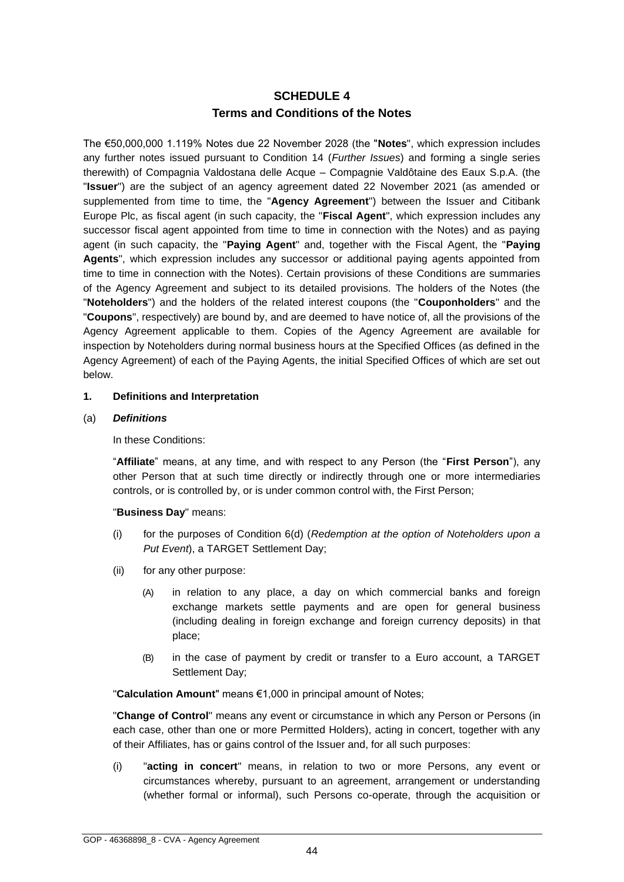# SCHEDULE 4
## Terms and Conditions of the Notes

The €50,000,000 1.119% Notes due 22 November 2028 (the "**Notes**", which expression includes any further notes issued pursuant to Condition 14 (*Further Issues*) and forming a single series therewith) of Compagnia Valdostana delle Acque – Compagnie Valdôtaine des Eaux S.p.A. (the "**Issuer**") are the subject of an agency agreement dated 22 November 2021 (as amended or supplemented from time to time, the "**Agency Agreement**") between the Issuer and Citibank Europe Plc, as fiscal agent (in such capacity, the "**Fiscal Agent**", which expression includes any successor fiscal agent appointed from time to time in connection with the Notes) and as paying agent (in such capacity, the "**Paying Agent**" and, together with the Fiscal Agent, the "**Paying Agents**", which expression includes any successor or additional paying agents appointed from time to time in connection with the Notes). Certain provisions of these Conditions are summaries of the Agency Agreement and subject to its detailed provisions. The holders of the Notes (the "**Noteholders**") and the holders of the related interest coupons (the "**Couponholders**" and the "**Coupons**", respectively) are bound by, and are deemed to have notice of, all the provisions of the Agency Agreement applicable to them. Copies of the Agency Agreement are available for inspection by Noteholders during normal business hours at the Specified Offices (as defined in the Agency Agreement) of each of the Paying Agents, the initial Specified Offices of which are set out below.

**1. Definitions and Interpretation**

(a) ***Definitions***

In these Conditions:

"**Affiliate**" means, at any time, and with respect to any Person (the "**First Person**"), any other Person that at such time directly or indirectly through one or more intermediaries controls, or is controlled by, or is under common control with, the First Person;

"**Business Day**" means:

(i) for the purposes of Condition 6(d) (*Redemption at the option of Noteholders upon a Put Event*), a TARGET Settlement Day;

(ii) for any other purpose:

(A) in relation to any place, a day on which commercial banks and foreign exchange markets settle payments and are open for general business (including dealing in foreign exchange and foreign currency deposits) in that place;

(B) in the case of payment by credit or transfer to a Euro account, a TARGET Settlement Day;

"**Calculation Amount**" means €1,000 in principal amount of Notes;

"**Change of Control**" means any event or circumstance in which any Person or Persons (in each case, other than one or more Permitted Holders), acting in concert, together with any of their Affiliates, has or gains control of the Issuer and, for all such purposes:

(i) "**acting in concert**" means, in relation to two or more Persons, any event or circumstances whereby, pursuant to an agreement, arrangement or understanding (whether formal or informal), such Persons co-operate, through the acquisition or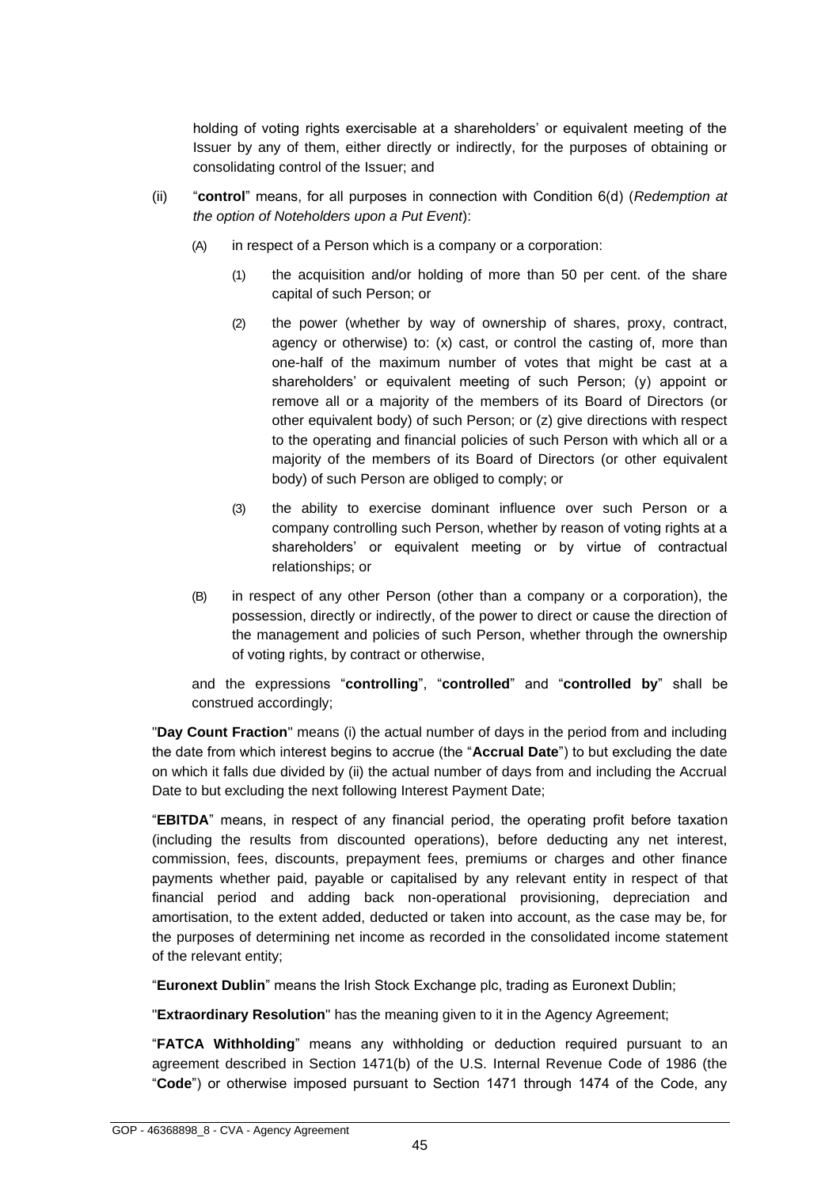holding of voting rights exercisable at a shareholders' or equivalent meeting of the Issuer by any of them, either directly or indirectly, for the purposes of obtaining or consolidating control of the Issuer; and

(ii) "**control**" means, for all purposes in connection with Condition 6(d) (*Redemption at the option of Noteholders upon a Put Event*):

(A) in respect of a Person which is a company or a corporation:

(1) the acquisition and/or holding of more than 50 per cent. of the share capital of such Person; or

(2) the power (whether by way of ownership of shares, proxy, contract, agency or otherwise) to: (x) cast, or control the casting of, more than one-half of the maximum number of votes that might be cast at a shareholders' or equivalent meeting of such Person; (y) appoint or remove all or a majority of the members of its Board of Directors (or other equivalent body) of such Person; or (z) give directions with respect to the operating and financial policies of such Person with which all or a majority of the members of its Board of Directors (or other equivalent body) of such Person are obliged to comply; or

(3) the ability to exercise dominant influence over such Person or a company controlling such Person, whether by reason of voting rights at a shareholders' or equivalent meeting or by virtue of contractual relationships; or

(B) in respect of any other Person (other than a company or a corporation), the possession, directly or indirectly, of the power to direct or cause the direction of the management and policies of such Person, whether through the ownership of voting rights, by contract or otherwise,

and the expressions "**controlling**", "**controlled**" and "**controlled by**" shall be construed accordingly;

"**Day Count Fraction**" means (i) the actual number of days in the period from and including the date from which interest begins to accrue (the "**Accrual Date**") to but excluding the date on which it falls due divided by (ii) the actual number of days from and including the Accrual Date to but excluding the next following Interest Payment Date;

"**EBITDA**" means, in respect of any financial period, the operating profit before taxation (including the results from discounted operations), before deducting any net interest, commission, fees, discounts, prepayment fees, premiums or charges and other finance payments whether paid, payable or capitalised by any relevant entity in respect of that financial period and adding back non-operational provisioning, depreciation and amortisation, to the extent added, deducted or taken into account, as the case may be, for the purposes of determining net income as recorded in the consolidated income statement of the relevant entity;

"**Euronext Dublin**" means the Irish Stock Exchange plc, trading as Euronext Dublin;

"**Extraordinary Resolution**" has the meaning given to it in the Agency Agreement;

"**FATCA Withholding**" means any withholding or deduction required pursuant to an agreement described in Section 1471(b) of the U.S. Internal Revenue Code of 1986 (the "**Code**") or otherwise imposed pursuant to Section 1471 through 1474 of the Code, any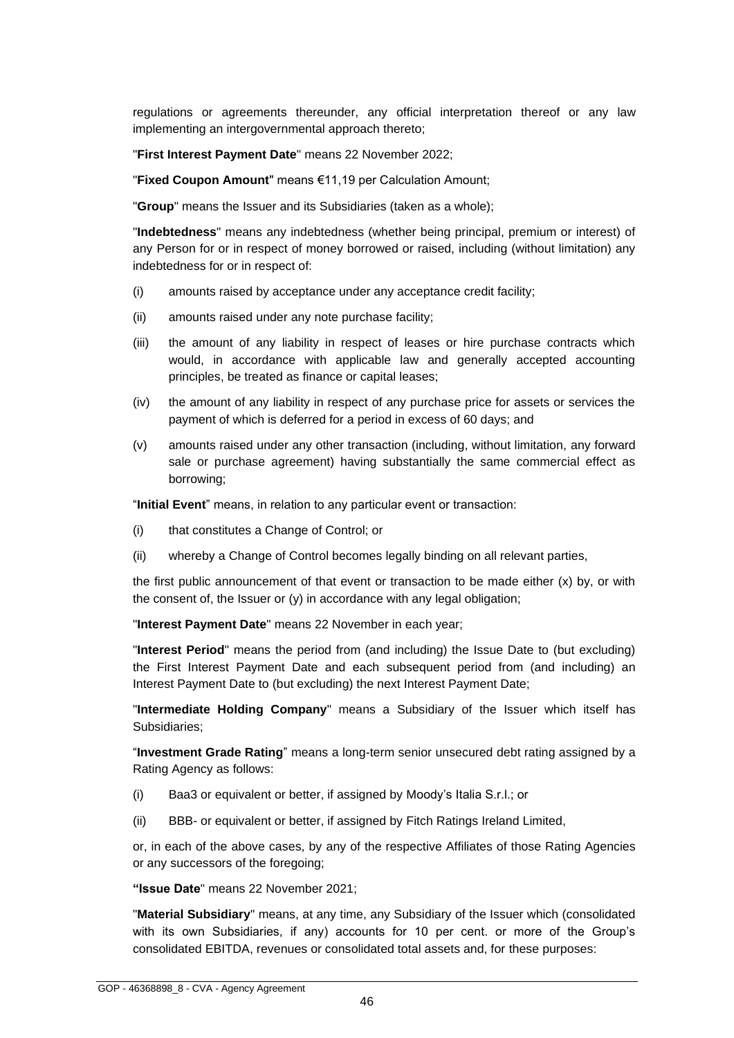regulations or agreements thereunder, any official interpretation thereof or any law implementing an intergovernmental approach thereto;

"**First Interest Payment Date**" means 22 November 2022;

"**Fixed Coupon Amount**" means €11,19 per Calculation Amount;

"**Group**" means the Issuer and its Subsidiaries (taken as a whole);

"**Indebtedness**" means any indebtedness (whether being principal, premium or interest) of any Person for or in respect of money borrowed or raised, including (without limitation) any indebtedness for or in respect of:

(i) amounts raised by acceptance under any acceptance credit facility;

(ii) amounts raised under any note purchase facility;

(iii) the amount of any liability in respect of leases or hire purchase contracts which would, in accordance with applicable law and generally accepted accounting principles, be treated as finance or capital leases;

(iv) the amount of any liability in respect of any purchase price for assets or services the payment of which is deferred for a period in excess of 60 days; and

(v) amounts raised under any other transaction (including, without limitation, any forward sale or purchase agreement) having substantially the same commercial effect as borrowing;

"**Initial Event**" means, in relation to any particular event or transaction:

(i) that constitutes a Change of Control; or

(ii) whereby a Change of Control becomes legally binding on all relevant parties,

the first public announcement of that event or transaction to be made either (x) by, or with the consent of, the Issuer or (y) in accordance with any legal obligation;

"**Interest Payment Date**" means 22 November in each year;

"**Interest Period**" means the period from (and including) the Issue Date to (but excluding) the First Interest Payment Date and each subsequent period from (and including) an Interest Payment Date to (but excluding) the next Interest Payment Date;

"**Intermediate Holding Company**" means a Subsidiary of the Issuer which itself has Subsidiaries;

"**Investment Grade Rating**" means a long-term senior unsecured debt rating assigned by a Rating Agency as follows:

(i) Baa3 or equivalent or better, if assigned by Moody's Italia S.r.l.; or

(ii) BBB- or equivalent or better, if assigned by Fitch Ratings Ireland Limited,

or, in each of the above cases, by any of the respective Affiliates of those Rating Agencies or any successors of the foregoing;

"**Issue Date**" means 22 November 2021;

"**Material Subsidiary**" means, at any time, any Subsidiary of the Issuer which (consolidated with its own Subsidiaries, if any) accounts for 10 per cent. or more of the Group's consolidated EBITDA, revenues or consolidated total assets and, for these purposes: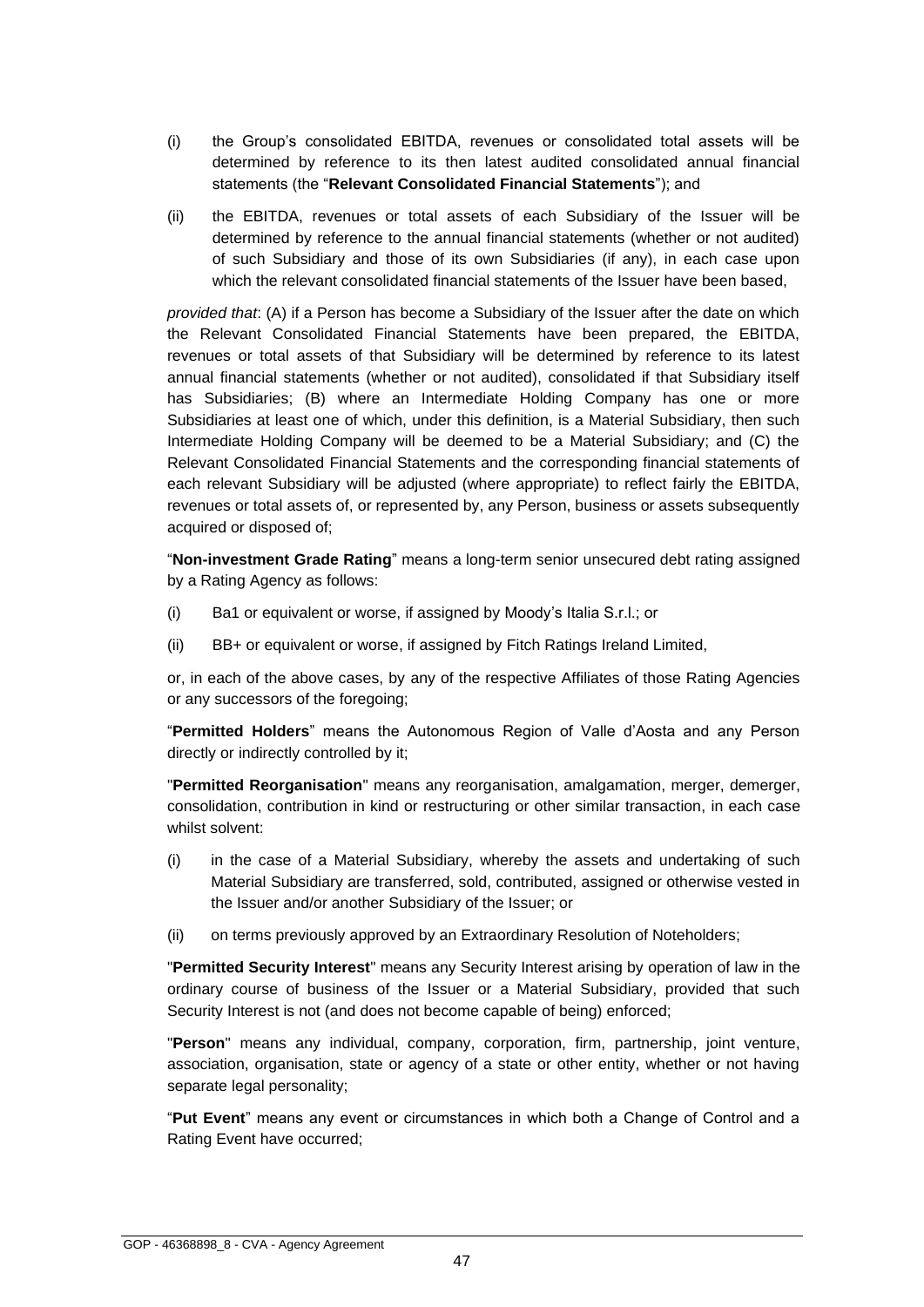(i) the Group's consolidated EBITDA, revenues or consolidated total assets will be determined by reference to its then latest audited consolidated annual financial statements (the "**Relevant Consolidated Financial Statements**"); and

(ii) the EBITDA, revenues or total assets of each Subsidiary of the Issuer will be determined by reference to the annual financial statements (whether or not audited) of such Subsidiary and those of its own Subsidiaries (if any), in each case upon which the relevant consolidated financial statements of the Issuer have been based,

*provided that*: (A) if a Person has become a Subsidiary of the Issuer after the date on which the Relevant Consolidated Financial Statements have been prepared, the EBITDA, revenues or total assets of that Subsidiary will be determined by reference to its latest annual financial statements (whether or not audited), consolidated if that Subsidiary itself has Subsidiaries; (B) where an Intermediate Holding Company has one or more Subsidiaries at least one of which, under this definition, is a Material Subsidiary, then such Intermediate Holding Company will be deemed to be a Material Subsidiary; and (C) the Relevant Consolidated Financial Statements and the corresponding financial statements of each relevant Subsidiary will be adjusted (where appropriate) to reflect fairly the EBITDA, revenues or total assets of, or represented by, any Person, business or assets subsequently acquired or disposed of;

"**Non-investment Grade Rating**" means a long-term senior unsecured debt rating assigned by a Rating Agency as follows:

(i) Ba1 or equivalent or worse, if assigned by Moody's Italia S.r.l.; or

(ii) BB+ or equivalent or worse, if assigned by Fitch Ratings Ireland Limited,

or, in each of the above cases, by any of the respective Affiliates of those Rating Agencies or any successors of the foregoing;

"**Permitted Holders**" means the Autonomous Region of Valle d'Aosta and any Person directly or indirectly controlled by it;

"**Permitted Reorganisation**" means any reorganisation, amalgamation, merger, demerger, consolidation, contribution in kind or restructuring or other similar transaction, in each case whilst solvent:

(i) in the case of a Material Subsidiary, whereby the assets and undertaking of such Material Subsidiary are transferred, sold, contributed, assigned or otherwise vested in the Issuer and/or another Subsidiary of the Issuer; or

(ii) on terms previously approved by an Extraordinary Resolution of Noteholders;

"**Permitted Security Interest**" means any Security Interest arising by operation of law in the ordinary course of business of the Issuer or a Material Subsidiary, provided that such Security Interest is not (and does not become capable of being) enforced;

"**Person**" means any individual, company, corporation, firm, partnership, joint venture, association, organisation, state or agency of a state or other entity, whether or not having separate legal personality;

"**Put Event**" means any event or circumstances in which both a Change of Control and a Rating Event have occurred;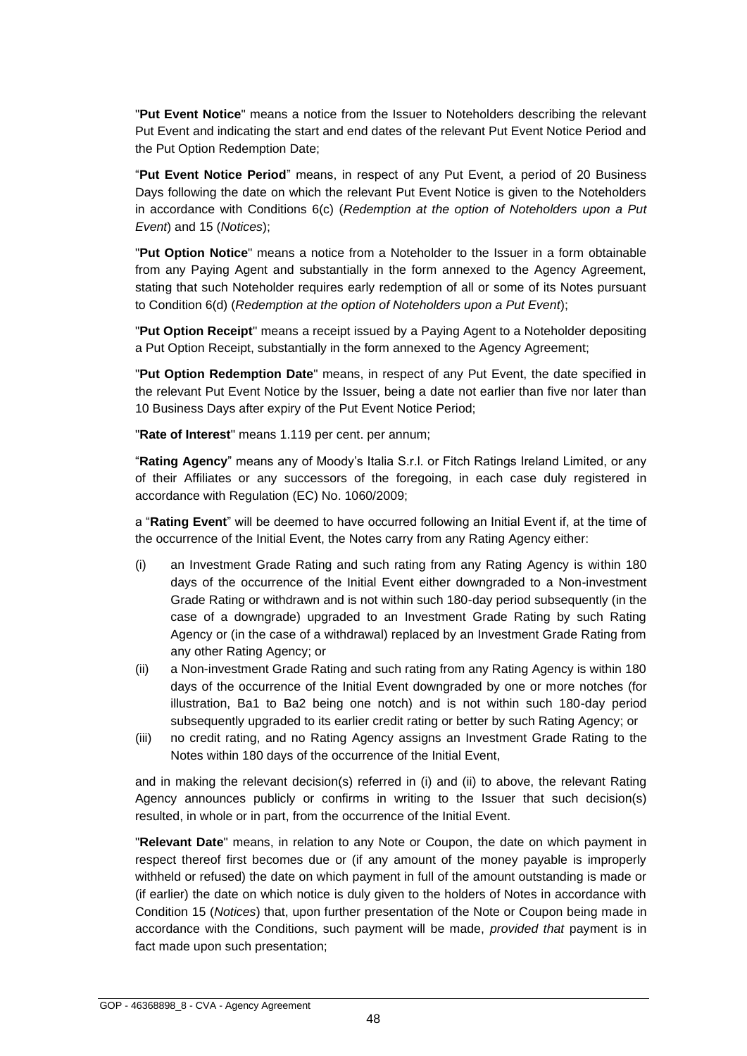"**Put Event Notice**" means a notice from the Issuer to Noteholders describing the relevant Put Event and indicating the start and end dates of the relevant Put Event Notice Period and the Put Option Redemption Date;

"**Put Event Notice Period**" means, in respect of any Put Event, a period of 20 Business Days following the date on which the relevant Put Event Notice is given to the Noteholders in accordance with Conditions 6(c) (*Redemption at the option of Noteholders upon a Put Event*) and 15 (*Notices*);

"**Put Option Notice**" means a notice from a Noteholder to the Issuer in a form obtainable from any Paying Agent and substantially in the form annexed to the Agency Agreement, stating that such Noteholder requires early redemption of all or some of its Notes pursuant to Condition 6(d) (*Redemption at the option of Noteholders upon a Put Event*);

"**Put Option Receipt**" means a receipt issued by a Paying Agent to a Noteholder depositing a Put Option Receipt, substantially in the form annexed to the Agency Agreement;

"**Put Option Redemption Date**" means, in respect of any Put Event, the date specified in the relevant Put Event Notice by the Issuer, being a date not earlier than five nor later than 10 Business Days after expiry of the Put Event Notice Period;

"**Rate of Interest**" means 1.119 per cent. per annum;

"**Rating Agency**" means any of Moody's Italia S.r.l. or Fitch Ratings Ireland Limited, or any of their Affiliates or any successors of the foregoing, in each case duly registered in accordance with Regulation (EC) No. 1060/2009;

a "**Rating Event**" will be deemed to have occurred following an Initial Event if, at the time of the occurrence of the Initial Event, the Notes carry from any Rating Agency either:

(i) an Investment Grade Rating and such rating from any Rating Agency is within 180 days of the occurrence of the Initial Event either downgraded to a Non-investment Grade Rating or withdrawn and is not within such 180-day period subsequently (in the case of a downgrade) upgraded to an Investment Grade Rating by such Rating Agency or (in the case of a withdrawal) replaced by an Investment Grade Rating from any other Rating Agency; or

(ii) a Non-investment Grade Rating and such rating from any Rating Agency is within 180 days of the occurrence of the Initial Event downgraded by one or more notches (for illustration, Ba1 to Ba2 being one notch) and is not within such 180-day period subsequently upgraded to its earlier credit rating or better by such Rating Agency; or

(iii) no credit rating, and no Rating Agency assigns an Investment Grade Rating to the Notes within 180 days of the occurrence of the Initial Event,

and in making the relevant decision(s) referred in (i) and (ii) to above, the relevant Rating Agency announces publicly or confirms in writing to the Issuer that such decision(s) resulted, in whole or in part, from the occurrence of the Initial Event.

"**Relevant Date**" means, in relation to any Note or Coupon, the date on which payment in respect thereof first becomes due or (if any amount of the money payable is improperly withheld or refused) the date on which payment in full of the amount outstanding is made or (if earlier) the date on which notice is duly given to the holders of Notes in accordance with Condition 15 (*Notices*) that, upon further presentation of the Note or Coupon being made in accordance with the Conditions, such payment will be made, *provided that* payment is in fact made upon such presentation;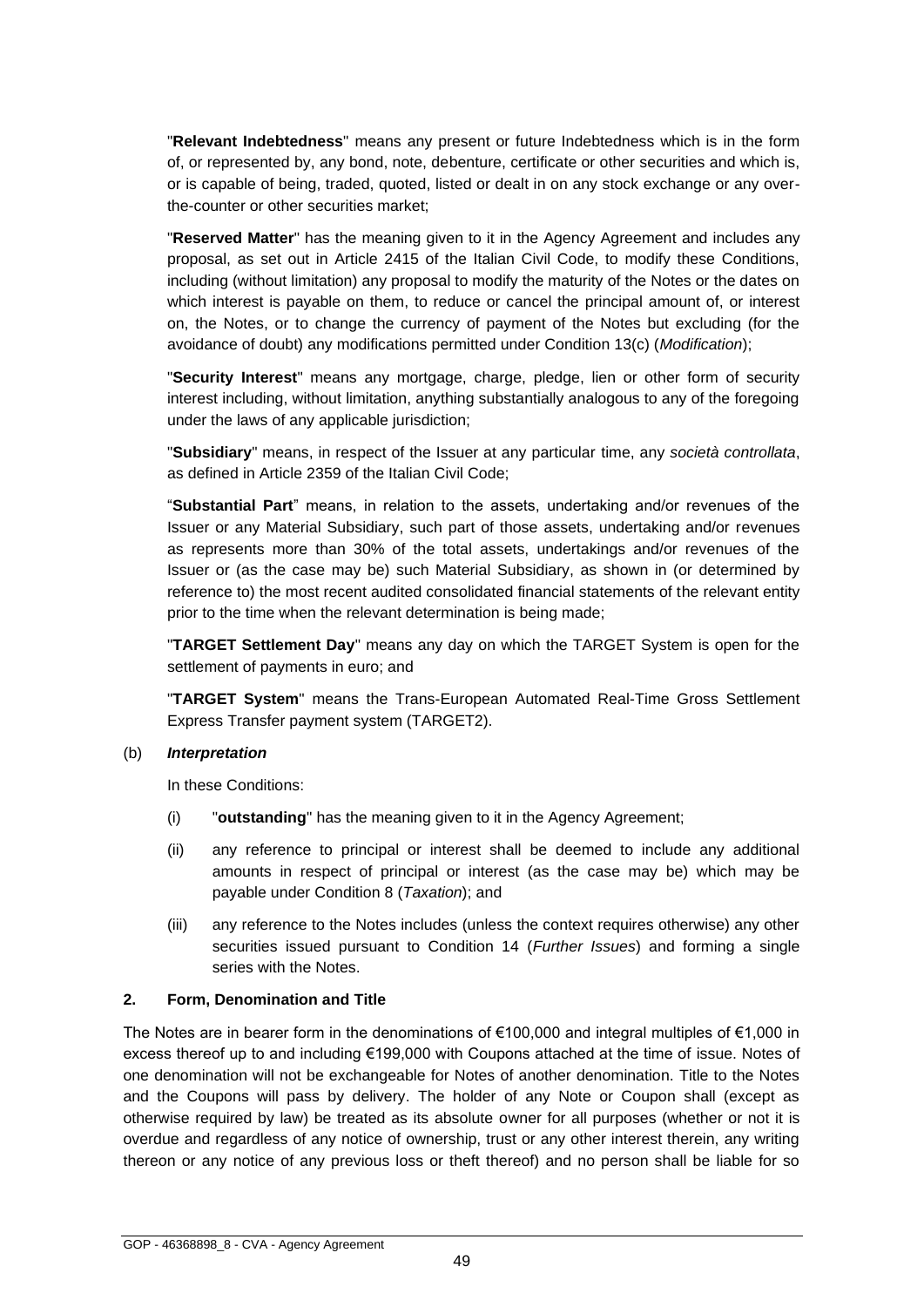"**Relevant Indebtedness**" means any present or future Indebtedness which is in the form of, or represented by, any bond, note, debenture, certificate or other securities and which is, or is capable of being, traded, quoted, listed or dealt in on any stock exchange or any over-the-counter or other securities market;

"**Reserved Matter**" has the meaning given to it in the Agency Agreement and includes any proposal, as set out in Article 2415 of the Italian Civil Code, to modify these Conditions, including (without limitation) any proposal to modify the maturity of the Notes or the dates on which interest is payable on them, to reduce or cancel the principal amount of, or interest on, the Notes, or to change the currency of payment of the Notes but excluding (for the avoidance of doubt) any modifications permitted under Condition 13(c) (*Modification*);

"**Security Interest**" means any mortgage, charge, pledge, lien or other form of security interest including, without limitation, anything substantially analogous to any of the foregoing under the laws of any applicable jurisdiction;

"**Subsidiary**" means, in respect of the Issuer at any particular time, any *società controllata*, as defined in Article 2359 of the Italian Civil Code;

"**Substantial Part**" means, in relation to the assets, undertaking and/or revenues of the Issuer or any Material Subsidiary, such part of those assets, undertaking and/or revenues as represents more than 30% of the total assets, undertakings and/or revenues of the Issuer or (as the case may be) such Material Subsidiary, as shown in (or determined by reference to) the most recent audited consolidated financial statements of the relevant entity prior to the time when the relevant determination is being made;

"**TARGET Settlement Day**" means any day on which the TARGET System is open for the settlement of payments in euro; and

"**TARGET System**" means the Trans-European Automated Real-Time Gross Settlement Express Transfer payment system (TARGET2).

(b) ***Interpretation***

In these Conditions:

(i) "**outstanding**" has the meaning given to it in the Agency Agreement;

(ii) any reference to principal or interest shall be deemed to include any additional amounts in respect of principal or interest (as the case may be) which may be payable under Condition 8 (*Taxation*); and

(iii) any reference to the Notes includes (unless the context requires otherwise) any other securities issued pursuant to Condition 14 (*Further Issues*) and forming a single series with the Notes.

**2. Form, Denomination and Title**

The Notes are in bearer form in the denominations of €100,000 and integral multiples of €1,000 in excess thereof up to and including €199,000 with Coupons attached at the time of issue. Notes of one denomination will not be exchangeable for Notes of another denomination. Title to the Notes and the Coupons will pass by delivery. The holder of any Note or Coupon shall (except as otherwise required by law) be treated as its absolute owner for all purposes (whether or not it is overdue and regardless of any notice of ownership, trust or any other interest therein, any writing thereon or any notice of any previous loss or theft thereof) and no person shall be liable for so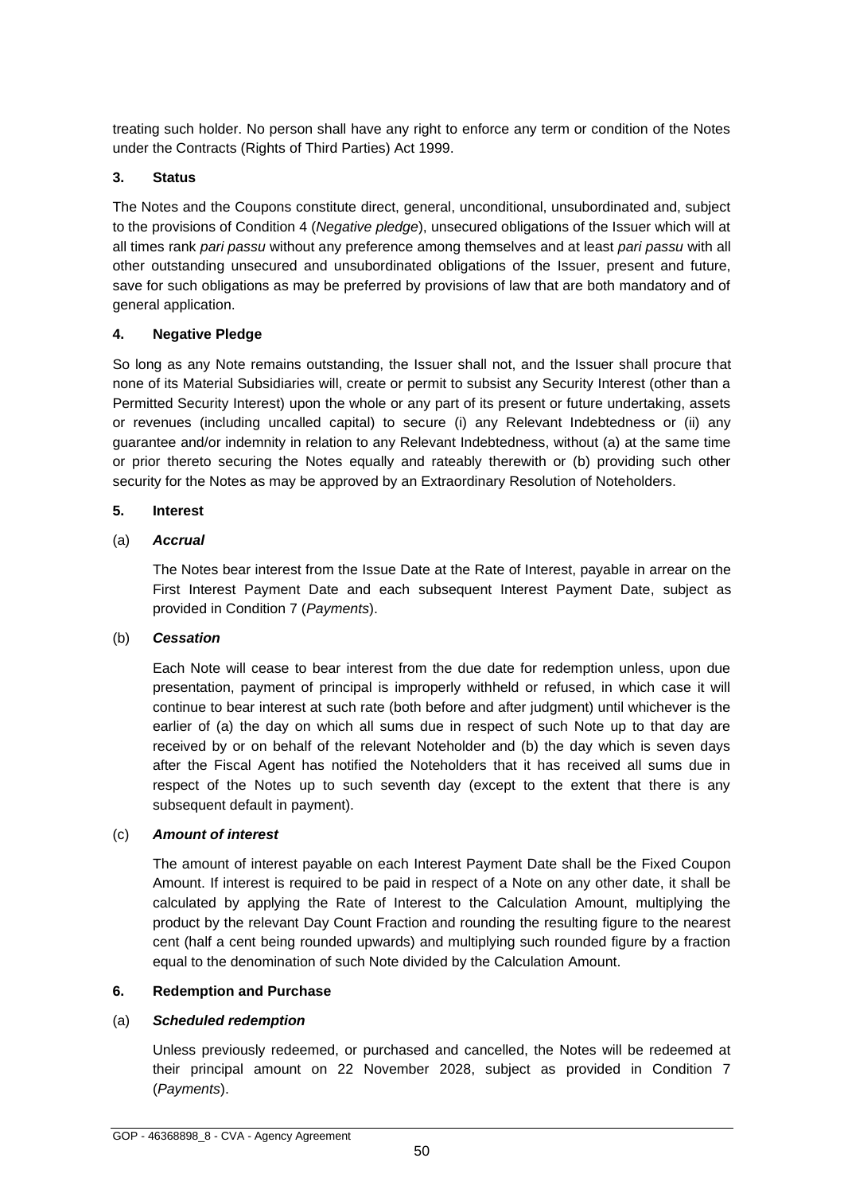treating such holder. No person shall have any right to enforce any term or condition of the Notes under the Contracts (Rights of Third Parties) Act 1999.

**3. Status**

The Notes and the Coupons constitute direct, general, unconditional, unsubordinated and, subject to the provisions of Condition 4 (*Negative pledge*), unsecured obligations of the Issuer which will at all times rank *pari passu* without any preference among themselves and at least *pari passu* with all other outstanding unsecured and unsubordinated obligations of the Issuer, present and future, save for such obligations as may be preferred by provisions of law that are both mandatory and of general application.

**4. Negative Pledge**

So long as any Note remains outstanding, the Issuer shall not, and the Issuer shall procure that none of its Material Subsidiaries will, create or permit to subsist any Security Interest (other than a Permitted Security Interest) upon the whole or any part of its present or future undertaking, assets or revenues (including uncalled capital) to secure (i) any Relevant Indebtedness or (ii) any guarantee and/or indemnity in relation to any Relevant Indebtedness, without (a) at the same time or prior thereto securing the Notes equally and rateably therewith or (b) providing such other security for the Notes as may be approved by an Extraordinary Resolution of Noteholders.

**5. Interest**

(a) ***Accrual***

The Notes bear interest from the Issue Date at the Rate of Interest, payable in arrear on the First Interest Payment Date and each subsequent Interest Payment Date, subject as provided in Condition 7 (*Payments*).

(b) ***Cessation***

Each Note will cease to bear interest from the due date for redemption unless, upon due presentation, payment of principal is improperly withheld or refused, in which case it will continue to bear interest at such rate (both before and after judgment) until whichever is the earlier of (a) the day on which all sums due in respect of such Note up to that day are received by or on behalf of the relevant Noteholder and (b) the day which is seven days after the Fiscal Agent has notified the Noteholders that it has received all sums due in respect of the Notes up to such seventh day (except to the extent that there is any subsequent default in payment).

(c) ***Amount of interest***

The amount of interest payable on each Interest Payment Date shall be the Fixed Coupon Amount. If interest is required to be paid in respect of a Note on any other date, it shall be calculated by applying the Rate of Interest to the Calculation Amount, multiplying the product by the relevant Day Count Fraction and rounding the resulting figure to the nearest cent (half a cent being rounded upwards) and multiplying such rounded figure by a fraction equal to the denomination of such Note divided by the Calculation Amount.

**6. Redemption and Purchase**

(a) ***Scheduled redemption***

Unless previously redeemed, or purchased and cancelled, the Notes will be redeemed at their principal amount on 22 November 2028, subject as provided in Condition 7 (*Payments*).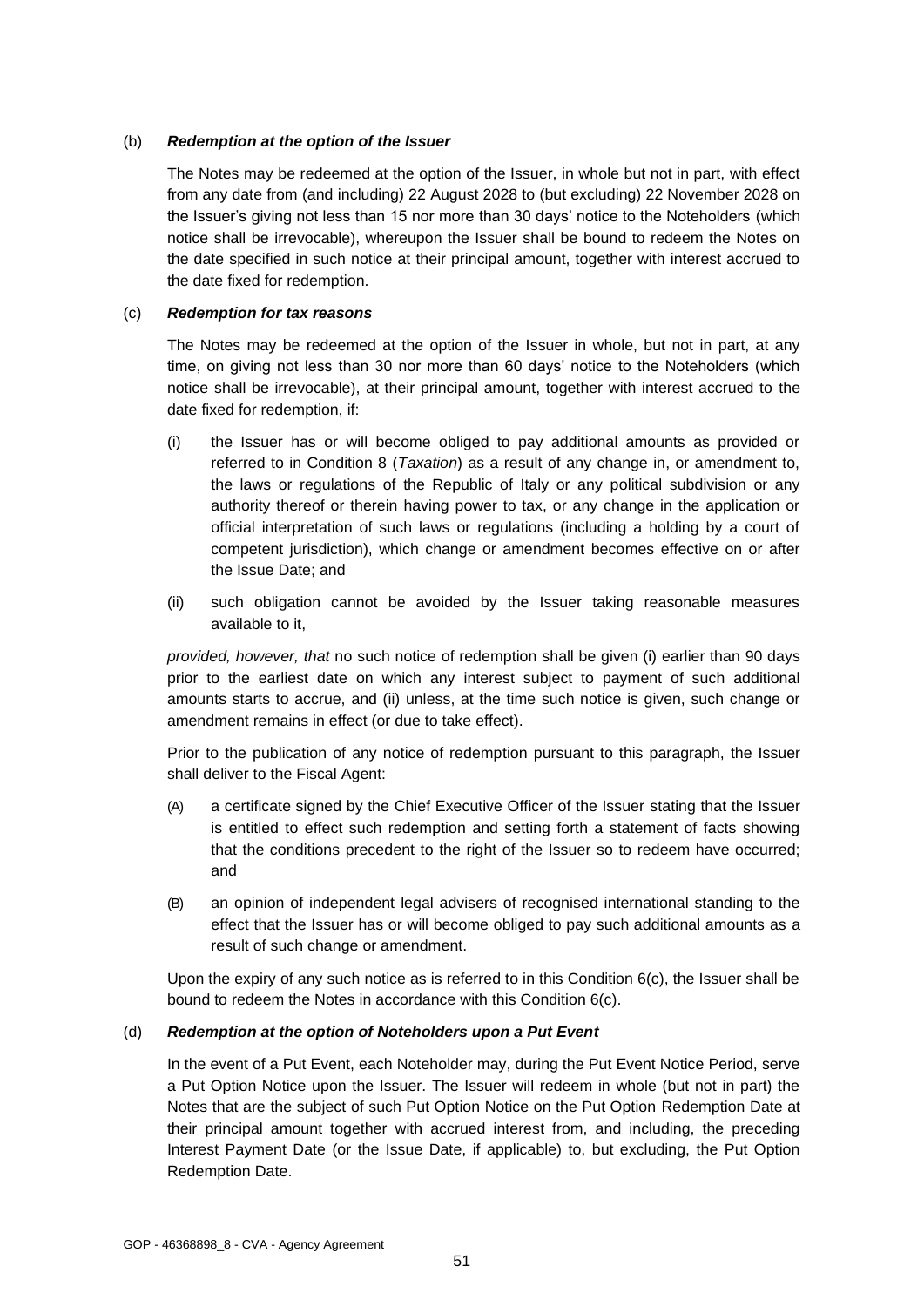(b) ***Redemption at the option of the Issuer***

The Notes may be redeemed at the option of the Issuer, in whole but not in part, with effect from any date from (and including) 22 August 2028 to (but excluding) 22 November 2028 on the Issuer's giving not less than 15 nor more than 30 days' notice to the Noteholders (which notice shall be irrevocable), whereupon the Issuer shall be bound to redeem the Notes on the date specified in such notice at their principal amount, together with interest accrued to the date fixed for redemption.

(c) ***Redemption for tax reasons***

The Notes may be redeemed at the option of the Issuer in whole, but not in part, at any time, on giving not less than 30 nor more than 60 days' notice to the Noteholders (which notice shall be irrevocable), at their principal amount, together with interest accrued to the date fixed for redemption, if:

(i) the Issuer has or will become obliged to pay additional amounts as provided or referred to in Condition 8 (*Taxation*) as a result of any change in, or amendment to, the laws or regulations of the Republic of Italy or any political subdivision or any authority thereof or therein having power to tax, or any change in the application or official interpretation of such laws or regulations (including a holding by a court of competent jurisdiction), which change or amendment becomes effective on or after the Issue Date; and

(ii) such obligation cannot be avoided by the Issuer taking reasonable measures available to it,

*provided, however, that* no such notice of redemption shall be given (i) earlier than 90 days prior to the earliest date on which any interest subject to payment of such additional amounts starts to accrue, and (ii) unless, at the time such notice is given, such change or amendment remains in effect (or due to take effect).

Prior to the publication of any notice of redemption pursuant to this paragraph, the Issuer shall deliver to the Fiscal Agent:

(A) a certificate signed by the Chief Executive Officer of the Issuer stating that the Issuer is entitled to effect such redemption and setting forth a statement of facts showing that the conditions precedent to the right of the Issuer so to redeem have occurred; and

(B) an opinion of independent legal advisers of recognised international standing to the effect that the Issuer has or will become obliged to pay such additional amounts as a result of such change or amendment.

Upon the expiry of any such notice as is referred to in this Condition 6(c), the Issuer shall be bound to redeem the Notes in accordance with this Condition 6(c).

(d) ***Redemption at the option of Noteholders upon a Put Event***

In the event of a Put Event, each Noteholder may, during the Put Event Notice Period, serve a Put Option Notice upon the Issuer. The Issuer will redeem in whole (but not in part) the Notes that are the subject of such Put Option Notice on the Put Option Redemption Date at their principal amount together with accrued interest from, and including, the preceding Interest Payment Date (or the Issue Date, if applicable) to, but excluding, the Put Option Redemption Date.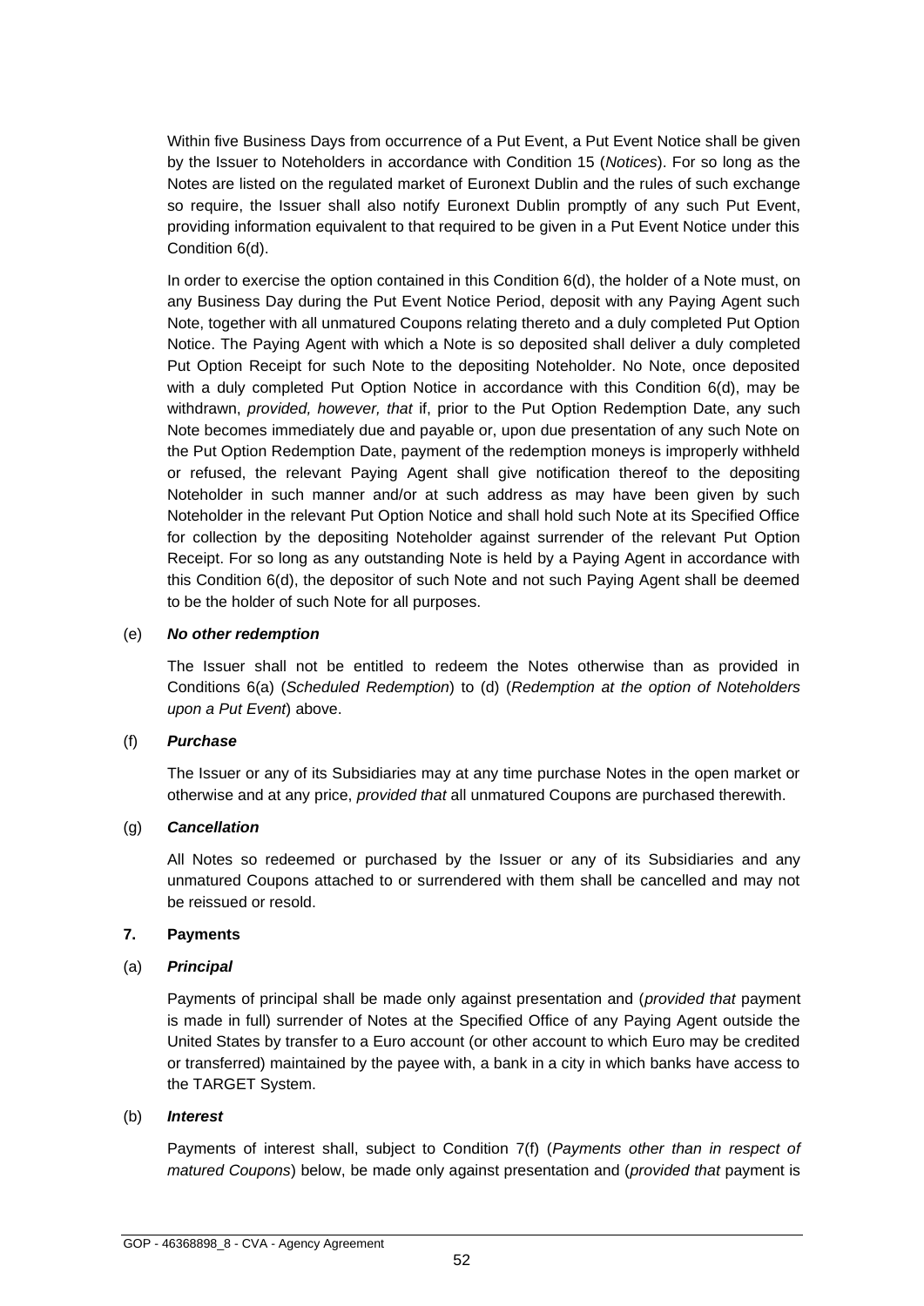Within five Business Days from occurrence of a Put Event, a Put Event Notice shall be given by the Issuer to Noteholders in accordance with Condition 15 (*Notices*). For so long as the Notes are listed on the regulated market of Euronext Dublin and the rules of such exchange so require, the Issuer shall also notify Euronext Dublin promptly of any such Put Event, providing information equivalent to that required to be given in a Put Event Notice under this Condition 6(d).

In order to exercise the option contained in this Condition 6(d), the holder of a Note must, on any Business Day during the Put Event Notice Period, deposit with any Paying Agent such Note, together with all unmatured Coupons relating thereto and a duly completed Put Option Notice. The Paying Agent with which a Note is so deposited shall deliver a duly completed Put Option Receipt for such Note to the depositing Noteholder. No Note, once deposited with a duly completed Put Option Notice in accordance with this Condition 6(d), may be withdrawn, *provided, however, that* if, prior to the Put Option Redemption Date, any such Note becomes immediately due and payable or, upon due presentation of any such Note on the Put Option Redemption Date, payment of the redemption moneys is improperly withheld or refused, the relevant Paying Agent shall give notification thereof to the depositing Noteholder in such manner and/or at such address as may have been given by such Noteholder in the relevant Put Option Notice and shall hold such Note at its Specified Office for collection by the depositing Noteholder against surrender of the relevant Put Option Receipt. For so long as any outstanding Note is held by a Paying Agent in accordance with this Condition 6(d), the depositor of such Note and not such Paying Agent shall be deemed to be the holder of such Note for all purposes.

(e) ***No other redemption***

The Issuer shall not be entitled to redeem the Notes otherwise than as provided in Conditions 6(a) (*Scheduled Redemption*) to (d) (*Redemption at the option of Noteholders upon a Put Event*) above.

(f) ***Purchase***

The Issuer or any of its Subsidiaries may at any time purchase Notes in the open market or otherwise and at any price, *provided that* all unmatured Coupons are purchased therewith.

(g) ***Cancellation***

All Notes so redeemed or purchased by the Issuer or any of its Subsidiaries and any unmatured Coupons attached to or surrendered with them shall be cancelled and may not be reissued or resold.

**7. Payments**

(a) ***Principal***

Payments of principal shall be made only against presentation and (*provided that* payment is made in full) surrender of Notes at the Specified Office of any Paying Agent outside the United States by transfer to a Euro account (or other account to which Euro may be credited or transferred) maintained by the payee with, a bank in a city in which banks have access to the TARGET System.

(b) ***Interest***

Payments of interest shall, subject to Condition 7(f) (*Payments other than in respect of matured Coupons*) below, be made only against presentation and (*provided that* payment is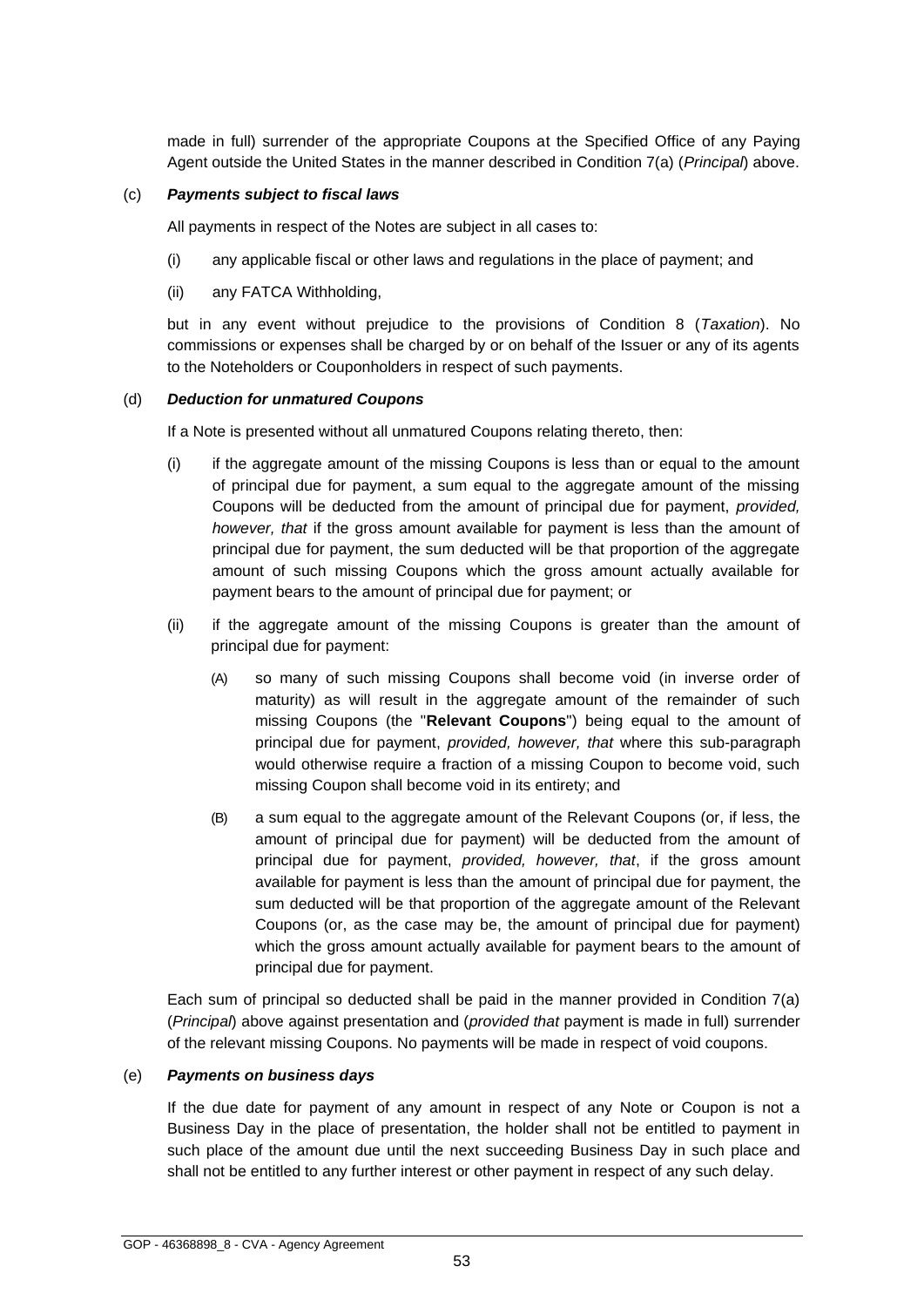made in full) surrender of the appropriate Coupons at the Specified Office of any Paying Agent outside the United States in the manner described in Condition 7(a) (*Principal*) above.

(c) ***Payments subject to fiscal laws***

All payments in respect of the Notes are subject in all cases to:

(i) any applicable fiscal or other laws and regulations in the place of payment; and

(ii) any FATCA Withholding,

but in any event without prejudice to the provisions of Condition 8 (*Taxation*). No commissions or expenses shall be charged by or on behalf of the Issuer or any of its agents to the Noteholders or Couponholders in respect of such payments.

(d) ***Deduction for unmatured Coupons***

If a Note is presented without all unmatured Coupons relating thereto, then:

(i) if the aggregate amount of the missing Coupons is less than or equal to the amount of principal due for payment, a sum equal to the aggregate amount of the missing Coupons will be deducted from the amount of principal due for payment, *provided, however, that* if the gross amount available for payment is less than the amount of principal due for payment, the sum deducted will be that proportion of the aggregate amount of such missing Coupons which the gross amount actually available for payment bears to the amount of principal due for payment; or

(ii) if the aggregate amount of the missing Coupons is greater than the amount of principal due for payment:

(A) so many of such missing Coupons shall become void (in inverse order of maturity) as will result in the aggregate amount of the remainder of such missing Coupons (the "**Relevant Coupons**") being equal to the amount of principal due for payment, *provided, however, that* where this sub-paragraph would otherwise require a fraction of a missing Coupon to become void, such missing Coupon shall become void in its entirety; and

(B) a sum equal to the aggregate amount of the Relevant Coupons (or, if less, the amount of principal due for payment) will be deducted from the amount of principal due for payment, *provided, however, that*, if the gross amount available for payment is less than the amount of principal due for payment, the sum deducted will be that proportion of the aggregate amount of the Relevant Coupons (or, as the case may be, the amount of principal due for payment) which the gross amount actually available for payment bears to the amount of principal due for payment.

Each sum of principal so deducted shall be paid in the manner provided in Condition 7(a) (*Principal*) above against presentation and (*provided that* payment is made in full) surrender of the relevant missing Coupons. No payments will be made in respect of void coupons.

(e) ***Payments on business days***

If the due date for payment of any amount in respect of any Note or Coupon is not a Business Day in the place of presentation, the holder shall not be entitled to payment in such place of the amount due until the next succeeding Business Day in such place and shall not be entitled to any further interest or other payment in respect of any such delay.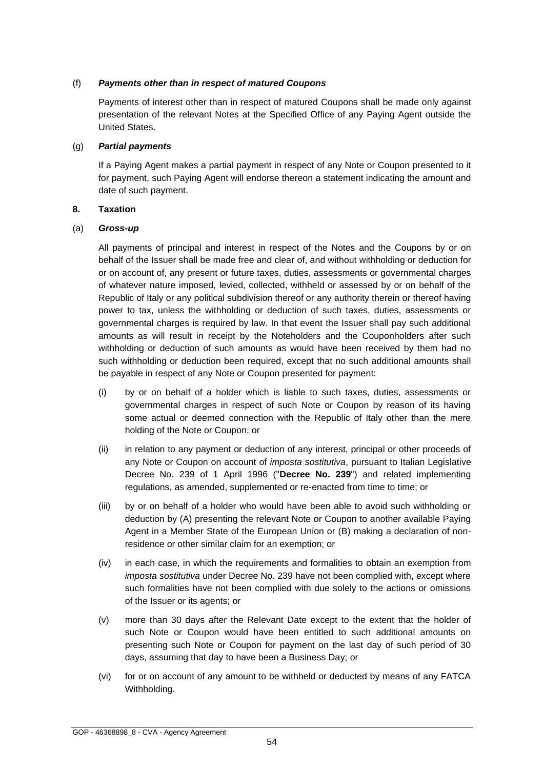(f) ***Payments other than in respect of matured Coupons***

Payments of interest other than in respect of matured Coupons shall be made only against presentation of the relevant Notes at the Specified Office of any Paying Agent outside the United States.

(g) ***Partial payments***

If a Paying Agent makes a partial payment in respect of any Note or Coupon presented to it for payment, such Paying Agent will endorse thereon a statement indicating the amount and date of such payment.

**8. Taxation**

(a) ***Gross-up***

All payments of principal and interest in respect of the Notes and the Coupons by or on behalf of the Issuer shall be made free and clear of, and without withholding or deduction for or on account of, any present or future taxes, duties, assessments or governmental charges of whatever nature imposed, levied, collected, withheld or assessed by or on behalf of the Republic of Italy or any political subdivision thereof or any authority therein or thereof having power to tax, unless the withholding or deduction of such taxes, duties, assessments or governmental charges is required by law. In that event the Issuer shall pay such additional amounts as will result in receipt by the Noteholders and the Couponholders after such withholding or deduction of such amounts as would have been received by them had no such withholding or deduction been required, except that no such additional amounts shall be payable in respect of any Note or Coupon presented for payment:

(i) by or on behalf of a holder which is liable to such taxes, duties, assessments or governmental charges in respect of such Note or Coupon by reason of its having some actual or deemed connection with the Republic of Italy other than the mere holding of the Note or Coupon; or

(ii) in relation to any payment or deduction of any interest, principal or other proceeds of any Note or Coupon on account of *imposta sostitutiva*, pursuant to Italian Legislative Decree No. 239 of 1 April 1996 ("**Decree No. 239**") and related implementing regulations, as amended, supplemented or re-enacted from time to time; or

(iii) by or on behalf of a holder who would have been able to avoid such withholding or deduction by (A) presenting the relevant Note or Coupon to another available Paying Agent in a Member State of the European Union or (B) making a declaration of non-residence or other similar claim for an exemption; or

(iv) in each case, in which the requirements and formalities to obtain an exemption from *imposta sostitutiva* under Decree No. 239 have not been complied with, except where such formalities have not been complied with due solely to the actions or omissions of the Issuer or its agents; or

(v) more than 30 days after the Relevant Date except to the extent that the holder of such Note or Coupon would have been entitled to such additional amounts on presenting such Note or Coupon for payment on the last day of such period of 30 days, assuming that day to have been a Business Day; or

(vi) for or on account of any amount to be withheld or deducted by means of any FATCA Withholding.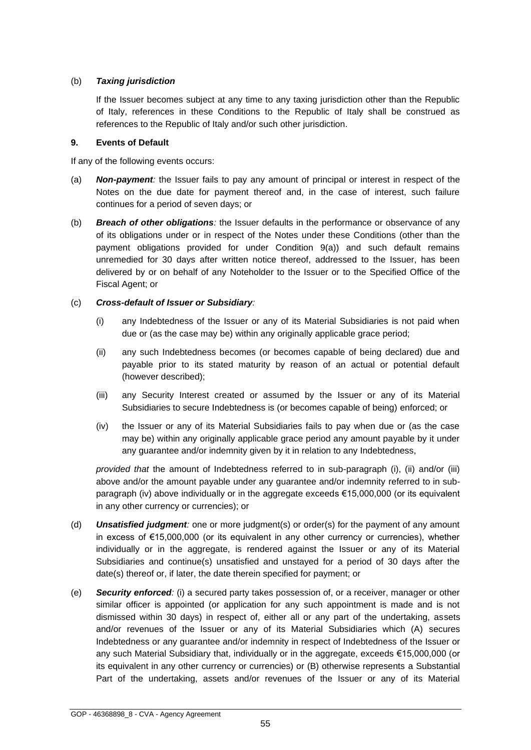(b) ***Taxing jurisdiction***

If the Issuer becomes subject at any time to any taxing jurisdiction other than the Republic of Italy, references in these Conditions to the Republic of Italy shall be construed as references to the Republic of Italy and/or such other jurisdiction.

**9. Events of Default**

If any of the following events occurs:

(a) ***Non-payment****:* the Issuer fails to pay any amount of principal or interest in respect of the Notes on the due date for payment thereof and, in the case of interest, such failure continues for a period of seven days; or

(b) ***Breach of other obligations****:* the Issuer defaults in the performance or observance of any of its obligations under or in respect of the Notes under these Conditions (other than the payment obligations provided for under Condition 9(a)) and such default remains unremedied for 30 days after written notice thereof, addressed to the Issuer, has been delivered by or on behalf of any Noteholder to the Issuer or to the Specified Office of the Fiscal Agent; or

(c) ***Cross-default of Issuer or Subsidiary****:*

(i) any Indebtedness of the Issuer or any of its Material Subsidiaries is not paid when due or (as the case may be) within any originally applicable grace period;

(ii) any such Indebtedness becomes (or becomes capable of being declared) due and payable prior to its stated maturity by reason of an actual or potential default (however described);

(iii) any Security Interest created or assumed by the Issuer or any of its Material Subsidiaries to secure Indebtedness is (or becomes capable of being) enforced; or

(iv) the Issuer or any of its Material Subsidiaries fails to pay when due or (as the case may be) within any originally applicable grace period any amount payable by it under any guarantee and/or indemnity given by it in relation to any Indebtedness,

*provided that* the amount of Indebtedness referred to in sub-paragraph (i), (ii) and/or (iii) above and/or the amount payable under any guarantee and/or indemnity referred to in sub-paragraph (iv) above individually or in the aggregate exceeds €15,000,000 (or its equivalent in any other currency or currencies); or

(d) ***Unsatisfied judgment****:* one or more judgment(s) or order(s) for the payment of any amount in excess of €15,000,000 (or its equivalent in any other currency or currencies), whether individually or in the aggregate, is rendered against the Issuer or any of its Material Subsidiaries and continue(s) unsatisfied and unstayed for a period of 30 days after the date(s) thereof or, if later, the date therein specified for payment; or

(e) ***Security enforced****:* (i) a secured party takes possession of, or a receiver, manager or other similar officer is appointed (or application for any such appointment is made and is not dismissed within 30 days) in respect of, either all or any part of the undertaking, assets and/or revenues of the Issuer or any of its Material Subsidiaries which (A) secures Indebtedness or any guarantee and/or indemnity in respect of Indebtedness of the Issuer or any such Material Subsidiary that, individually or in the aggregate, exceeds €15,000,000 (or its equivalent in any other currency or currencies) or (B) otherwise represents a Substantial Part of the undertaking, assets and/or revenues of the Issuer or any of its Material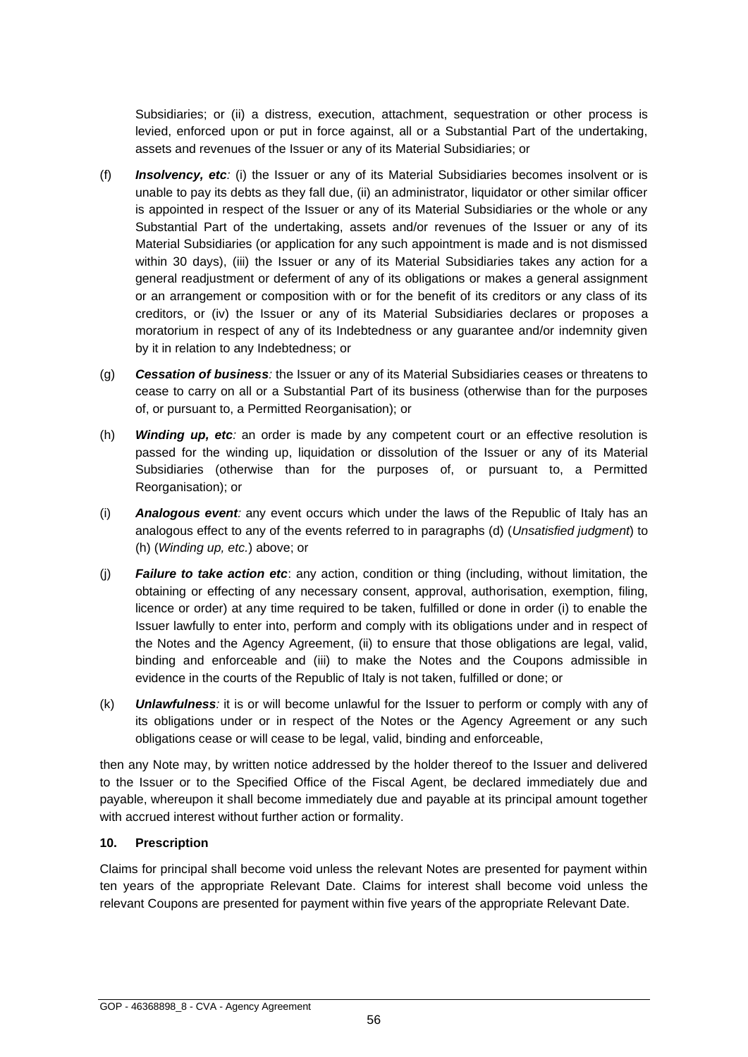Subsidiaries; or (ii) a distress, execution, attachment, sequestration or other process is levied, enforced upon or put in force against, all or a Substantial Part of the undertaking, assets and revenues of the Issuer or any of its Material Subsidiaries; or

(f) ***Insolvency, etc****:* (i) the Issuer or any of its Material Subsidiaries becomes insolvent or is unable to pay its debts as they fall due, (ii) an administrator, liquidator or other similar officer is appointed in respect of the Issuer or any of its Material Subsidiaries or the whole or any Substantial Part of the undertaking, assets and/or revenues of the Issuer or any of its Material Subsidiaries (or application for any such appointment is made and is not dismissed within 30 days), (iii) the Issuer or any of its Material Subsidiaries takes any action for a general readjustment or deferment of any of its obligations or makes a general assignment or an arrangement or composition with or for the benefit of its creditors or any class of its creditors, or (iv) the Issuer or any of its Material Subsidiaries declares or proposes a moratorium in respect of any of its Indebtedness or any guarantee and/or indemnity given by it in relation to any Indebtedness; or

(g) ***Cessation of business****:* the Issuer or any of its Material Subsidiaries ceases or threatens to cease to carry on all or a Substantial Part of its business (otherwise than for the purposes of, or pursuant to, a Permitted Reorganisation); or

(h) ***Winding up, etc****:* an order is made by any competent court or an effective resolution is passed for the winding up, liquidation or dissolution of the Issuer or any of its Material Subsidiaries (otherwise than for the purposes of, or pursuant to, a Permitted Reorganisation); or

(i) ***Analogous event****:* any event occurs which under the laws of the Republic of Italy has an analogous effect to any of the events referred to in paragraphs (d) (*Unsatisfied judgment*) to (h) (*Winding up, etc.*) above; or

(j) ***Failure to take action etc***: any action, condition or thing (including, without limitation, the obtaining or effecting of any necessary consent, approval, authorisation, exemption, filing, licence or order) at any time required to be taken, fulfilled or done in order (i) to enable the Issuer lawfully to enter into, perform and comply with its obligations under and in respect of the Notes and the Agency Agreement, (ii) to ensure that those obligations are legal, valid, binding and enforceable and (iii) to make the Notes and the Coupons admissible in evidence in the courts of the Republic of Italy is not taken, fulfilled or done; or

(k) ***Unlawfulness****:* it is or will become unlawful for the Issuer to perform or comply with any of its obligations under or in respect of the Notes or the Agency Agreement or any such obligations cease or will cease to be legal, valid, binding and enforceable,

then any Note may, by written notice addressed by the holder thereof to the Issuer and delivered to the Issuer or to the Specified Office of the Fiscal Agent, be declared immediately due and payable, whereupon it shall become immediately due and payable at its principal amount together with accrued interest without further action or formality.

**10. Prescription**

Claims for principal shall become void unless the relevant Notes are presented for payment within ten years of the appropriate Relevant Date. Claims for interest shall become void unless the relevant Coupons are presented for payment within five years of the appropriate Relevant Date.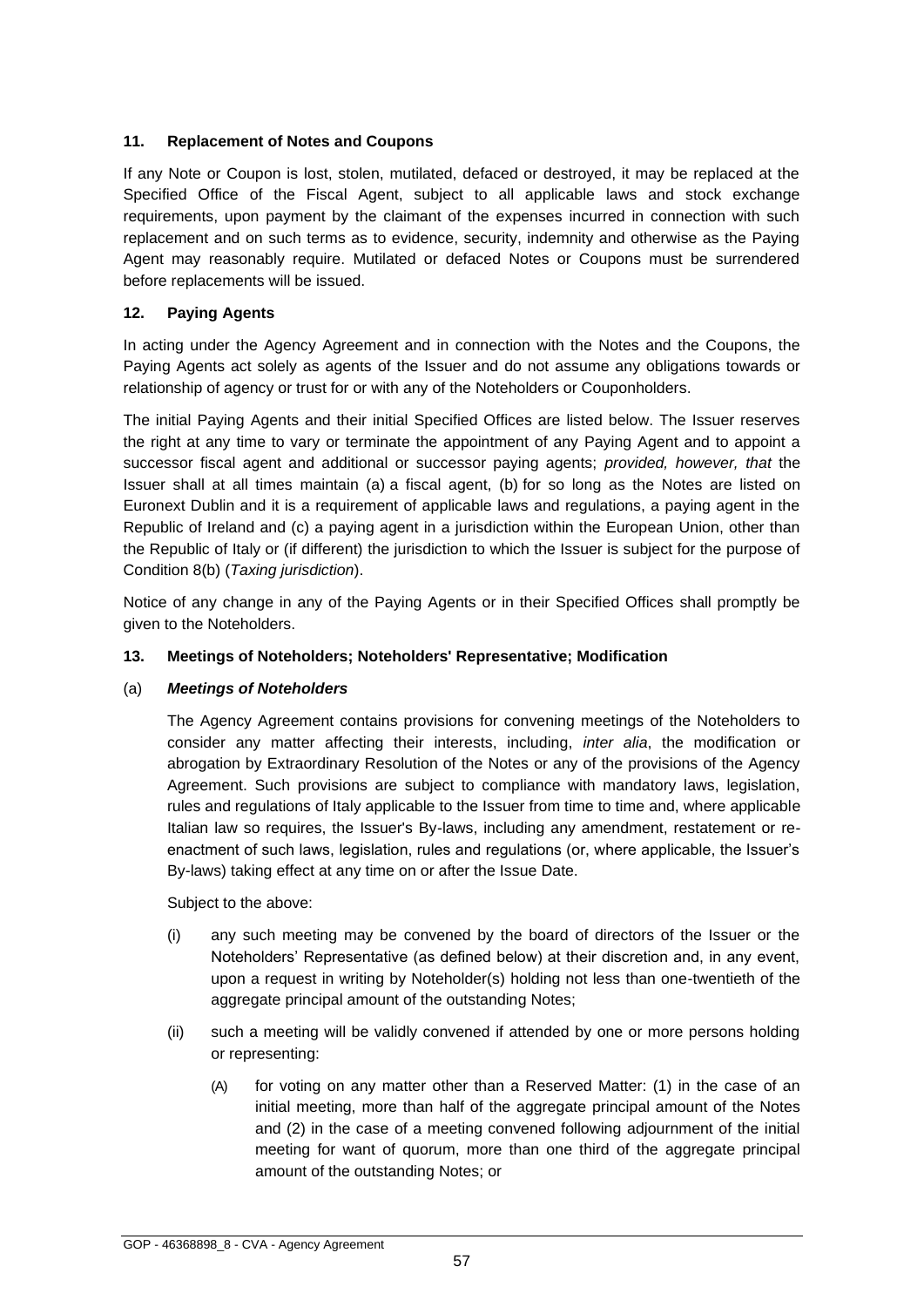### 11. Replacement of Notes and Coupons

If any Note or Coupon is lost, stolen, mutilated, defaced or destroyed, it may be replaced at the Specified Office of the Fiscal Agent, subject to all applicable laws and stock exchange requirements, upon payment by the claimant of the expenses incurred in connection with such replacement and on such terms as to evidence, security, indemnity and otherwise as the Paying Agent may reasonably require. Mutilated or defaced Notes or Coupons must be surrendered before replacements will be issued.

### 12. Paying Agents

In acting under the Agency Agreement and in connection with the Notes and the Coupons, the Paying Agents act solely as agents of the Issuer and do not assume any obligations towards or relationship of agency or trust for or with any of the Noteholders or Couponholders.

The initial Paying Agents and their initial Specified Offices are listed below. The Issuer reserves the right at any time to vary or terminate the appointment of any Paying Agent and to appoint a successor fiscal agent and additional or successor paying agents; *provided, however, that* the Issuer shall at all times maintain (a) a fiscal agent, (b) for so long as the Notes are listed on Euronext Dublin and it is a requirement of applicable laws and regulations, a paying agent in the Republic of Ireland and (c) a paying agent in a jurisdiction within the European Union, other than the Republic of Italy or (if different) the jurisdiction to which the Issuer is subject for the purpose of Condition 8(b) (*Taxing jurisdiction*).

Notice of any change in any of the Paying Agents or in their Specified Offices shall promptly be given to the Noteholders.

### 13. Meetings of Noteholders; Noteholders' Representative; Modification

(a) ***Meetings of Noteholders***

The Agency Agreement contains provisions for convening meetings of the Noteholders to consider any matter affecting their interests, including, *inter alia*, the modification or abrogation by Extraordinary Resolution of the Notes or any of the provisions of the Agency Agreement. Such provisions are subject to compliance with mandatory laws, legislation, rules and regulations of Italy applicable to the Issuer from time to time and, where applicable Italian law so requires, the Issuer's By-laws, including any amendment, restatement or re-enactment of such laws, legislation, rules and regulations (or, where applicable, the Issuer's By-laws) taking effect at any time on or after the Issue Date.

Subject to the above:

(i) any such meeting may be convened by the board of directors of the Issuer or the Noteholders' Representative (as defined below) at their discretion and, in any event, upon a request in writing by Noteholder(s) holding not less than one-twentieth of the aggregate principal amount of the outstanding Notes;

(ii) such a meeting will be validly convened if attended by one or more persons holding or representing:

(A) for voting on any matter other than a Reserved Matter: (1) in the case of an initial meeting, more than half of the aggregate principal amount of the Notes and (2) in the case of a meeting convened following adjournment of the initial meeting for want of quorum, more than one third of the aggregate principal amount of the outstanding Notes; or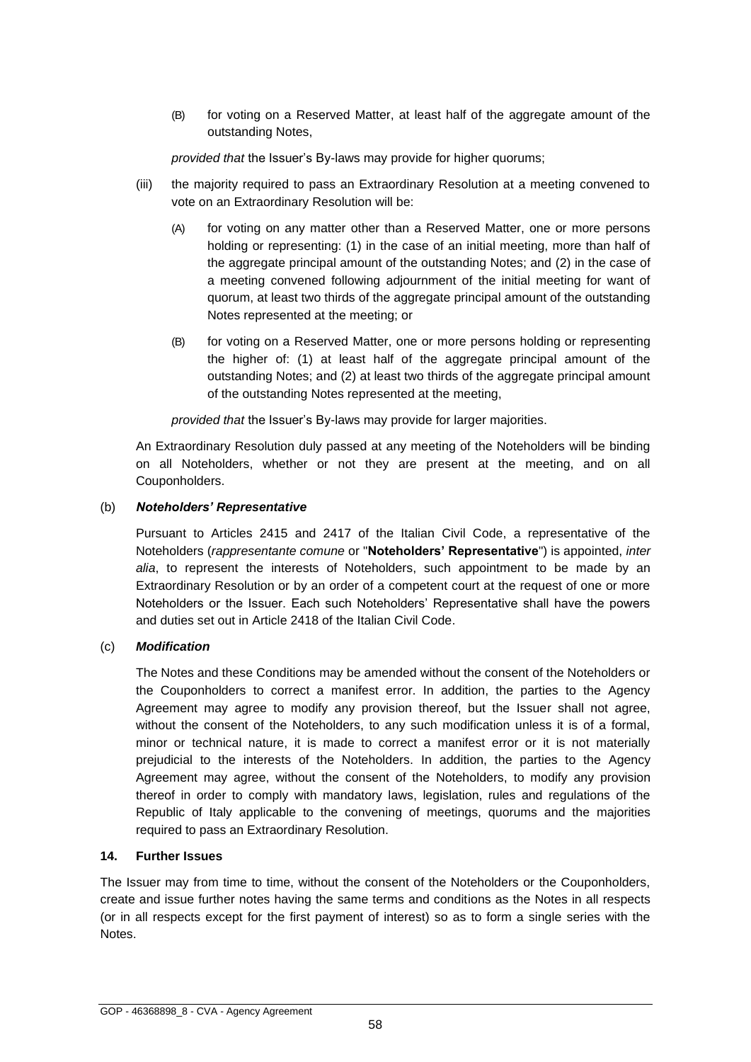(B) for voting on a Reserved Matter, at least half of the aggregate amount of the outstanding Notes,

*provided that* the Issuer's By-laws may provide for higher quorums;

(iii) the majority required to pass an Extraordinary Resolution at a meeting convened to vote on an Extraordinary Resolution will be:

(A) for voting on any matter other than a Reserved Matter, one or more persons holding or representing: (1) in the case of an initial meeting, more than half of the aggregate principal amount of the outstanding Notes; and (2) in the case of a meeting convened following adjournment of the initial meeting for want of quorum, at least two thirds of the aggregate principal amount of the outstanding Notes represented at the meeting; or

(B) for voting on a Reserved Matter, one or more persons holding or representing the higher of: (1) at least half of the aggregate principal amount of the outstanding Notes; and (2) at least two thirds of the aggregate principal amount of the outstanding Notes represented at the meeting,

*provided that* the Issuer's By-laws may provide for larger majorities.

An Extraordinary Resolution duly passed at any meeting of the Noteholders will be binding on all Noteholders, whether or not they are present at the meeting, and on all Couponholders.

(b) ***Noteholders' Representative***

Pursuant to Articles 2415 and 2417 of the Italian Civil Code, a representative of the Noteholders (*rappresentante comune* or "**Noteholders' Representative**") is appointed, *inter alia*, to represent the interests of Noteholders, such appointment to be made by an Extraordinary Resolution or by an order of a competent court at the request of one or more Noteholders or the Issuer. Each such Noteholders' Representative shall have the powers and duties set out in Article 2418 of the Italian Civil Code.

(c) ***Modification***

The Notes and these Conditions may be amended without the consent of the Noteholders or the Couponholders to correct a manifest error. In addition, the parties to the Agency Agreement may agree to modify any provision thereof, but the Issuer shall not agree, without the consent of the Noteholders, to any such modification unless it is of a formal, minor or technical nature, it is made to correct a manifest error or it is not materially prejudicial to the interests of the Noteholders. In addition, the parties to the Agency Agreement may agree, without the consent of the Noteholders, to modify any provision thereof in order to comply with mandatory laws, legislation, rules and regulations of the Republic of Italy applicable to the convening of meetings, quorums and the majorities required to pass an Extraordinary Resolution.

**14. Further Issues**

The Issuer may from time to time, without the consent of the Noteholders or the Couponholders, create and issue further notes having the same terms and conditions as the Notes in all respects (or in all respects except for the first payment of interest) so as to form a single series with the Notes.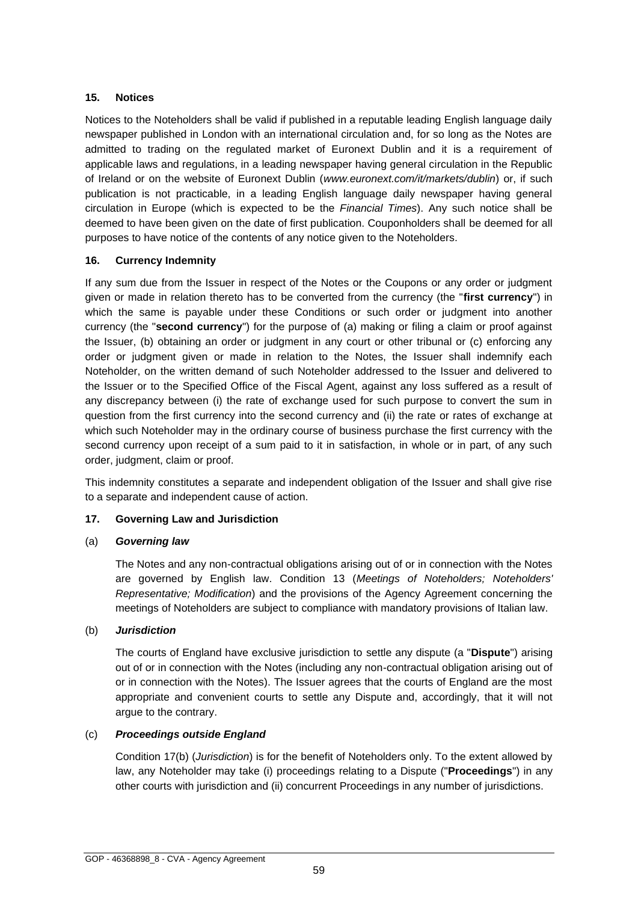### 15. Notices

Notices to the Noteholders shall be valid if published in a reputable leading English language daily newspaper published in London with an international circulation and, for so long as the Notes are admitted to trading on the regulated market of Euronext Dublin and it is a requirement of applicable laws and regulations, in a leading newspaper having general circulation in the Republic of Ireland or on the website of Euronext Dublin (*www.euronext.com/it/markets/dublin*) or, if such publication is not practicable, in a leading English language daily newspaper having general circulation in Europe (which is expected to be the *Financial Times*). Any such notice shall be deemed to have been given on the date of first publication. Couponholders shall be deemed for all purposes to have notice of the contents of any notice given to the Noteholders.

### 16. Currency Indemnity

If any sum due from the Issuer in respect of the Notes or the Coupons or any order or judgment given or made in relation thereto has to be converted from the currency (the "**first currency**") in which the same is payable under these Conditions or such order or judgment into another currency (the "**second currency**") for the purpose of (a) making or filing a claim or proof against the Issuer, (b) obtaining an order or judgment in any court or other tribunal or (c) enforcing any order or judgment given or made in relation to the Notes, the Issuer shall indemnify each Noteholder, on the written demand of such Noteholder addressed to the Issuer and delivered to the Issuer or to the Specified Office of the Fiscal Agent, against any loss suffered as a result of any discrepancy between (i) the rate of exchange used for such purpose to convert the sum in question from the first currency into the second currency and (ii) the rate or rates of exchange at which such Noteholder may in the ordinary course of business purchase the first currency with the second currency upon receipt of a sum paid to it in satisfaction, in whole or in part, of any such order, judgment, claim or proof.

This indemnity constitutes a separate and independent obligation of the Issuer and shall give rise to a separate and independent cause of action.

### 17. Governing Law and Jurisdiction

(a) ***Governing law***

The Notes and any non-contractual obligations arising out of or in connection with the Notes are governed by English law. Condition 13 (*Meetings of Noteholders; Noteholders' Representative; Modification*) and the provisions of the Agency Agreement concerning the meetings of Noteholders are subject to compliance with mandatory provisions of Italian law.

(b) ***Jurisdiction***

The courts of England have exclusive jurisdiction to settle any dispute (a "**Dispute**") arising out of or in connection with the Notes (including any non-contractual obligation arising out of or in connection with the Notes). The Issuer agrees that the courts of England are the most appropriate and convenient courts to settle any Dispute and, accordingly, that it will not argue to the contrary.

(c) ***Proceedings outside England***

Condition 17(b) (*Jurisdiction*) is for the benefit of Noteholders only. To the extent allowed by law, any Noteholder may take (i) proceedings relating to a Dispute ("**Proceedings**") in any other courts with jurisdiction and (ii) concurrent Proceedings in any number of jurisdictions.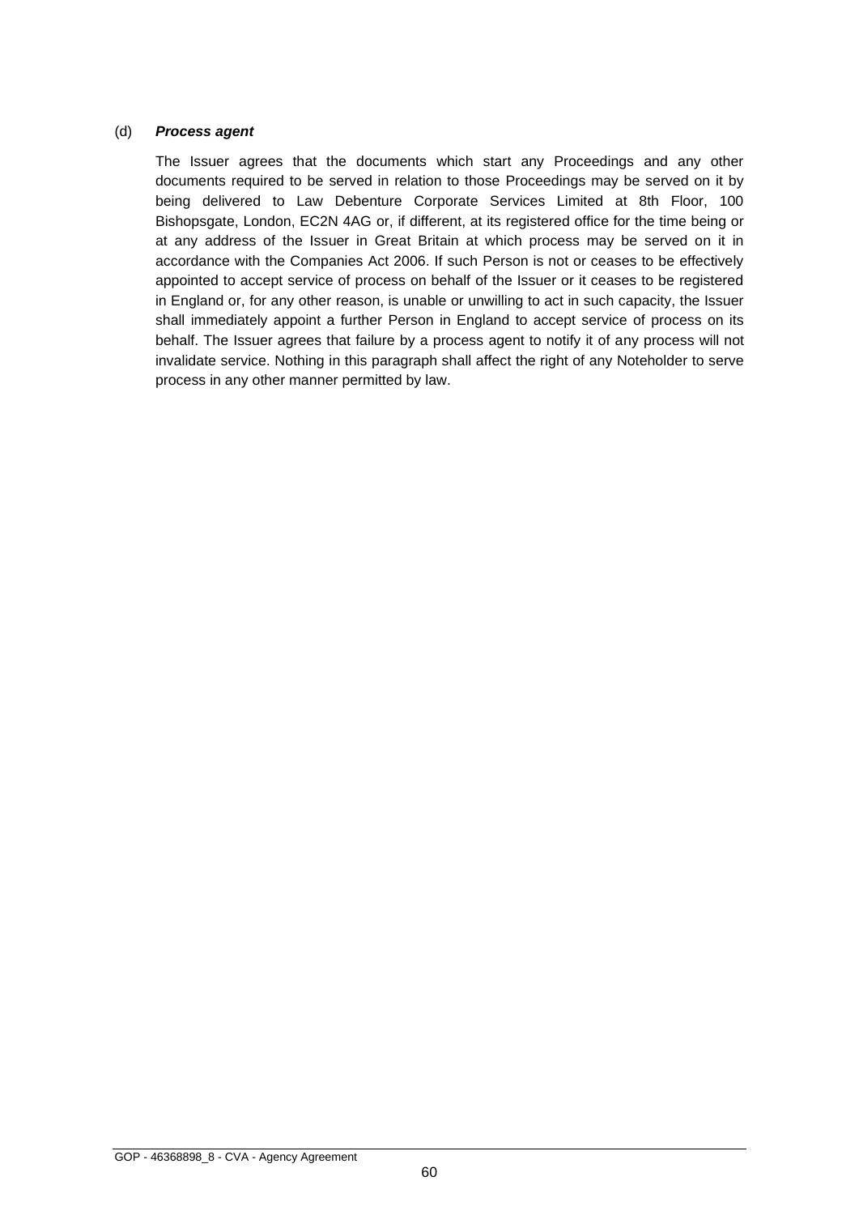(d) ***Process agent***

The Issuer agrees that the documents which start any Proceedings and any other documents required to be served in relation to those Proceedings may be served on it by being delivered to Law Debenture Corporate Services Limited at 8th Floor, 100 Bishopsgate, London, EC2N 4AG or, if different, at its registered office for the time being or at any address of the Issuer in Great Britain at which process may be served on it in accordance with the Companies Act 2006. If such Person is not or ceases to be effectively appointed to accept service of process on behalf of the Issuer or it ceases to be registered in England or, for any other reason, is unable or unwilling to act in such capacity, the Issuer shall immediately appoint a further Person in England to accept service of process on its behalf. The Issuer agrees that failure by a process agent to notify it of any process will not invalidate service. Nothing in this paragraph shall affect the right of any Noteholder to serve process in any other manner permitted by law.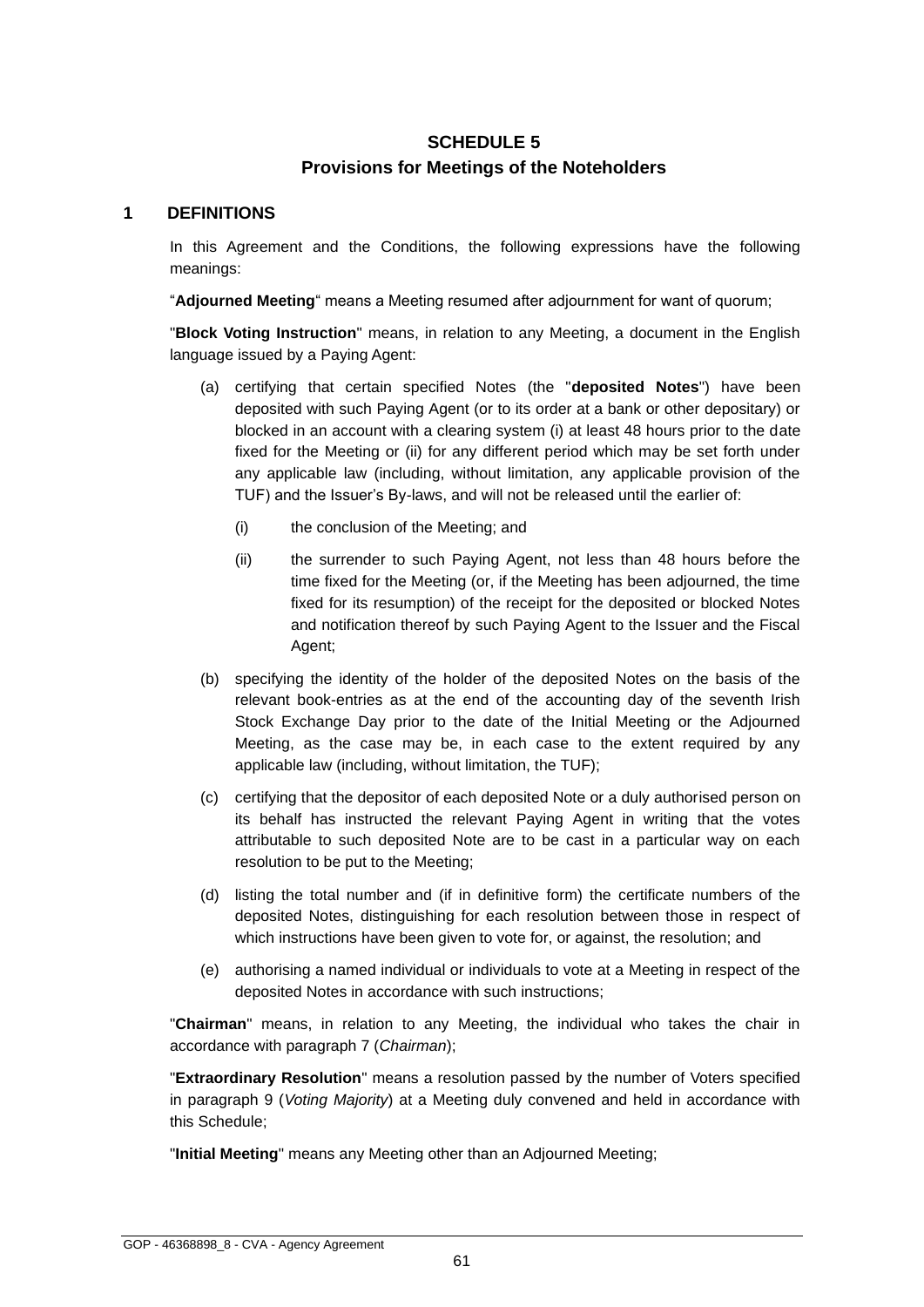# SCHEDULE 5
## Provisions for Meetings of the Noteholders

### 1 DEFINITIONS

In this Agreement and the Conditions, the following expressions have the following meanings:

"**Adjourned Meeting**" means a Meeting resumed after adjournment for want of quorum;

"**Block Voting Instruction**" means, in relation to any Meeting, a document in the English language issued by a Paying Agent:

(a) certifying that certain specified Notes (the "**deposited Notes**") have been deposited with such Paying Agent (or to its order at a bank or other depositary) or blocked in an account with a clearing system (i) at least 48 hours prior to the date fixed for the Meeting or (ii) for any different period which may be set forth under any applicable law (including, without limitation, any applicable provision of the TUF) and the Issuer's By-laws, and will not be released until the earlier of:

   (i) the conclusion of the Meeting; and

   (ii) the surrender to such Paying Agent, not less than 48 hours before the time fixed for the Meeting (or, if the Meeting has been adjourned, the time fixed for its resumption) of the receipt for the deposited or blocked Notes and notification thereof by such Paying Agent to the Issuer and the Fiscal Agent;

(b) specifying the identity of the holder of the deposited Notes on the basis of the relevant book-entries as at the end of the accounting day of the seventh Irish Stock Exchange Day prior to the date of the Initial Meeting or the Adjourned Meeting, as the case may be, in each case to the extent required by any applicable law (including, without limitation, the TUF);

(c) certifying that the depositor of each deposited Note or a duly authorised person on its behalf has instructed the relevant Paying Agent in writing that the votes attributable to such deposited Note are to be cast in a particular way on each resolution to be put to the Meeting;

(d) listing the total number and (if in definitive form) the certificate numbers of the deposited Notes, distinguishing for each resolution between those in respect of which instructions have been given to vote for, or against, the resolution; and

(e) authorising a named individual or individuals to vote at a Meeting in respect of the deposited Notes in accordance with such instructions;

"**Chairman**" means, in relation to any Meeting, the individual who takes the chair in accordance with paragraph 7 (*Chairman*);

"**Extraordinary Resolution**" means a resolution passed by the number of Voters specified in paragraph 9 (*Voting Majority*) at a Meeting duly convened and held in accordance with this Schedule;

"**Initial Meeting**" means any Meeting other than an Adjourned Meeting;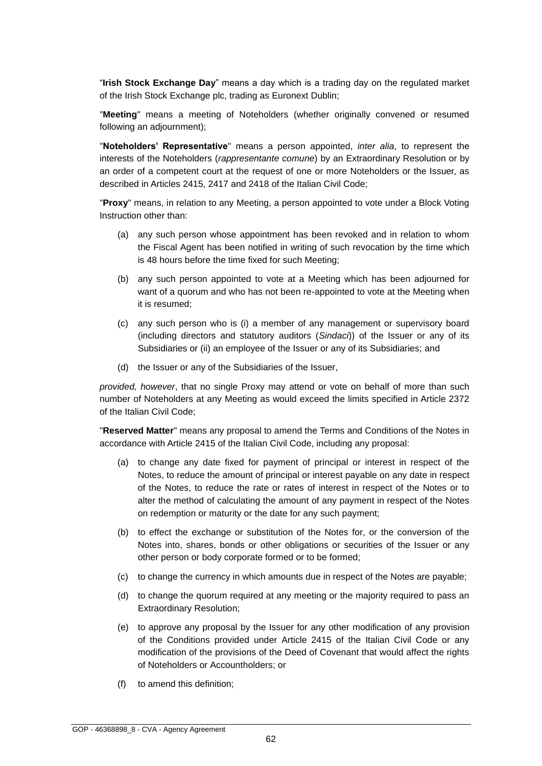"**Irish Stock Exchange Day**" means a day which is a trading day on the regulated market of the Irish Stock Exchange plc, trading as Euronext Dublin;

"**Meeting**" means a meeting of Noteholders (whether originally convened or resumed following an adjournment);

"**Noteholders' Representative**" means a person appointed, *inter alia*, to represent the interests of the Noteholders (*rappresentante comune*) by an Extraordinary Resolution or by an order of a competent court at the request of one or more Noteholders or the Issuer, as described in Articles 2415, 2417 and 2418 of the Italian Civil Code;

"**Proxy**" means, in relation to any Meeting, a person appointed to vote under a Block Voting Instruction other than:

(a) any such person whose appointment has been revoked and in relation to whom the Fiscal Agent has been notified in writing of such revocation by the time which is 48 hours before the time fixed for such Meeting;

(b) any such person appointed to vote at a Meeting which has been adjourned for want of a quorum and who has not been re-appointed to vote at the Meeting when it is resumed;

(c) any such person who is (i) a member of any management or supervisory board (including directors and statutory auditors (*Sindaci*)) of the Issuer or any of its Subsidiaries or (ii) an employee of the Issuer or any of its Subsidiaries; and

(d) the Issuer or any of the Subsidiaries of the Issuer,

*provided, however*, that no single Proxy may attend or vote on behalf of more than such number of Noteholders at any Meeting as would exceed the limits specified in Article 2372 of the Italian Civil Code;

"**Reserved Matter**" means any proposal to amend the Terms and Conditions of the Notes in accordance with Article 2415 of the Italian Civil Code, including any proposal:

(a) to change any date fixed for payment of principal or interest in respect of the Notes, to reduce the amount of principal or interest payable on any date in respect of the Notes, to reduce the rate or rates of interest in respect of the Notes or to alter the method of calculating the amount of any payment in respect of the Notes on redemption or maturity or the date for any such payment;

(b) to effect the exchange or substitution of the Notes for, or the conversion of the Notes into, shares, bonds or other obligations or securities of the Issuer or any other person or body corporate formed or to be formed;

(c) to change the currency in which amounts due in respect of the Notes are payable;

(d) to change the quorum required at any meeting or the majority required to pass an Extraordinary Resolution;

(e) to approve any proposal by the Issuer for any other modification of any provision of the Conditions provided under Article 2415 of the Italian Civil Code or any modification of the provisions of the Deed of Covenant that would affect the rights of Noteholders or Accountholders; or

(f) to amend this definition;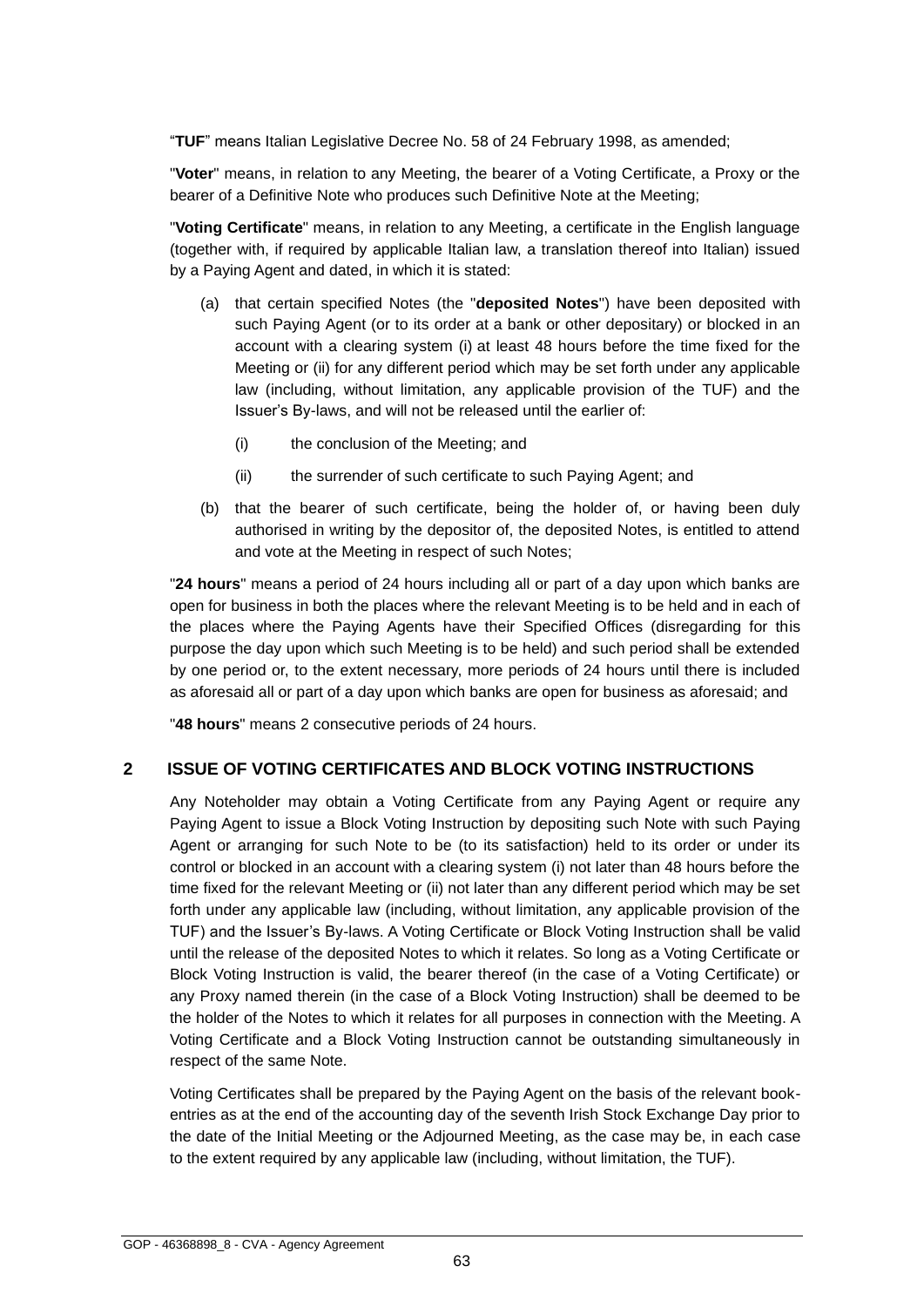"**TUF**" means Italian Legislative Decree No. 58 of 24 February 1998, as amended;

"**Voter**" means, in relation to any Meeting, the bearer of a Voting Certificate, a Proxy or the bearer of a Definitive Note who produces such Definitive Note at the Meeting;

"**Voting Certificate**" means, in relation to any Meeting, a certificate in the English language (together with, if required by applicable Italian law, a translation thereof into Italian) issued by a Paying Agent and dated, in which it is stated:

(a) that certain specified Notes (the "**deposited Notes**") have been deposited with such Paying Agent (or to its order at a bank or other depositary) or blocked in an account with a clearing system (i) at least 48 hours before the time fixed for the Meeting or (ii) for any different period which may be set forth under any applicable law (including, without limitation, any applicable provision of the TUF) and the Issuer's By-laws, and will not be released until the earlier of:

   (i) the conclusion of the Meeting; and

   (ii) the surrender of such certificate to such Paying Agent; and

(b) that the bearer of such certificate, being the holder of, or having been duly authorised in writing by the depositor of, the deposited Notes, is entitled to attend and vote at the Meeting in respect of such Notes;

"**24 hours**" means a period of 24 hours including all or part of a day upon which banks are open for business in both the places where the relevant Meeting is to be held and in each of the places where the Paying Agents have their Specified Offices (disregarding for this purpose the day upon which such Meeting is to be held) and such period shall be extended by one period or, to the extent necessary, more periods of 24 hours until there is included as aforesaid all or part of a day upon which banks are open for business as aforesaid; and

"**48 hours**" means 2 consecutive periods of 24 hours.

## 2 ISSUE OF VOTING CERTIFICATES AND BLOCK VOTING INSTRUCTIONS

Any Noteholder may obtain a Voting Certificate from any Paying Agent or require any Paying Agent to issue a Block Voting Instruction by depositing such Note with such Paying Agent or arranging for such Note to be (to its satisfaction) held to its order or under its control or blocked in an account with a clearing system (i) not later than 48 hours before the time fixed for the relevant Meeting or (ii) not later than any different period which may be set forth under any applicable law (including, without limitation, any applicable provision of the TUF) and the Issuer's By-laws. A Voting Certificate or Block Voting Instruction shall be valid until the release of the deposited Notes to which it relates. So long as a Voting Certificate or Block Voting Instruction is valid, the bearer thereof (in the case of a Voting Certificate) or any Proxy named therein (in the case of a Block Voting Instruction) shall be deemed to be the holder of the Notes to which it relates for all purposes in connection with the Meeting. A Voting Certificate and a Block Voting Instruction cannot be outstanding simultaneously in respect of the same Note.

Voting Certificates shall be prepared by the Paying Agent on the basis of the relevant book-entries as at the end of the accounting day of the seventh Irish Stock Exchange Day prior to the date of the Initial Meeting or the Adjourned Meeting, as the case may be, in each case to the extent required by any applicable law (including, without limitation, the TUF).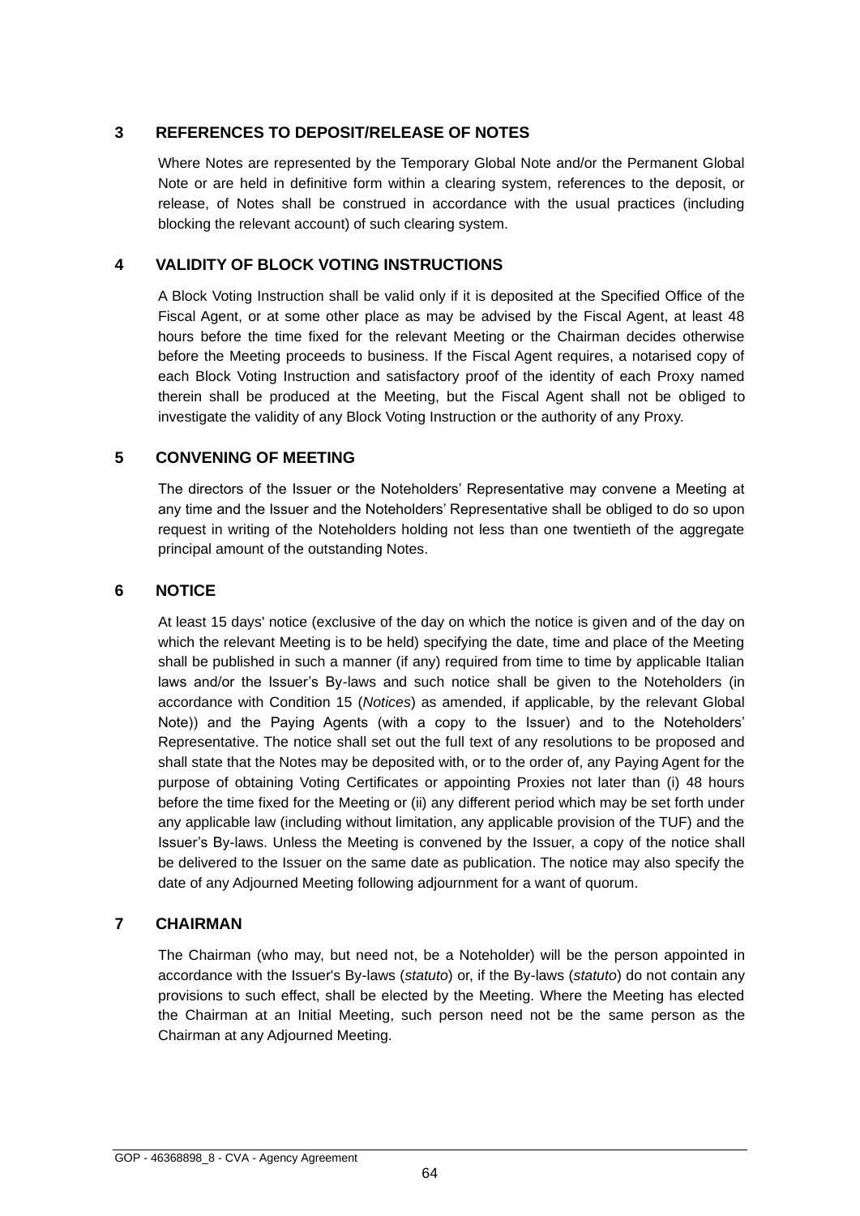## 3 REFERENCES TO DEPOSIT/RELEASE OF NOTES

Where Notes are represented by the Temporary Global Note and/or the Permanent Global Note or are held in definitive form within a clearing system, references to the deposit, or release, of Notes shall be construed in accordance with the usual practices (including blocking the relevant account) of such clearing system.

## 4 VALIDITY OF BLOCK VOTING INSTRUCTIONS

A Block Voting Instruction shall be valid only if it is deposited at the Specified Office of the Fiscal Agent, or at some other place as may be advised by the Fiscal Agent, at least 48 hours before the time fixed for the relevant Meeting or the Chairman decides otherwise before the Meeting proceeds to business. If the Fiscal Agent requires, a notarised copy of each Block Voting Instruction and satisfactory proof of the identity of each Proxy named therein shall be produced at the Meeting, but the Fiscal Agent shall not be obliged to investigate the validity of any Block Voting Instruction or the authority of any Proxy.

## 5 CONVENING OF MEETING

The directors of the Issuer or the Noteholders' Representative may convene a Meeting at any time and the Issuer and the Noteholders' Representative shall be obliged to do so upon request in writing of the Noteholders holding not less than one twentieth of the aggregate principal amount of the outstanding Notes.

## 6 NOTICE

At least 15 days' notice (exclusive of the day on which the notice is given and of the day on which the relevant Meeting is to be held) specifying the date, time and place of the Meeting shall be published in such a manner (if any) required from time to time by applicable Italian laws and/or the Issuer's By-laws and such notice shall be given to the Noteholders (in accordance with Condition 15 (*Notices*) as amended, if applicable, by the relevant Global Note)) and the Paying Agents (with a copy to the Issuer) and to the Noteholders' Representative. The notice shall set out the full text of any resolutions to be proposed and shall state that the Notes may be deposited with, or to the order of, any Paying Agent for the purpose of obtaining Voting Certificates or appointing Proxies not later than (i) 48 hours before the time fixed for the Meeting or (ii) any different period which may be set forth under any applicable law (including without limitation, any applicable provision of the TUF) and the Issuer's By-laws. Unless the Meeting is convened by the Issuer, a copy of the notice shall be delivered to the Issuer on the same date as publication. The notice may also specify the date of any Adjourned Meeting following adjournment for a want of quorum.

## 7 CHAIRMAN

The Chairman (who may, but need not, be a Noteholder) will be the person appointed in accordance with the Issuer's By-laws (*statuto*) or, if the By-laws (*statuto*) do not contain any provisions to such effect, shall be elected by the Meeting. Where the Meeting has elected the Chairman at an Initial Meeting, such person need not be the same person as the Chairman at any Adjourned Meeting.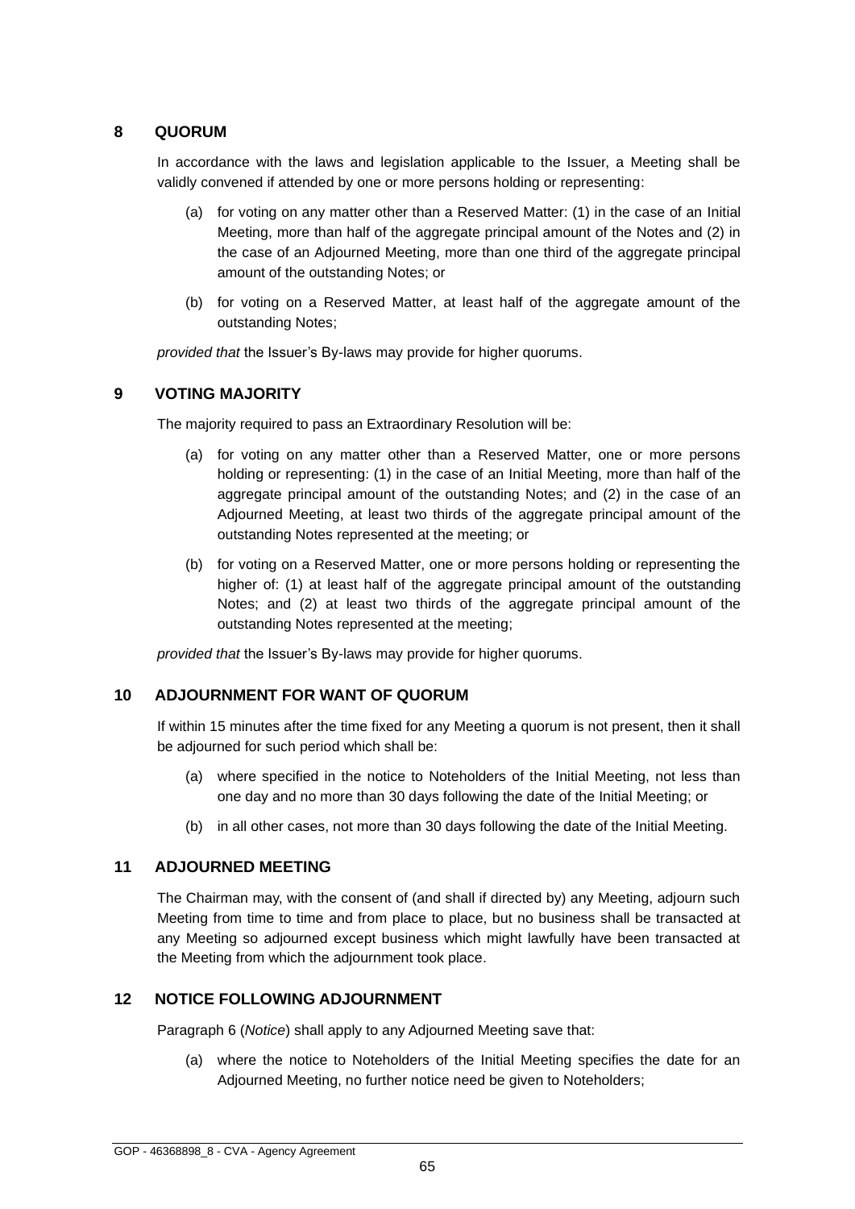## 8 QUORUM

In accordance with the laws and legislation applicable to the Issuer, a Meeting shall be validly convened if attended by one or more persons holding or representing:

(a) for voting on any matter other than a Reserved Matter: (1) in the case of an Initial Meeting, more than half of the aggregate principal amount of the Notes and (2) in the case of an Adjourned Meeting, more than one third of the aggregate principal amount of the outstanding Notes; or

(b) for voting on a Reserved Matter, at least half of the aggregate amount of the outstanding Notes;

*provided that* the Issuer's By-laws may provide for higher quorums.

## 9 VOTING MAJORITY

The majority required to pass an Extraordinary Resolution will be:

(a) for voting on any matter other than a Reserved Matter, one or more persons holding or representing: (1) in the case of an Initial Meeting, more than half of the aggregate principal amount of the outstanding Notes; and (2) in the case of an Adjourned Meeting, at least two thirds of the aggregate principal amount of the outstanding Notes represented at the meeting; or

(b) for voting on a Reserved Matter, one or more persons holding or representing the higher of: (1) at least half of the aggregate principal amount of the outstanding Notes; and (2) at least two thirds of the aggregate principal amount of the outstanding Notes represented at the meeting;

*provided that* the Issuer's By-laws may provide for higher quorums.

## 10 ADJOURNMENT FOR WANT OF QUORUM

If within 15 minutes after the time fixed for any Meeting a quorum is not present, then it shall be adjourned for such period which shall be:

(a) where specified in the notice to Noteholders of the Initial Meeting, not less than one day and no more than 30 days following the date of the Initial Meeting; or

(b) in all other cases, not more than 30 days following the date of the Initial Meeting.

## 11 ADJOURNED MEETING

The Chairman may, with the consent of (and shall if directed by) any Meeting, adjourn such Meeting from time to time and from place to place, but no business shall be transacted at any Meeting so adjourned except business which might lawfully have been transacted at the Meeting from which the adjournment took place.

## 12 NOTICE FOLLOWING ADJOURNMENT

Paragraph 6 (*Notice*) shall apply to any Adjourned Meeting save that:

(a) where the notice to Noteholders of the Initial Meeting specifies the date for an Adjourned Meeting, no further notice need be given to Noteholders;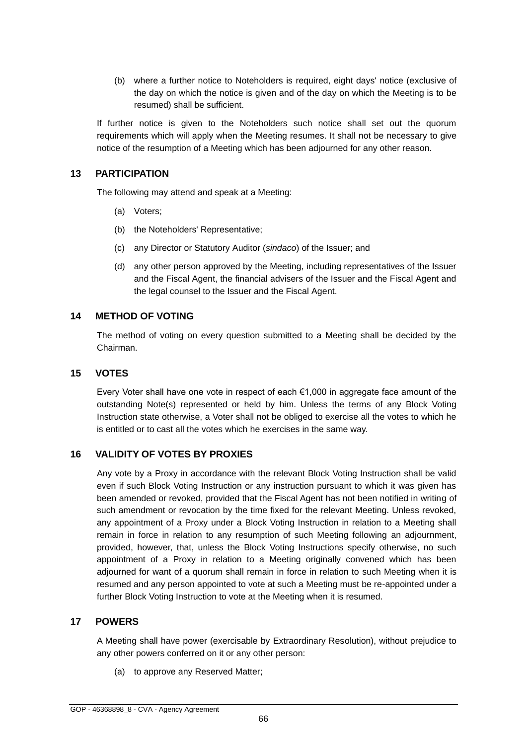(b) where a further notice to Noteholders is required, eight days' notice (exclusive of the day on which the notice is given and of the day on which the Meeting is to be resumed) shall be sufficient.

If further notice is given to the Noteholders such notice shall set out the quorum requirements which will apply when the Meeting resumes. It shall not be necessary to give notice of the resumption of a Meeting which has been adjourned for any other reason.

## 13 PARTICIPATION

The following may attend and speak at a Meeting:

(a) Voters;

(b) the Noteholders' Representative;

(c) any Director or Statutory Auditor (*sindaco*) of the Issuer; and

(d) any other person approved by the Meeting, including representatives of the Issuer and the Fiscal Agent, the financial advisers of the Issuer and the Fiscal Agent and the legal counsel to the Issuer and the Fiscal Agent.

## 14 METHOD OF VOTING

The method of voting on every question submitted to a Meeting shall be decided by the Chairman.

## 15 VOTES

Every Voter shall have one vote in respect of each €1,000 in aggregate face amount of the outstanding Note(s) represented or held by him. Unless the terms of any Block Voting Instruction state otherwise, a Voter shall not be obliged to exercise all the votes to which he is entitled or to cast all the votes which he exercises in the same way.

## 16 VALIDITY OF VOTES BY PROXIES

Any vote by a Proxy in accordance with the relevant Block Voting Instruction shall be valid even if such Block Voting Instruction or any instruction pursuant to which it was given has been amended or revoked, provided that the Fiscal Agent has not been notified in writing of such amendment or revocation by the time fixed for the relevant Meeting. Unless revoked, any appointment of a Proxy under a Block Voting Instruction in relation to a Meeting shall remain in force in relation to any resumption of such Meeting following an adjournment, provided, however, that, unless the Block Voting Instructions specify otherwise, no such appointment of a Proxy in relation to a Meeting originally convened which has been adjourned for want of a quorum shall remain in force in relation to such Meeting when it is resumed and any person appointed to vote at such a Meeting must be re-appointed under a further Block Voting Instruction to vote at the Meeting when it is resumed.

## 17 POWERS

A Meeting shall have power (exercisable by Extraordinary Resolution), without prejudice to any other powers conferred on it or any other person:

(a) to approve any Reserved Matter;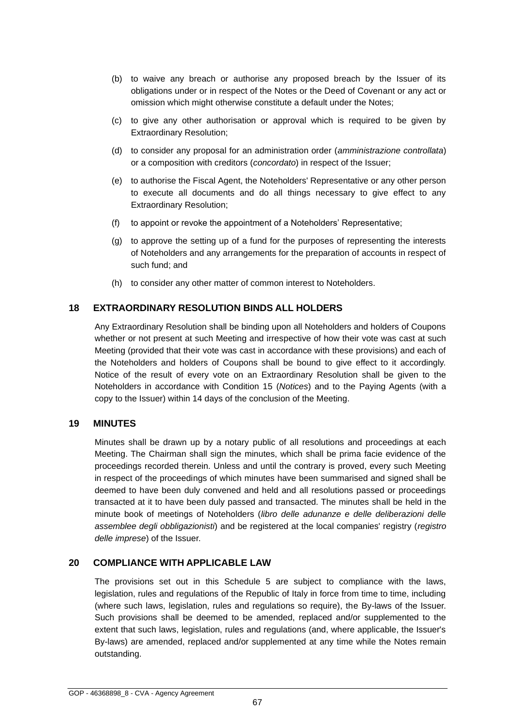(b) to waive any breach or authorise any proposed breach by the Issuer of its obligations under or in respect of the Notes or the Deed of Covenant or any act or omission which might otherwise constitute a default under the Notes;

(c) to give any other authorisation or approval which is required to be given by Extraordinary Resolution;

(d) to consider any proposal for an administration order (*amministrazione controllata*) or a composition with creditors (*concordato*) in respect of the Issuer;

(e) to authorise the Fiscal Agent, the Noteholders' Representative or any other person to execute all documents and do all things necessary to give effect to any Extraordinary Resolution;

(f) to appoint or revoke the appointment of a Noteholders' Representative;

(g) to approve the setting up of a fund for the purposes of representing the interests of Noteholders and any arrangements for the preparation of accounts in respect of such fund; and

(h) to consider any other matter of common interest to Noteholders.

## 18 EXTRAORDINARY RESOLUTION BINDS ALL HOLDERS

Any Extraordinary Resolution shall be binding upon all Noteholders and holders of Coupons whether or not present at such Meeting and irrespective of how their vote was cast at such Meeting (provided that their vote was cast in accordance with these provisions) and each of the Noteholders and holders of Coupons shall be bound to give effect to it accordingly. Notice of the result of every vote on an Extraordinary Resolution shall be given to the Noteholders in accordance with Condition 15 (*Notices*) and to the Paying Agents (with a copy to the Issuer) within 14 days of the conclusion of the Meeting.

## 19 MINUTES

Minutes shall be drawn up by a notary public of all resolutions and proceedings at each Meeting. The Chairman shall sign the minutes, which shall be prima facie evidence of the proceedings recorded therein. Unless and until the contrary is proved, every such Meeting in respect of the proceedings of which minutes have been summarised and signed shall be deemed to have been duly convened and held and all resolutions passed or proceedings transacted at it to have been duly passed and transacted. The minutes shall be held in the minute book of meetings of Noteholders (*libro delle adunanze e delle deliberazioni delle assemblee degli obbligazionisti*) and be registered at the local companies' registry (*registro delle imprese*) of the Issuer.

## 20 COMPLIANCE WITH APPLICABLE LAW

The provisions set out in this Schedule 5 are subject to compliance with the laws, legislation, rules and regulations of the Republic of Italy in force from time to time, including (where such laws, legislation, rules and regulations so require), the By-laws of the Issuer. Such provisions shall be deemed to be amended, replaced and/or supplemented to the extent that such laws, legislation, rules and regulations (and, where applicable, the Issuer's By-laws) are amended, replaced and/or supplemented at any time while the Notes remain outstanding.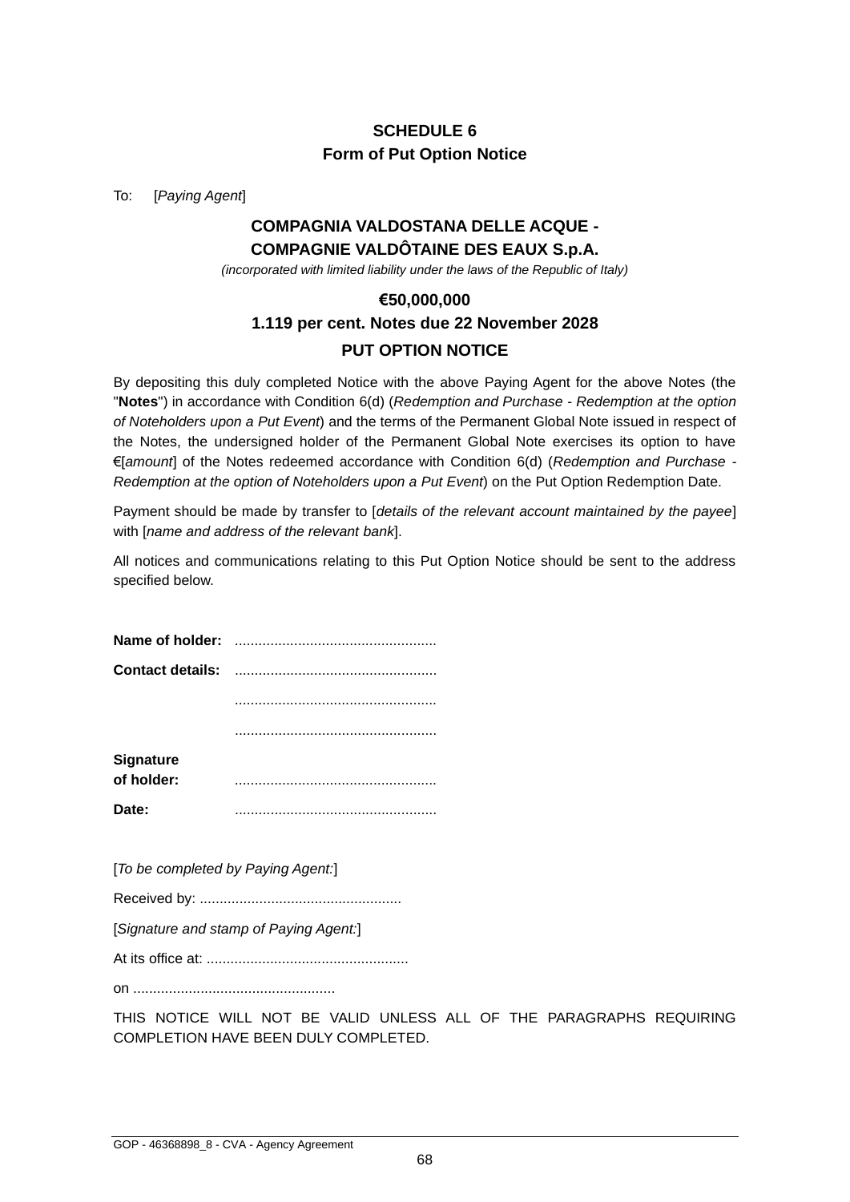## SCHEDULE 6
## Form of Put Option Notice

To: [*Paying Agent*]

### COMPAGNIA VALDOSTANA DELLE ACQUE - COMPAGNIE VALDÔTAINE DES EAUX S.p.A.

*(incorporated with limited liability under the laws of the Republic of Italy)*

### €50,000,000
### 1.119 per cent. Notes due 22 November 2028
### PUT OPTION NOTICE

By depositing this duly completed Notice with the above Paying Agent for the above Notes (the "**Notes**") in accordance with Condition 6(d) (*Redemption and Purchase - Redemption at the option of Noteholders upon a Put Event*) and the terms of the Permanent Global Note issued in respect of the Notes, the undersigned holder of the Permanent Global Note exercises its option to have €[*amount*] of the Notes redeemed accordance with Condition 6(d) (*Redemption and Purchase - Redemption at the option of Noteholders upon a Put Event*) on the Put Option Redemption Date.

Payment should be made by transfer to [*details of the relevant account maintained by the payee*] with [*name and address of the relevant bank*].

All notices and communications relating to this Put Option Notice should be sent to the address specified below.

**Name of holder:** ...................................................

**Contact details:** ...................................................

...................................................

...................................................

**Signature of holder:** ...................................................

**Date:** ...................................................

[*To be completed by Paying Agent:*]

Received by: ...................................................

[*Signature and stamp of Paying Agent:*]

At its office at: ...................................................

on ...................................................

THIS NOTICE WILL NOT BE VALID UNLESS ALL OF THE PARAGRAPHS REQUIRING COMPLETION HAVE BEEN DULY COMPLETED.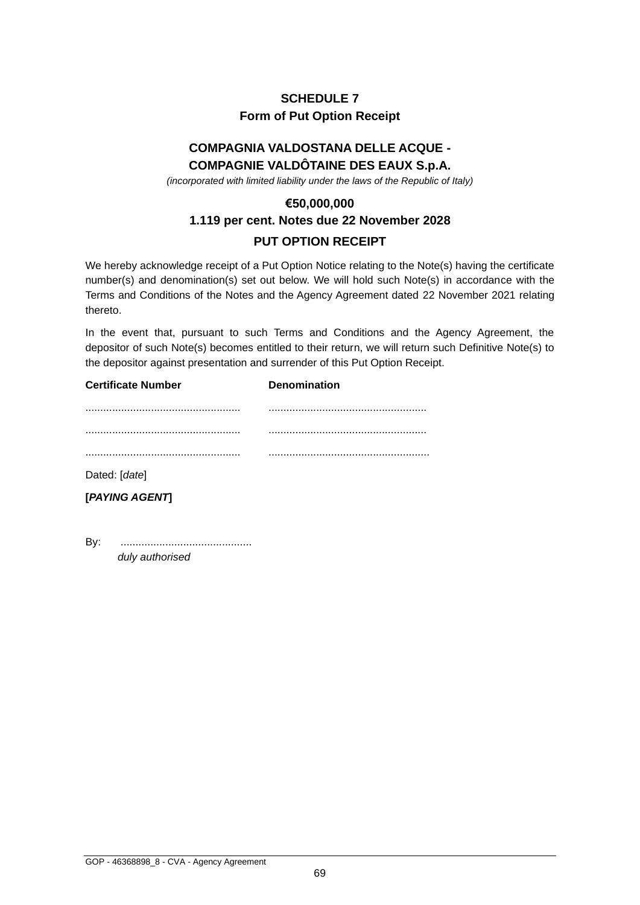# SCHEDULE 7
## Form of Put Option Receipt

**COMPAGNIA VALDOSTANA DELLE ACQUE -**
**COMPAGNIE VALDÔTAINE DES EAUX S.p.A.**

*(incorporated with limited liability under the laws of the Republic of Italy)*

**€50,000,000**
**1.119 per cent. Notes due 22 November 2028**

**PUT OPTION RECEIPT**

We hereby acknowledge receipt of a Put Option Notice relating to the Note(s) having the certificate number(s) and denomination(s) set out below. We will hold such Note(s) in accordance with the Terms and Conditions of the Notes and the Agency Agreement dated 22 November 2021 relating thereto.

In the event that, pursuant to such Terms and Conditions and the Agency Agreement, the depositor of such Note(s) becomes entitled to their return, we will return such Definitive Note(s) to the depositor against presentation and surrender of this Put Option Receipt.

| Certificate Number | Denomination |
| --- | --- |
| .................................................... | .................................................... |
| .................................................... | .................................................... |
| .................................................... | ...................................................... |

Dated: [*date*]

**[*PAYING AGENT*]**

By: ............................................
*duly authorised*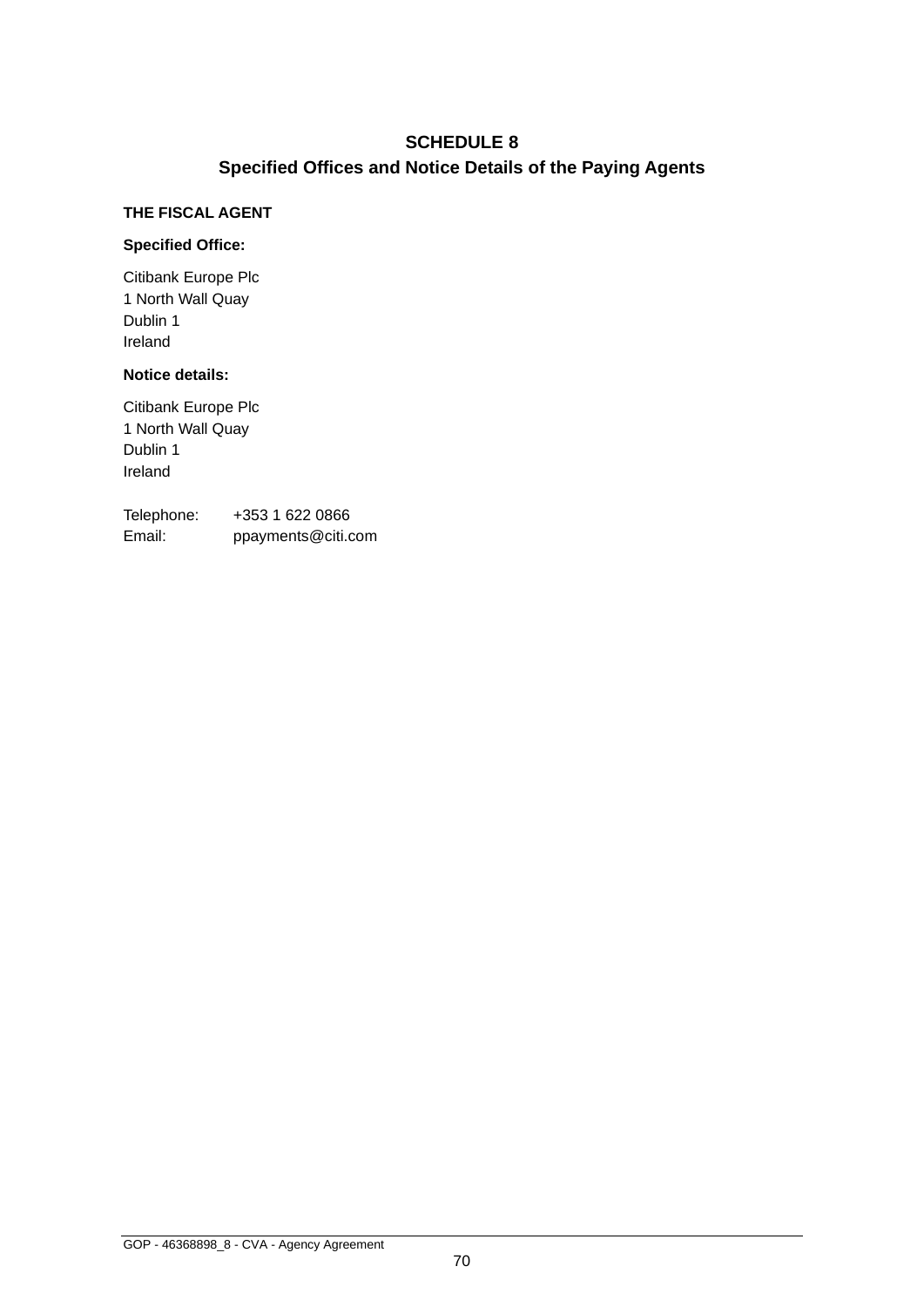# SCHEDULE 8

## Specified Offices and Notice Details of the Paying Agents

**THE FISCAL AGENT**

**Specified Office:**

Citibank Europe Plc
1 North Wall Quay
Dublin 1
Ireland

**Notice details:**

Citibank Europe Plc
1 North Wall Quay
Dublin 1
Ireland

Telephone: +353 1 622 0866
Email: ppayments@citi.com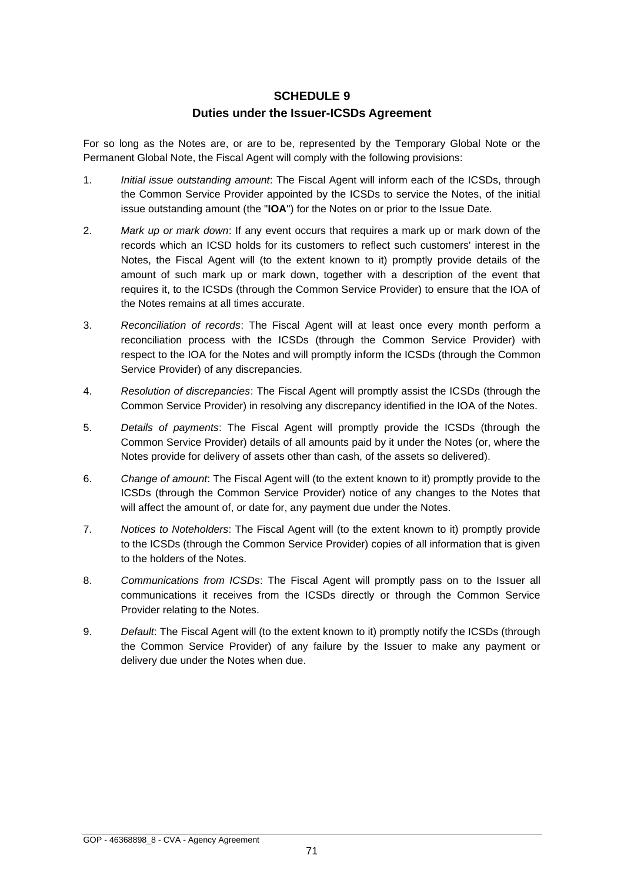# SCHEDULE 9

## Duties under the Issuer-ICSDs Agreement

For so long as the Notes are, or are to be, represented by the Temporary Global Note or the Permanent Global Note, the Fiscal Agent will comply with the following provisions:

1. *Initial issue outstanding amount*: The Fiscal Agent will inform each of the ICSDs, through the Common Service Provider appointed by the ICSDs to service the Notes, of the initial issue outstanding amount (the "**IOA**") for the Notes on or prior to the Issue Date.

2. *Mark up or mark down*: If any event occurs that requires a mark up or mark down of the records which an ICSD holds for its customers to reflect such customers' interest in the Notes, the Fiscal Agent will (to the extent known to it) promptly provide details of the amount of such mark up or mark down, together with a description of the event that requires it, to the ICSDs (through the Common Service Provider) to ensure that the IOA of the Notes remains at all times accurate.

3. *Reconciliation of records*: The Fiscal Agent will at least once every month perform a reconciliation process with the ICSDs (through the Common Service Provider) with respect to the IOA for the Notes and will promptly inform the ICSDs (through the Common Service Provider) of any discrepancies.

4. *Resolution of discrepancies*: The Fiscal Agent will promptly assist the ICSDs (through the Common Service Provider) in resolving any discrepancy identified in the IOA of the Notes.

5. *Details of payments*: The Fiscal Agent will promptly provide the ICSDs (through the Common Service Provider) details of all amounts paid by it under the Notes (or, where the Notes provide for delivery of assets other than cash, of the assets so delivered).

6. *Change of amount*: The Fiscal Agent will (to the extent known to it) promptly provide to the ICSDs (through the Common Service Provider) notice of any changes to the Notes that will affect the amount of, or date for, any payment due under the Notes.

7. *Notices to Noteholders*: The Fiscal Agent will (to the extent known to it) promptly provide to the ICSDs (through the Common Service Provider) copies of all information that is given to the holders of the Notes.

8. *Communications from ICSDs*: The Fiscal Agent will promptly pass on to the Issuer all communications it receives from the ICSDs directly or through the Common Service Provider relating to the Notes.

9. *Default*: The Fiscal Agent will (to the extent known to it) promptly notify the ICSDs (through the Common Service Provider) of any failure by the Issuer to make any payment or delivery due under the Notes when due.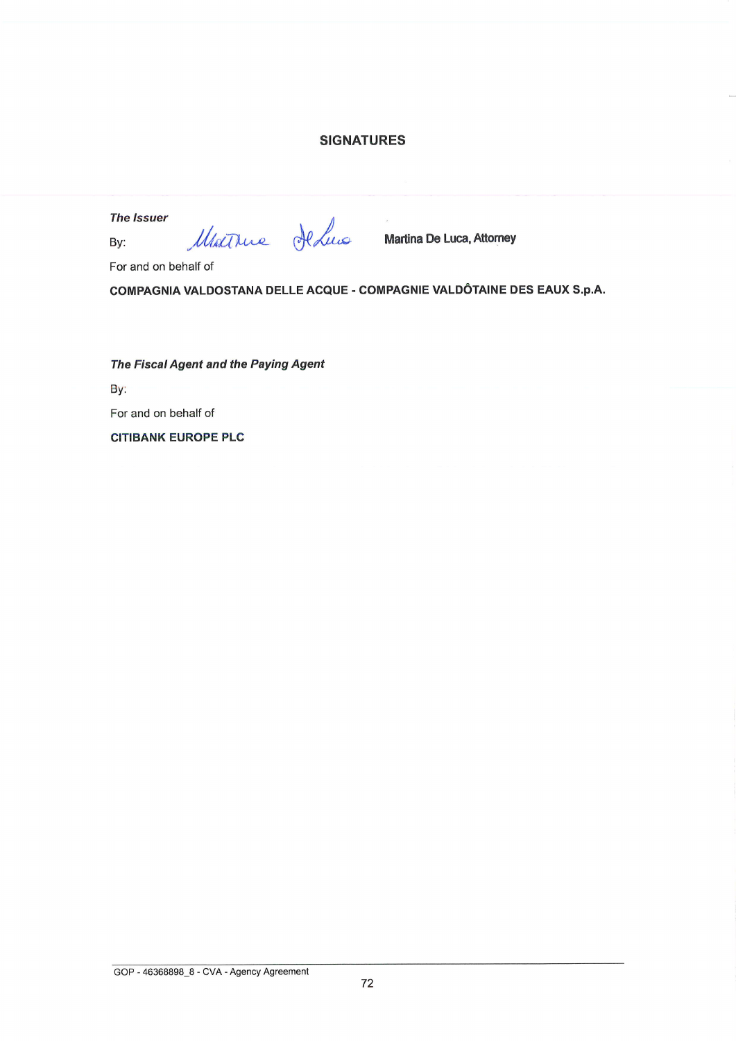## SIGNATURES

***The Issuer***

By: Martina De Luca, Attorney

For and on behalf of

**COMPAGNIA VALDOSTANA DELLE ACQUE - COMPAGNIE VALDÔTAINE DES EAUX S.p.A.**

***The Fiscal Agent and the Paying Agent***

By:

For and on behalf of

**CITIBANK EUROPE PLC**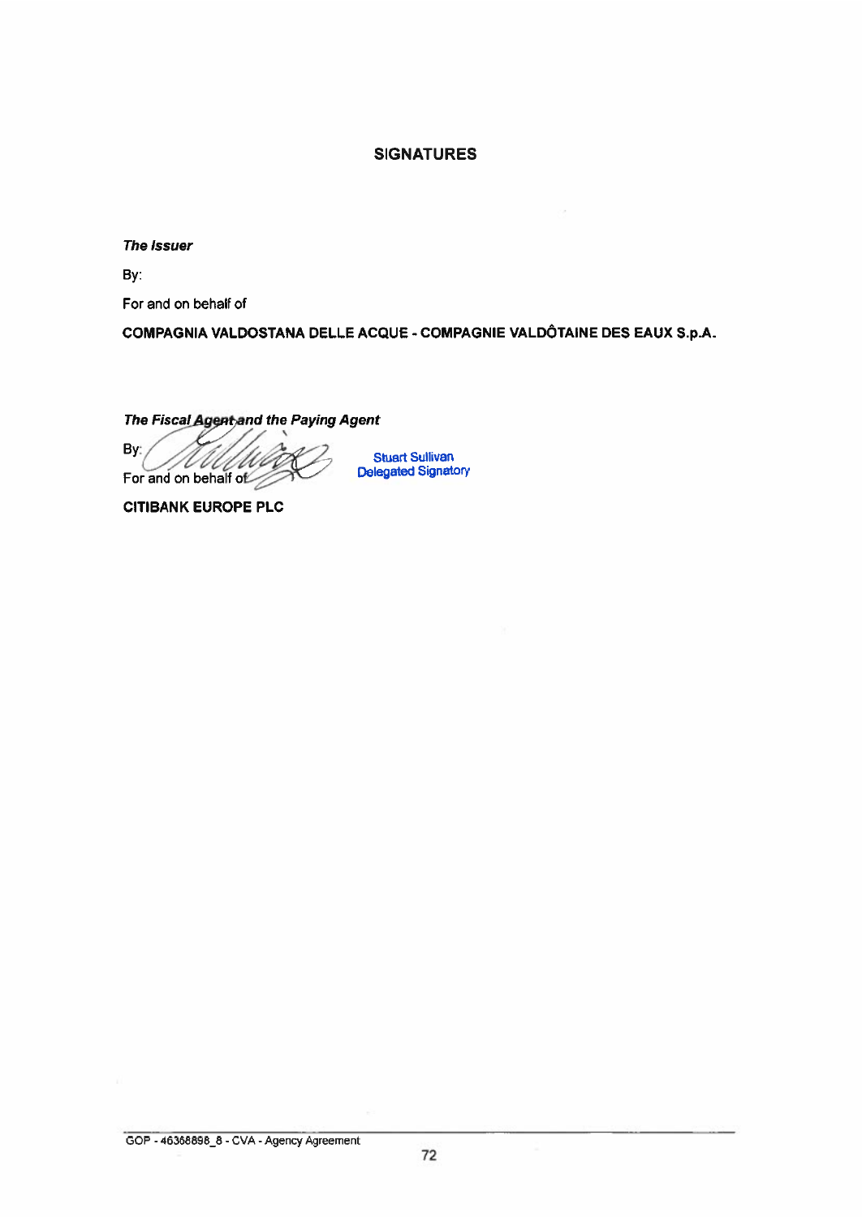## SIGNATURES

***The Issuer***

By:

For and on behalf of

**COMPAGNIA VALDOSTANA DELLE ACQUE - COMPAGNIE VALDÔTAINE DES EAUX S.p.A.**

***The Fiscal Agent and the Paying Agent***

By:

For and on behalf of

Stuart Sullivan
Delegated Signatory

**CITIBANK EUROPE PLC**

GOP - 46368898_8 - CVA - Agency Agreement